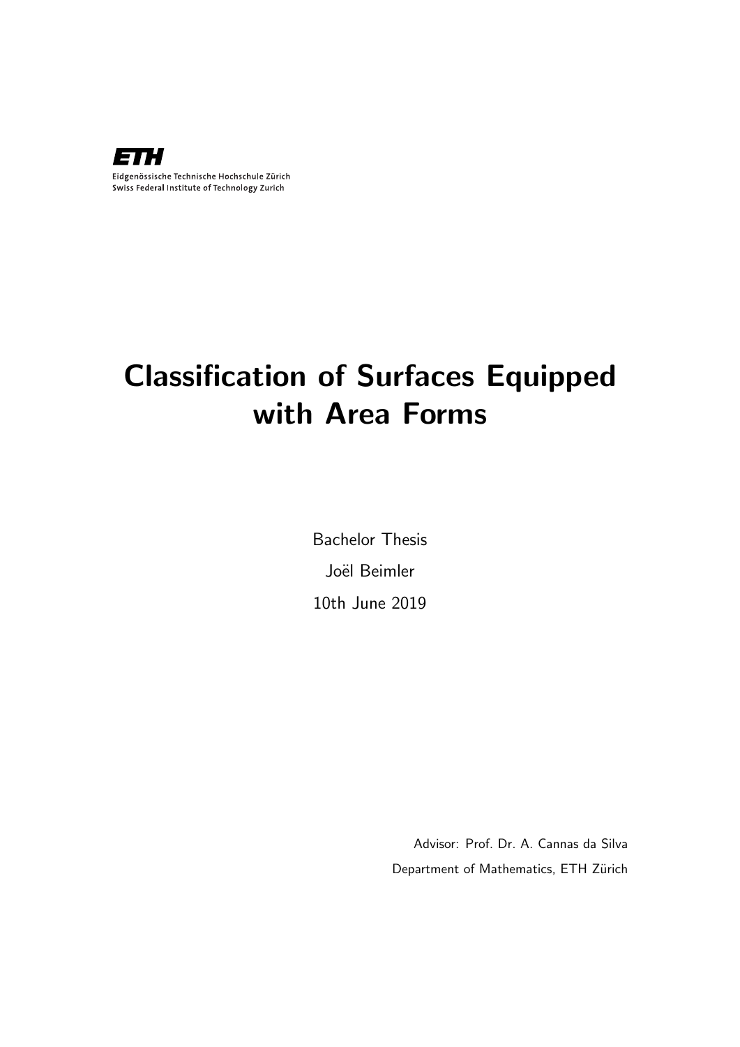ETH

Eidgenössische Technische Hochschule Zürich
Swiss Federal Institute of Technology Zurich

# Classification of Surfaces Equipped with Area Forms

Bachelor Thesis

Joël Beimler

10th June 2019

Advisor: Prof. Dr. A. Cannas da Silva

Department of Mathematics, ETH Zürich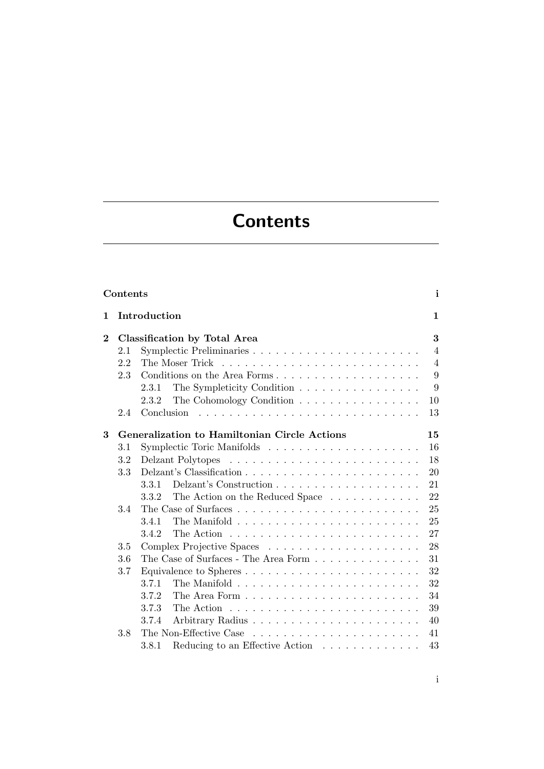# Contents

**Contents** **i**

**1 Introduction** **1**

**2 Classification by Total Area** **3**

- 2.1 Symplectic Preliminaries . . . . . 4
- 2.2 The Moser Trick . . . . . 4
- 2.3 Conditions on the Area Forms . . . . . 9
  - 2.3.1 The Sympleticity Condition . . . . . 9
  - 2.3.2 The Cohomology Condition . . . . . 10
- 2.4 Conclusion . . . . . 13

**3 Generalization to Hamiltonian Circle Actions** **15**

- 3.1 Symplectic Toric Manifolds . . . . . 16
- 3.2 Delzant Polytopes . . . . . 18
- 3.3 Delzant's Classification . . . . . 20
  - 3.3.1 Delzant's Construction . . . . . 21
  - 3.3.2 The Action on the Reduced Space . . . . . 22
- 3.4 The Case of Surfaces . . . . . 25
  - 3.4.1 The Manifold . . . . . 25
  - 3.4.2 The Action . . . . . 27
- 3.5 Complex Projective Spaces . . . . . 28
- 3.6 The Case of Surfaces - The Area Form . . . . . 31
- 3.7 Equivalence to Spheres . . . . . 32
  - 3.7.1 The Manifold . . . . . 32
  - 3.7.2 The Area Form . . . . . 34
  - 3.7.3 The Action . . . . . 39
  - 3.7.4 Arbitrary Radius . . . . . 40
- 3.8 The Non-Effective Case . . . . . 41
  - 3.8.1 Reducing to an Effective Action . . . . . 43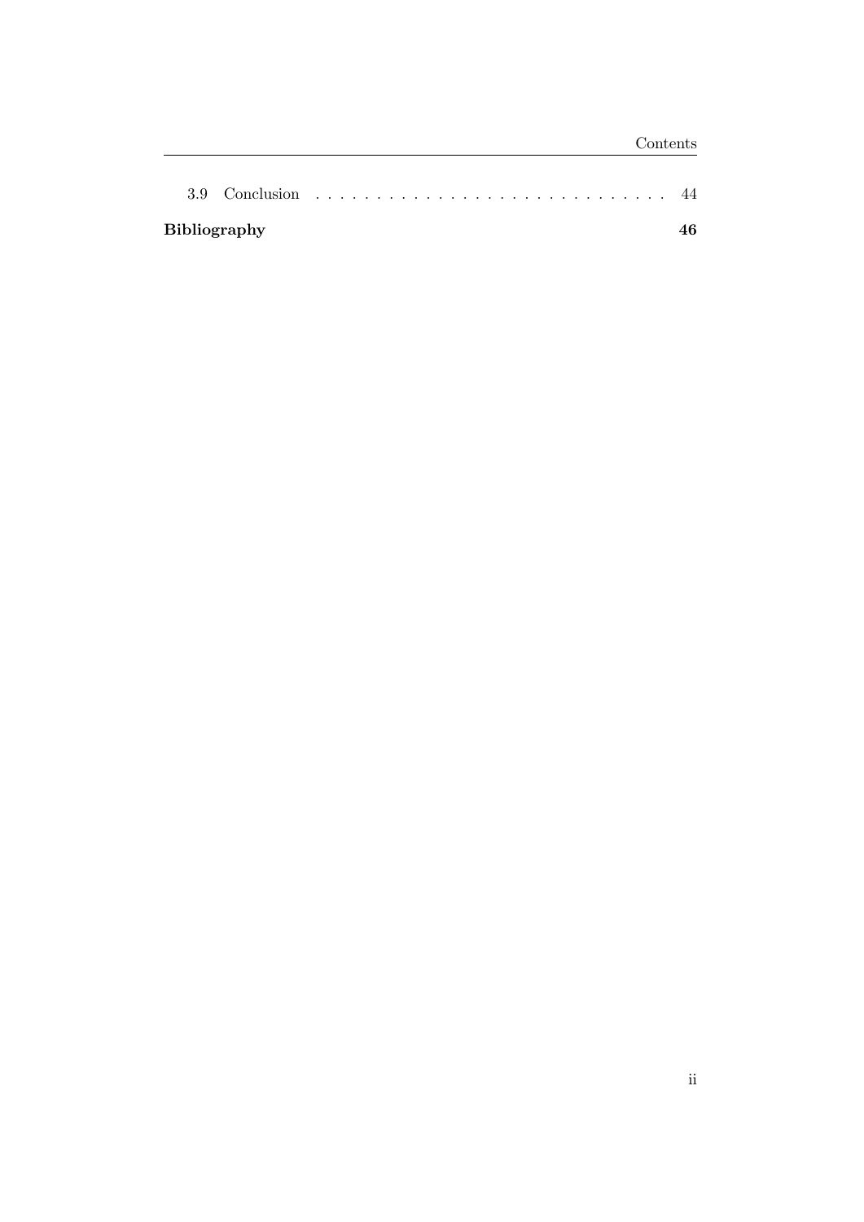3.9 Conclusion . . . . . . . . . . . . . . . . . . . . . . . . . . . . 44

**Bibliography** **46**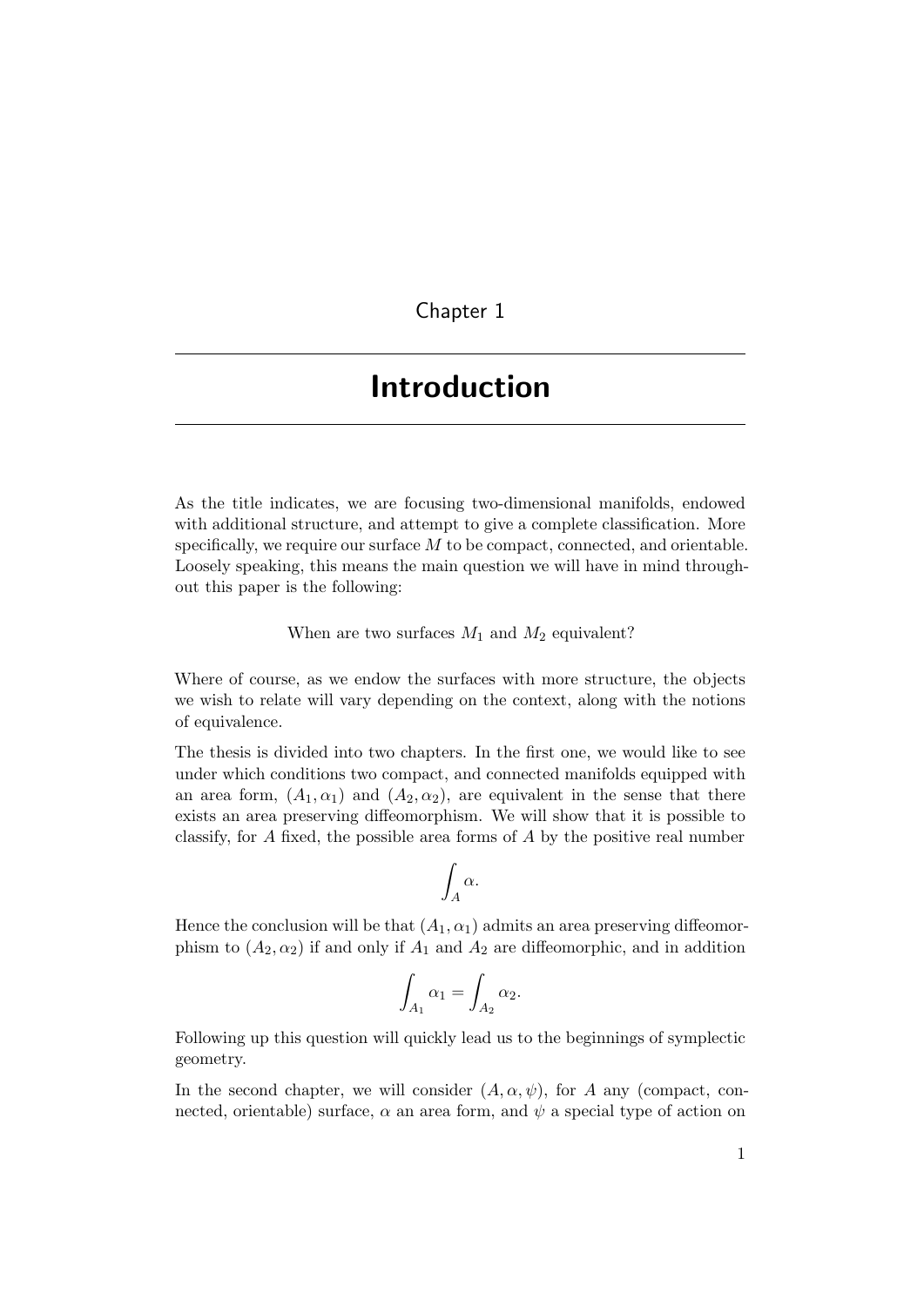# Chapter 1

# Introduction

As the title indicates, we are focusing two-dimensional manifolds, endowed with additional structure, and attempt to give a complete classification. More specifically, we require our surface $M$ to be compact, connected, and orientable. Loosely speaking, this means the main question we will have in mind throughout this paper is the following:

When are two surfaces $M_1$ and $M_2$ equivalent?

Where of course, as we endow the surfaces with more structure, the objects we wish to relate will vary depending on the context, along with the notions of equivalence.

The thesis is divided into two chapters. In the first one, we would like to see under which conditions two compact, and connected manifolds equipped with an area form, $(A_1, \alpha_1)$ and $(A_2, \alpha_2)$, are equivalent in the sense that there exists an area preserving diffeomorphism. We will show that it is possible to classify, for $A$ fixed, the possible area forms of $A$ by the positive real number

$$\int_A \alpha.$$

Hence the conclusion will be that $(A_1, \alpha_1)$ admits an area preserving diffeomorphism to $(A_2, \alpha_2)$ if and only if $A_1$ and $A_2$ are diffeomorphic, and in addition

$$\int_{A_1} \alpha_1 = \int_{A_2} \alpha_2.$$

Following up this question will quickly lead us to the beginnings of symplectic geometry.

In the second chapter, we will consider $(A, \alpha, \psi)$, for $A$ any (compact, connected, orientable) surface, $\alpha$ an area form, and $\psi$ a special type of action on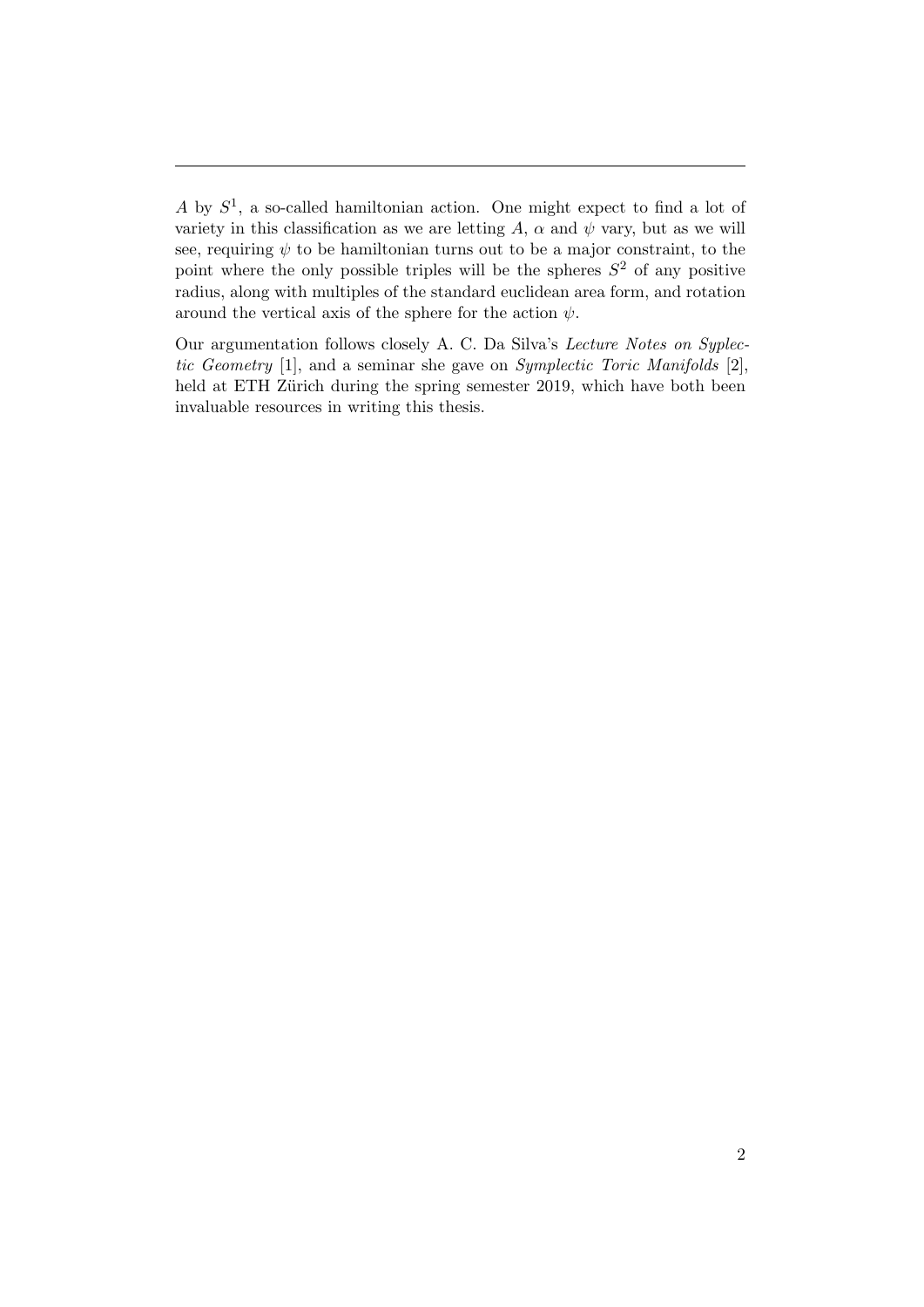$A$ by $S^1$, a so-called hamiltonian action. One might expect to find a lot of variety in this classification as we are letting $A$, $\alpha$ and $\psi$ vary, but as we will see, requiring $\psi$ to be hamiltonian turns out to be a major constraint, to the point where the only possible triples will be the spheres $S^2$ of any positive radius, along with multiples of the standard euclidean area form, and rotation around the vertical axis of the sphere for the action $\psi$.

Our argumentation follows closely A. C. Da Silva's *Lecture Notes on Syplectic Geometry* [1], and a seminar she gave on *Symplectic Toric Manifolds* [2], held at ETH Zürich during the spring semester 2019, which have both been invaluable resources in writing this thesis.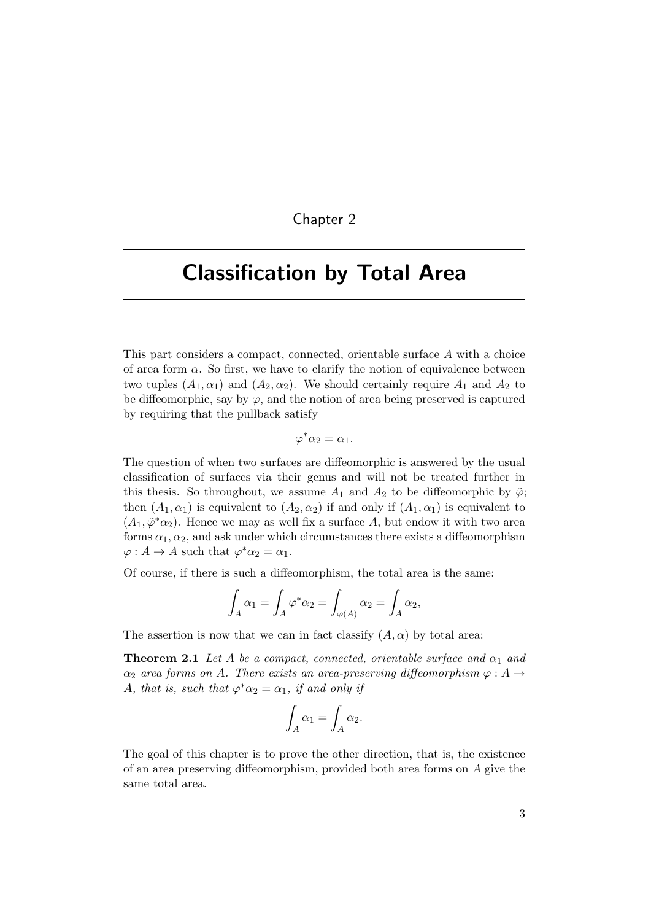Chapter 2

# Classification by Total Area

This part considers a compact, connected, orientable surface $A$ with a choice of area form $\alpha$. So first, we have to clarify the notion of equivalence between two tuples $(A_1, \alpha_1)$ and $(A_2, \alpha_2)$. We should certainly require $A_1$ and $A_2$ to be diffeomorphic, say by $\varphi$, and the notion of area being preserved is captured by requiring that the pullback satisfy

$$\varphi^* \alpha_2 = \alpha_1.$$

The question of when two surfaces are diffeomorphic is answered by the usual classification of surfaces via their genus and will not be treated further in this thesis. So throughout, we assume $A_1$ and $A_2$ to be diffeomorphic by $\tilde{\varphi}$; then $(A_1, \alpha_1)$ is equivalent to $(A_2, \alpha_2)$ if and only if $(A_1, \alpha_1)$ is equivalent to $(A_1, \tilde{\varphi}^* \alpha_2)$. Hence we may as well fix a surface $A$, but endow it with two area forms $\alpha_1, \alpha_2$, and ask under which circumstances there exists a diffeomorphism $\varphi : A \to A$ such that $\varphi^* \alpha_2 = \alpha_1$.

Of course, if there is such a diffeomorphism, the total area is the same:

$$\int_A \alpha_1 = \int_A \varphi^* \alpha_2 = \int_{\varphi(A)} \alpha_2 = \int_A \alpha_2,$$

The assertion is now that we can in fact classify $(A, \alpha)$ by total area:

**Theorem 2.1** *Let $A$ be a compact, connected, orientable surface and $\alpha_1$ and $\alpha_2$ area forms on $A$. There exists an area-preserving diffeomorphism $\varphi : A \to A$, that is, such that $\varphi^* \alpha_2 = \alpha_1$, if and only if*

$$\int_A \alpha_1 = \int_A \alpha_2.$$

The goal of this chapter is to prove the other direction, that is, the existence of an area preserving diffeomorphism, provided both area forms on $A$ give the same total area.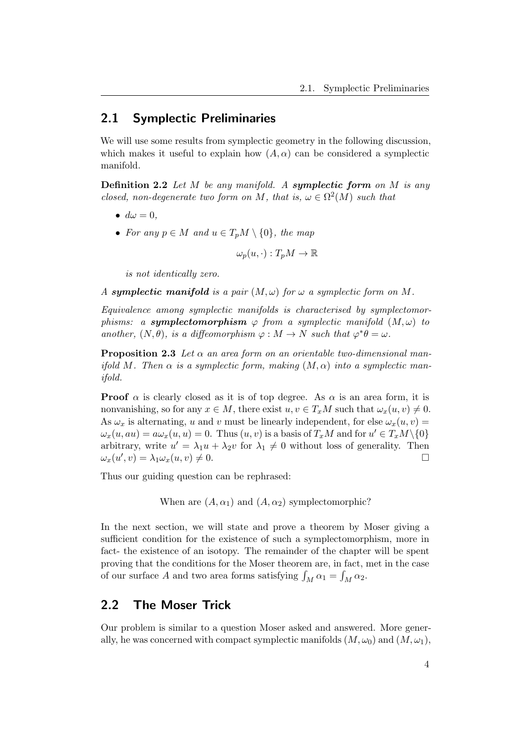## 2.1 Symplectic Preliminaries

We will use some results from symplectic geometry in the following discussion, which makes it useful to explain how $(A, \alpha)$ can be considered a symplectic manifold.

**Definition 2.2** *Let $M$ be any manifold. A* ***symplectic form*** *on $M$ is any closed, non-degenerate two form on $M$, that is, $\omega \in \Omega^2(M)$ such that*

- *$d\omega = 0$,*
- *For any $p \in M$ and $u \in T_pM \setminus \{0\}$, the map*

$$\omega_p(u, \cdot) : T_pM \to \mathbb{R}$$

*is not identically zero.*

*A* ***symplectic manifold*** *is a pair $(M, \omega)$ for $\omega$ a symplectic form on $M$.*

*Equivalence among symplectic manifolds is characterised by symplectomorphisms: a* ***symplectomorphism*** *$\varphi$ from a symplectic manifold $(M, \omega)$ to another, $(N, \theta)$, is a diffeomorphism $\varphi : M \to N$ such that $\varphi^*\theta = \omega$.*

**Proposition 2.3** *Let $\alpha$ an area form on an orientable two-dimensional manifold $M$. Then $\alpha$ is a symplectic form, making $(M, \alpha)$ into a symplectic manifold.*

**Proof** $\alpha$ is clearly closed as it is of top degree. As $\alpha$ is an area form, it is nonvanishing, so for any $x \in M$, there exist $u, v \in T_xM$ such that $\omega_x(u, v) \neq 0$. As $\omega_x$ is alternating, $u$ and $v$ must be linearly independent, for else $\omega_x(u, v) = \omega_x(u, au) = a\omega_x(u, u) = 0$. Thus $(u, v)$ is a basis of $T_xM$ and for $u' \in T_xM \setminus \{0\}$ arbitrary, write $u' = \lambda_1 u + \lambda_2 v$ for $\lambda_1 \neq 0$ without loss of generality. Then $\omega_x(u', v) = \lambda_1 \omega_x(u, v) \neq 0$. $\square$

Thus our guiding question can be rephrased:

When are $(A, \alpha_1)$ and $(A, \alpha_2)$ symplectomorphic?

In the next section, we will state and prove a theorem by Moser giving a sufficient condition for the existence of such a symplectomorphism, more in fact- the existence of an isotopy. The remainder of the chapter will be spent proving that the conditions for the Moser theorem are, in fact, met in the case of our surface $A$ and two area forms satisfying $\int_M \alpha_1 = \int_M \alpha_2$.

## 2.2 The Moser Trick

Our problem is similar to a question Moser asked and answered. More generally, he was concerned with compact symplectic manifolds $(M, \omega_0)$ and $(M, \omega_1)$,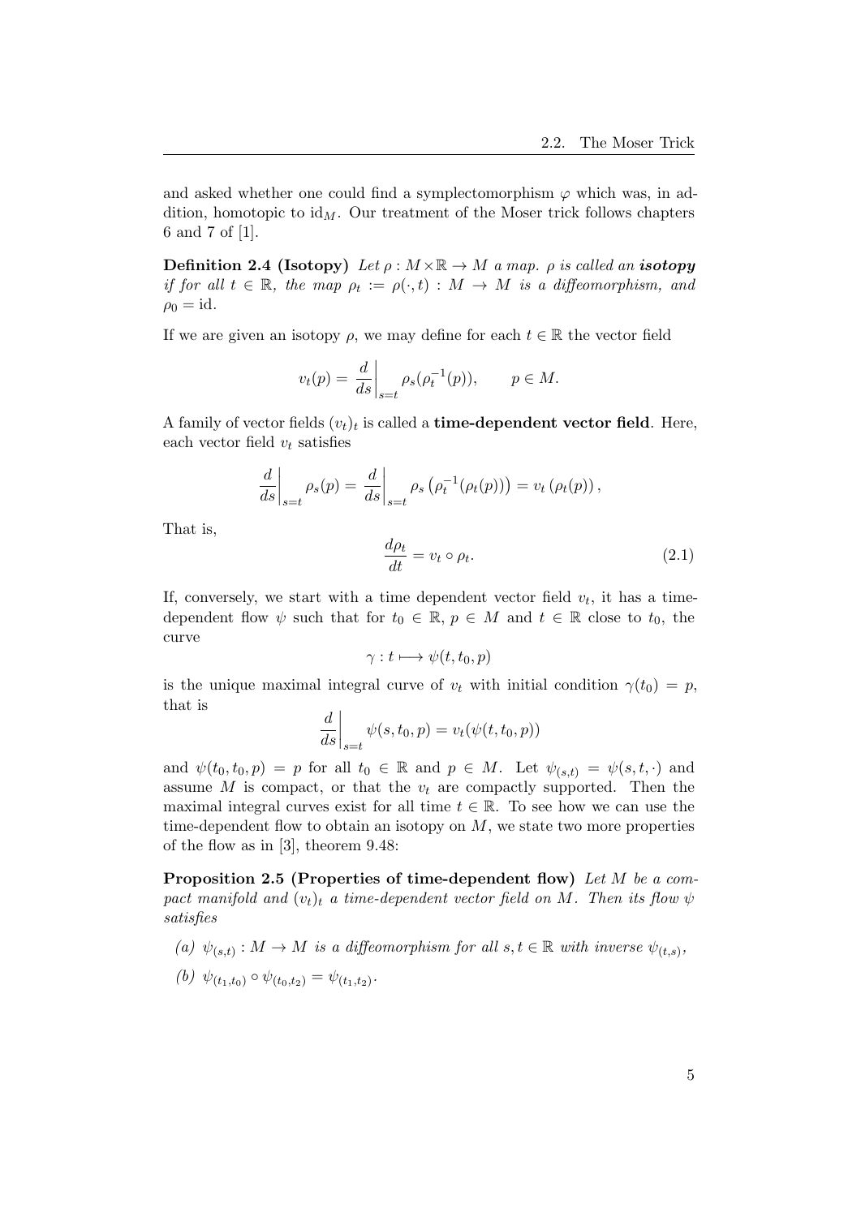and asked whether one could find a symplectomorphism $\varphi$ which was, in addition, homotopic to $\mathrm{id}_M$. Our treatment of the Moser trick follows chapters 6 and 7 of [1].

**Definition 2.4 (Isotopy)** *Let $\rho : M \times \mathbb{R} \to M$ a map. $\rho$ is called an **isotopy** if for all $t \in \mathbb{R}$, the map $\rho_t := \rho(\cdot, t) : M \to M$ is a diffeomorphism, and $\rho_0 = \mathrm{id}$.*

If we are given an isotopy $\rho$, we may define for each $t \in \mathbb{R}$ the vector field

$$v_t(p) = \left.\frac{d}{ds}\right|_{s=t} \rho_s(\rho_t^{-1}(p)), \qquad p \in M.$$

A family of vector fields $(v_t)_t$ is called a **time-dependent vector field**. Here, each vector field $v_t$ satisfies

$$\left.\frac{d}{ds}\right|_{s=t} \rho_s(p) = \left.\frac{d}{ds}\right|_{s=t} \rho_s\left(\rho_t^{-1}(\rho_t(p))\right) = v_t\left(\rho_t(p)\right),$$

That is,

$$\frac{d\rho_t}{dt} = v_t \circ \rho_t. \tag{2.1}$$

If, conversely, we start with a time dependent vector field $v_t$, it has a time-dependent flow $\psi$ such that for $t_0 \in \mathbb{R}$, $p \in M$ and $t \in \mathbb{R}$ close to $t_0$, the curve

$$\gamma : t \longmapsto \psi(t, t_0, p)$$

is the unique maximal integral curve of $v_t$ with initial condition $\gamma(t_0) = p$, that is

$$\left.\frac{d}{ds}\right|_{s=t} \psi(s, t_0, p) = v_t(\psi(t, t_0, p))$$

and $\psi(t_0, t_0, p) = p$ for all $t_0 \in \mathbb{R}$ and $p \in M$. Let $\psi_{(s,t)} = \psi(s, t, \cdot)$ and assume $M$ is compact, or that the $v_t$ are compactly supported. Then the maximal integral curves exist for all time $t \in \mathbb{R}$. To see how we can use the time-dependent flow to obtain an isotopy on $M$, we state two more properties of the flow as in [3], theorem 9.48:

**Proposition 2.5 (Properties of time-dependent flow)** *Let $M$ be a compact manifold and $(v_t)_t$ a time-dependent vector field on $M$. Then its flow $\psi$ satisfies*

*(a) $\psi_{(s,t)} : M \to M$ is a diffeomorphism for all $s, t \in \mathbb{R}$ with inverse $\psi_{(t,s)}$,*

*(b) $\psi_{(t_1,t_0)} \circ \psi_{(t_0,t_2)} = \psi_{(t_1,t_2)}$.*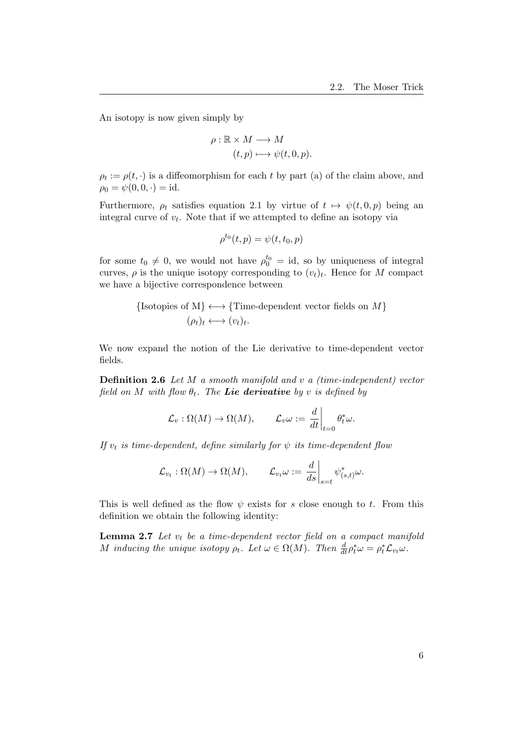An isotopy is now given simply by

$$\rho : \mathbb{R} \times M \longrightarrow M$$
$$(t, p) \longmapsto \psi(t, 0, p).$$

$\rho_t := \rho(t, \cdot)$ is a diffeomorphism for each $t$ by part (a) of the claim above, and $\rho_0 = \psi(0, 0, \cdot) = \text{id}$.

Furthermore, $\rho_t$ satisfies equation 2.1 by virtue of $t \mapsto \psi(t, 0, p)$ being an integral curve of $v_t$. Note that if we attempted to define an isotopy via

$$\rho^{t_0}(t, p) = \psi(t, t_0, p)$$

for some $t_0 \neq 0$, we would not have $\rho_0^{t_0} = \text{id}$, so by uniqueness of integral curves, $\rho$ is the unique isotopy corresponding to $(v_t)_t$. Hence for $M$ compact we have a bijective correspondence between

$$\{\text{Isotopies of M}\} \longleftrightarrow \{\text{Time-dependent vector fields on } M\}$$
$$(\rho_t)_t \longleftrightarrow (v_t)_t.$$

We now expand the notion of the Lie derivative to time-dependent vector fields.

**Definition 2.6** *Let $M$ a smooth manifold and $v$ a (time-independent) vector field on $M$ with flow $\theta_t$. The* ***Lie derivative*** *by $v$ is defined by*

$$\mathcal{L}_v : \Omega(M) \to \Omega(M), \qquad \mathcal{L}_v \omega := \left.\frac{d}{dt}\right|_{t=0} \theta_t^* \omega.$$

*If $v_t$ is time-dependent, define similarly for $\psi$ its time-dependent flow*

$$\mathcal{L}_{v_t} : \Omega(M) \to \Omega(M), \qquad \mathcal{L}_{v_t} \omega := \left.\frac{d}{ds}\right|_{s=t} \psi_{(s,t)}^* \omega.$$

This is well defined as the flow $\psi$ exists for $s$ close enough to $t$. From this definition we obtain the following identity:

**Lemma 2.7** *Let $v_t$ be a time-dependent vector field on a compact manifold $M$ inducing the unique isotopy $\rho_t$. Let $\omega \in \Omega(M)$. Then $\frac{d}{dt}\rho_t^*\omega = \rho_t^* \mathcal{L}_{v_t} \omega$.*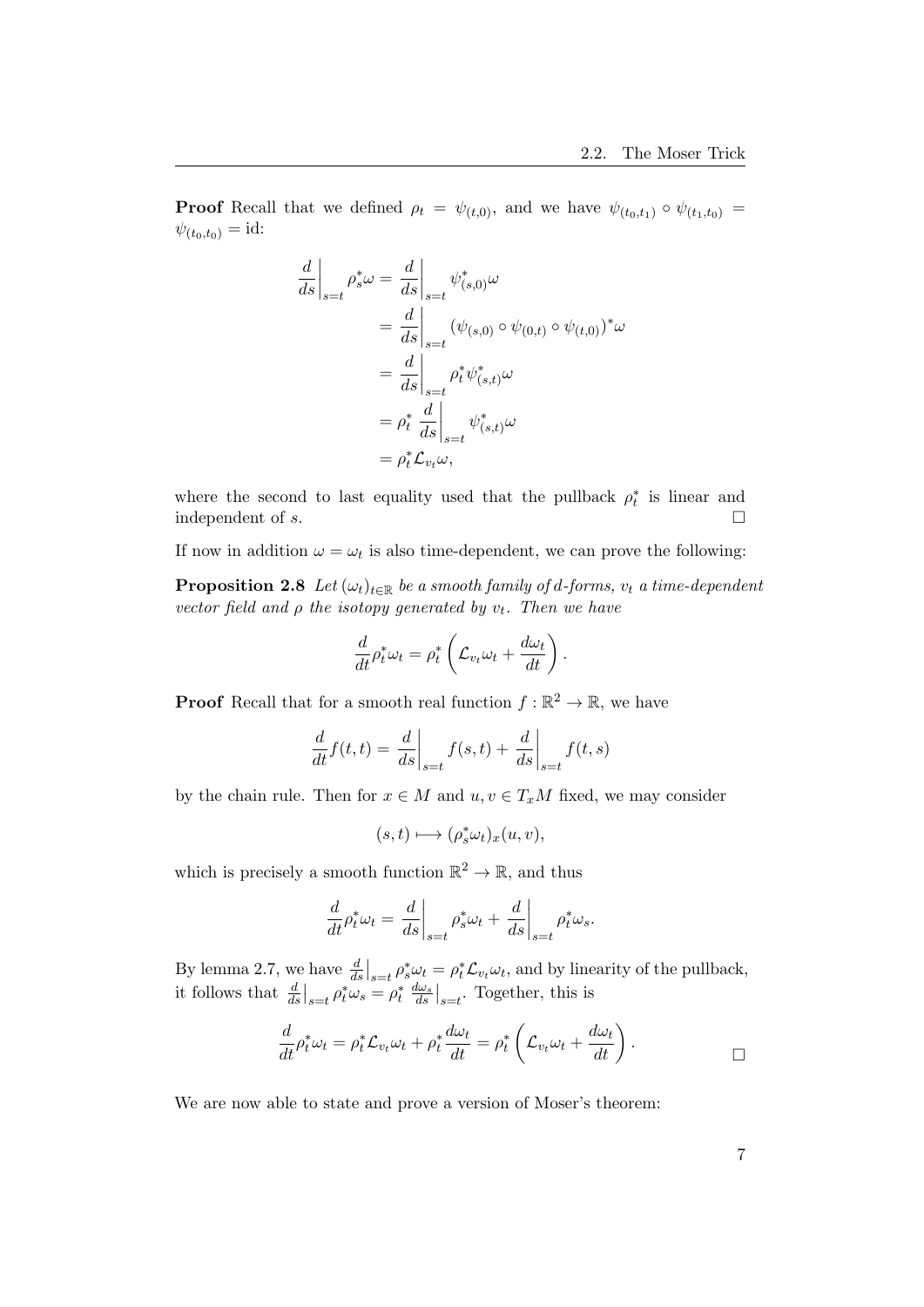**Proof** Recall that we defined $\rho_t = \psi_{(t,0)}$, and we have $\psi_{(t_0,t_1)} \circ \psi_{(t_1,t_0)} = \psi_{(t_0,t_0)} = \text{id}$:

$$
\begin{aligned}
\left.\frac{d}{ds}\right|_{s=t} \rho_s^* \omega &= \left.\frac{d}{ds}\right|_{s=t} \psi_{(s,0)}^* \omega \\
&= \left.\frac{d}{ds}\right|_{s=t} (\psi_{(s,0)} \circ \psi_{(0,t)} \circ \psi_{(t,0)})^* \omega \\
&= \left.\frac{d}{ds}\right|_{s=t} \rho_t^* \psi_{(s,t)}^* \omega \\
&= \rho_t^* \left.\frac{d}{ds}\right|_{s=t} \psi_{(s,t)}^* \omega \\
&= \rho_t^* \mathcal{L}_{v_t} \omega,
\end{aligned}
$$

where the second to last equality used that the pullback $\rho_t^*$ is linear and independent of $s$. □

If now in addition $\omega = \omega_t$ is also time-dependent, we can prove the following:

**Proposition 2.8** *Let $(\omega_t)_{t \in \mathbb{R}}$ be a smooth family of $d$-forms, $v_t$ a time-dependent vector field and $\rho$ the isotopy generated by $v_t$. Then we have*

$$
\frac{d}{dt} \rho_t^* \omega_t = \rho_t^* \left( \mathcal{L}_{v_t} \omega_t + \frac{d\omega_t}{dt} \right).
$$

**Proof** Recall that for a smooth real function $f : \mathbb{R}^2 \to \mathbb{R}$, we have

$$
\frac{d}{dt} f(t,t) = \left.\frac{d}{ds}\right|_{s=t} f(s,t) + \left.\frac{d}{ds}\right|_{s=t} f(t,s)
$$

by the chain rule. Then for $x \in M$ and $u, v \in T_x M$ fixed, we may consider

$$
(s,t) \longmapsto (\rho_s^* \omega_t)_x (u,v),
$$

which is precisely a smooth function $\mathbb{R}^2 \to \mathbb{R}$, and thus

$$
\frac{d}{dt} \rho_t^* \omega_t = \left.\frac{d}{ds}\right|_{s=t} \rho_s^* \omega_t + \left.\frac{d}{ds}\right|_{s=t} \rho_t^* \omega_s.
$$

By lemma 2.7, we have $\left.\frac{d}{ds}\right|_{s=t} \rho_s^* \omega_t = \rho_t^* \mathcal{L}_{v_t} \omega_t$, and by linearity of the pullback, it follows that $\left.\frac{d}{ds}\right|_{s=t} \rho_t^* \omega_s = \rho_t^* \left.\frac{d\omega_s}{ds}\right|_{s=t}$. Together, this is

$$
\frac{d}{dt} \rho_t^* \omega_t = \rho_t^* \mathcal{L}_{v_t} \omega_t + \rho_t^* \frac{d\omega_t}{dt} = \rho_t^* \left( \mathcal{L}_{v_t} \omega_t + \frac{d\omega_t}{dt} \right).
$$

□

We are now able to state and prove a version of Moser's theorem: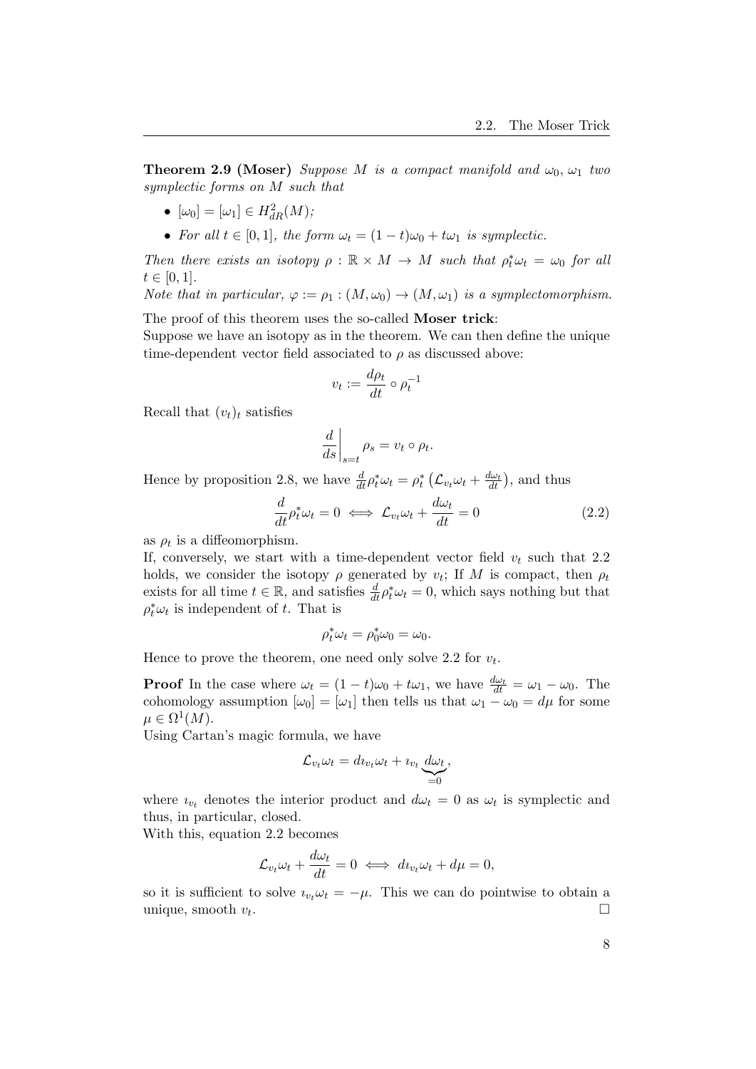**Theorem 2.9 (Moser)** *Suppose $M$ is a compact manifold and $\omega_0, \omega_1$ two symplectic forms on $M$ such that*

- $[\omega_0] = [\omega_1] \in H^2_{dR}(M)$*;*
- *For all $t \in [0,1]$, the form $\omega_t = (1-t)\omega_0 + t\omega_1$ is symplectic.*

*Then there exists an isotopy $\rho : \mathbb{R} \times M \to M$ such that $\rho_t^* \omega_t = \omega_0$ for all $t \in [0,1]$.*
*Note that in particular, $\varphi := \rho_1 : (M, \omega_0) \to (M, \omega_1)$ is a symplectomorphism.*

The proof of this theorem uses the so-called **Moser trick**:
Suppose we have an isotopy as in the theorem. We can then define the unique time-dependent vector field associated to $\rho$ as discussed above:

$$v_t := \frac{d\rho_t}{dt} \circ \rho_t^{-1}$$

Recall that $(v_t)_t$ satisfies

$$\left.\frac{d}{ds}\right|_{s=t} \rho_s = v_t \circ \rho_t.$$

Hence by proposition 2.8, we have $\frac{d}{dt}\rho_t^*\omega_t = \rho_t^*\left(\mathcal{L}_{v_t}\omega_t + \frac{d\omega_t}{dt}\right)$, and thus

$$\frac{d}{dt}\rho_t^*\omega_t = 0 \iff \mathcal{L}_{v_t}\omega_t + \frac{d\omega_t}{dt} = 0 \tag{2.2}$$

as $\rho_t$ is a diffeomorphism.
If, conversely, we start with a time-dependent vector field $v_t$ such that 2.2 holds, we consider the isotopy $\rho$ generated by $v_t$; If $M$ is compact, then $\rho_t$ exists for all time $t \in \mathbb{R}$, and satisfies $\frac{d}{dt}\rho_t^*\omega_t = 0$, which says nothing but that $\rho_t^*\omega_t$ is independent of $t$. That is

$$\rho_t^*\omega_t = \rho_0^*\omega_0 = \omega_0.$$

Hence to prove the theorem, one need only solve 2.2 for $v_t$.

**Proof** In the case where $\omega_t = (1-t)\omega_0 + t\omega_1$, we have $\frac{d\omega_t}{dt} = \omega_1 - \omega_0$. The cohomology assumption $[\omega_0] = [\omega_1]$ then tells us that $\omega_1 - \omega_0 = d\mu$ for some $\mu \in \Omega^1(M)$.
Using Cartan's magic formula, we have

$$\mathcal{L}_{v_t}\omega_t = d\imath_{v_t}\omega_t + \imath_{v_t}\underbrace{d\omega_t}_{=0},$$

where $\imath_{v_t}$ denotes the interior product and $d\omega_t = 0$ as $\omega_t$ is symplectic and thus, in particular, closed.
With this, equation 2.2 becomes

$$\mathcal{L}_{v_t}\omega_t + \frac{d\omega_t}{dt} = 0 \iff d\imath_{v_t}\omega_t + d\mu = 0,$$

so it is sufficient to solve $\imath_{v_t}\omega_t = -\mu$. This we can do pointwise to obtain a unique, smooth $v_t$. □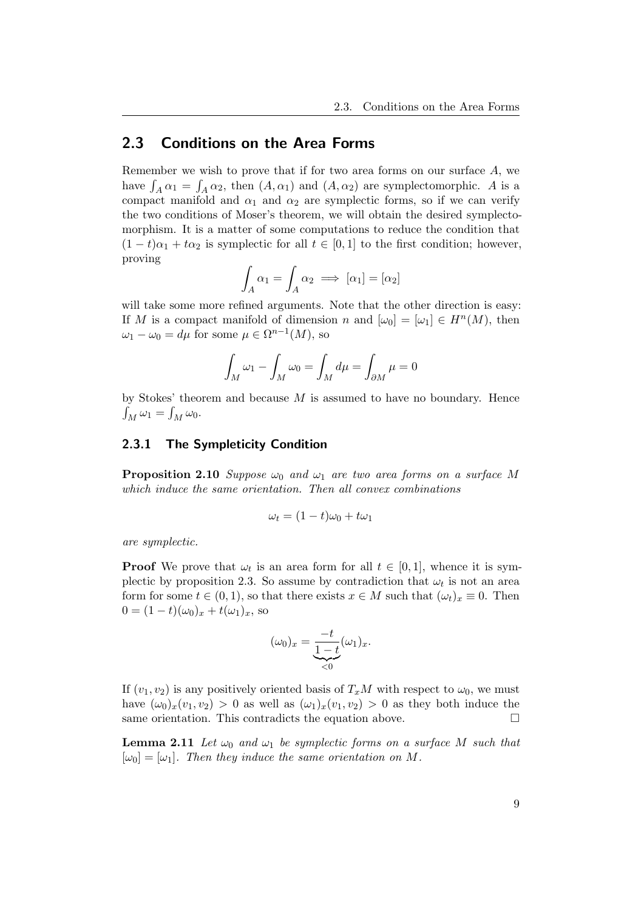## 2.3 Conditions on the Area Forms

Remember we wish to prove that if for two area forms on our surface $A$, we have $\int_A \alpha_1 = \int_A \alpha_2$, then $(A, \alpha_1)$ and $(A, \alpha_2)$ are symplectomorphic. $A$ is a compact manifold and $\alpha_1$ and $\alpha_2$ are symplectic forms, so if we can verify the two conditions of Moser's theorem, we will obtain the desired symplectomorphism. It is a matter of some computations to reduce the condition that $(1-t)\alpha_1 + t\alpha_2$ is symplectic for all $t \in [0,1]$ to the first condition; however, proving

$$\int_A \alpha_1 = \int_A \alpha_2 \implies [\alpha_1] = [\alpha_2]$$

will take some more refined arguments. Note that the other direction is easy: If $M$ is a compact manifold of dimension $n$ and $[\omega_0] = [\omega_1] \in H^n(M)$, then $\omega_1 - \omega_0 = d\mu$ for some $\mu \in \Omega^{n-1}(M)$, so

$$\int_M \omega_1 - \int_M \omega_0 = \int_M d\mu = \int_{\partial M} \mu = 0$$

by Stokes' theorem and because $M$ is assumed to have no boundary. Hence $\int_M \omega_1 = \int_M \omega_0$.

### 2.3.1 The Sympleticity Condition

**Proposition 2.10** *Suppose $\omega_0$ and $\omega_1$ are two area forms on a surface $M$ which induce the same orientation. Then all convex combinations*

$$\omega_t = (1-t)\omega_0 + t\omega_1$$

*are symplectic.*

**Proof** We prove that $\omega_t$ is an area form for all $t \in [0,1]$, whence it is symplectic by proposition 2.3. So assume by contradiction that $\omega_t$ is not an area form for some $t \in (0,1)$, so that there exists $x \in M$ such that $(\omega_t)_x \equiv 0$. Then $0 = (1-t)(\omega_0)_x + t(\omega_1)_x$, so

$$(\omega_0)_x = \underbrace{\frac{-t}{1-t}}_{<0}(\omega_1)_x.$$

If $(v_1, v_2)$ is any positively oriented basis of $T_xM$ with respect to $\omega_0$, we must have $(\omega_0)_x(v_1, v_2) > 0$ as well as $(\omega_1)_x(v_1, v_2) > 0$ as they both induce the same orientation. This contradicts the equation above. □

**Lemma 2.11** *Let $\omega_0$ and $\omega_1$ be symplectic forms on a surface $M$ such that $[\omega_0] = [\omega_1]$. Then they induce the same orientation on $M$.*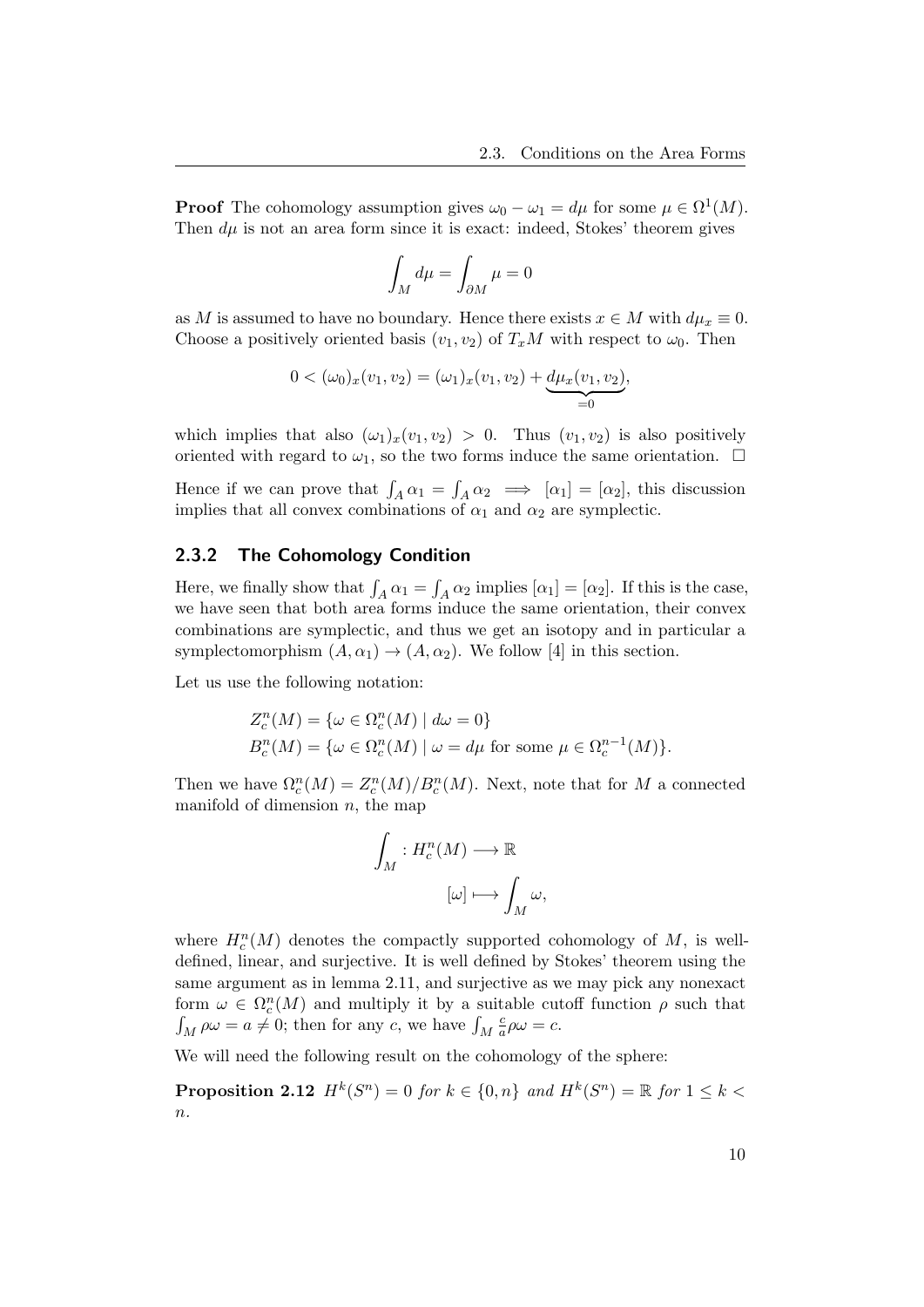**Proof** The cohomology assumption gives $\omega_0 - \omega_1 = d\mu$ for some $\mu \in \Omega^1(M)$. Then $d\mu$ is not an area form since it is exact: indeed, Stokes' theorem gives

$$\int_M d\mu = \int_{\partial M} \mu = 0$$

as $M$ is assumed to have no boundary. Hence there exists $x \in M$ with $d\mu_x \equiv 0$. Choose a positively oriented basis $(v_1, v_2)$ of $T_xM$ with respect to $\omega_0$. Then

$$0 < (\omega_0)_x(v_1, v_2) = (\omega_1)_x(v_1, v_2) + \underbrace{d\mu_x(v_1, v_2)}_{=0},$$

which implies that also $(\omega_1)_x(v_1, v_2) > 0$. Thus $(v_1, v_2)$ is also positively oriented with regard to $\omega_1$, so the two forms induce the same orientation. $\square$

Hence if we can prove that $\int_A \alpha_1 = \int_A \alpha_2 \implies [\alpha_1] = [\alpha_2]$, this discussion implies that all convex combinations of $\alpha_1$ and $\alpha_2$ are symplectic.

### 2.3.2 The Cohomology Condition

Here, we finally show that $\int_A \alpha_1 = \int_A \alpha_2$ implies $[\alpha_1] = [\alpha_2]$. If this is the case, we have seen that both area forms induce the same orientation, their convex combinations are symplectic, and thus we get an isotopy and in particular a symplectomorphism $(A, \alpha_1) \to (A, \alpha_2)$. We follow [4] in this section.

Let us use the following notation:

$$Z_c^n(M) = \{\omega \in \Omega_c^n(M) \mid d\omega = 0\}$$
$$B_c^n(M) = \{\omega \in \Omega_c^n(M) \mid \omega = d\mu \text{ for some } \mu \in \Omega_c^{n-1}(M)\}.$$

Then we have $\Omega_c^n(M) = Z_c^n(M)/B_c^n(M)$. Next, note that for $M$ a connected manifold of dimension $n$, the map

$$\int_M : H_c^n(M) \longrightarrow \mathbb{R}$$
$$[\omega] \longmapsto \int_M \omega,$$

where $H_c^n(M)$ denotes the compactly supported cohomology of $M$, is well-defined, linear, and surjective. It is well defined by Stokes' theorem using the same argument as in lemma 2.11, and surjective as we may pick any nonexact form $\omega \in \Omega_c^n(M)$ and multiply it by a suitable cutoff function $\rho$ such that $\int_M \rho\omega = a \neq 0$; then for any $c$, we have $\int_M \frac{c}{a}\rho\omega = c$.

We will need the following result on the cohomology of the sphere:

**Proposition 2.12** *$H^k(S^n) = 0$ for $k \in \{0, n\}$ and $H^k(S^n) = \mathbb{R}$ for $1 \leq k < n$.*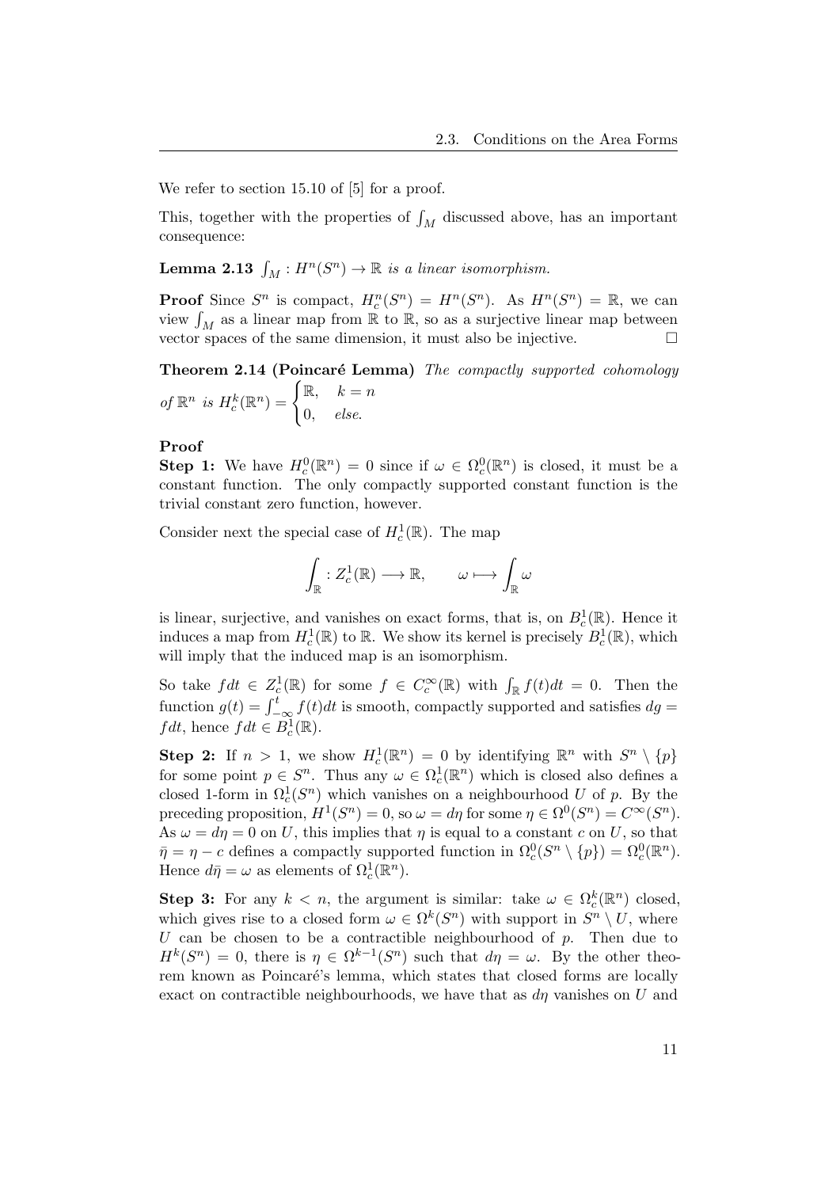We refer to section 15.10 of [5] for a proof.

This, together with the properties of $\int_M$ discussed above, has an important consequence:

**Lemma 2.13** *$\int_M : H^n(S^n) \to \mathbb{R}$ is a linear isomorphism.*

**Proof** Since $S^n$ is compact, $H^n_c(S^n) = H^n(S^n)$. As $H^n(S^n) = \mathbb{R}$, we can view $\int_M$ as a linear map from $\mathbb{R}$ to $\mathbb{R}$, so as a surjective linear map between vector spaces of the same dimension, it must also be injective. □

**Theorem 2.14 (Poincaré Lemma)** *The compactly supported cohomology of $\mathbb{R}^n$ is $H^k_c(\mathbb{R}^n) = \begin{cases} \mathbb{R}, & k = n \\ 0, & else. \end{cases}$*

**Proof**
**Step 1:** We have $H^0_c(\mathbb{R}^n) = 0$ since if $\omega \in \Omega^0_c(\mathbb{R}^n)$ is closed, it must be a constant function. The only compactly supported constant function is the trivial constant zero function, however.

Consider next the special case of $H^1_c(\mathbb{R})$. The map

$$\int_{\mathbb{R}} : Z^1_c(\mathbb{R}) \longrightarrow \mathbb{R}, \qquad \omega \longmapsto \int_{\mathbb{R}} \omega$$

is linear, surjective, and vanishes on exact forms, that is, on $B^1_c(\mathbb{R})$. Hence it induces a map from $H^1_c(\mathbb{R})$ to $\mathbb{R}$. We show its kernel is precisely $B^1_c(\mathbb{R})$, which will imply that the induced map is an isomorphism.

So take $fdt \in Z^1_c(\mathbb{R})$ for some $f \in C^\infty_c(\mathbb{R})$ with $\int_{\mathbb{R}} f(t)dt = 0$. Then the function $g(t) = \int_{-\infty}^t f(t)dt$ is smooth, compactly supported and satisfies $dg = fdt$, hence $fdt \in B^1_c(\mathbb{R})$.

**Step 2:** If $n > 1$, we show $H^1_c(\mathbb{R}^n) = 0$ by identifying $\mathbb{R}^n$ with $S^n \setminus \{p\}$ for some point $p \in S^n$. Thus any $\omega \in \Omega^1_c(\mathbb{R}^n)$ which is closed also defines a closed 1-form in $\Omega^1_c(S^n)$ which vanishes on a neighbourhood $U$ of $p$. By the preceding proposition, $H^1(S^n) = 0$, so $\omega = d\eta$ for some $\eta \in \Omega^0(S^n) = C^\infty(S^n)$. As $\omega = d\eta = 0$ on $U$, this implies that $\eta$ is equal to a constant $c$ on $U$, so that $\bar{\eta} = \eta - c$ defines a compactly supported function in $\Omega^0_c(S^n \setminus \{p\}) = \Omega^0_c(\mathbb{R}^n)$. Hence $d\bar{\eta} = \omega$ as elements of $\Omega^1_c(\mathbb{R}^n)$.

**Step 3:** For any $k < n$, the argument is similar: take $\omega \in \Omega^k_c(\mathbb{R}^n)$ closed, which gives rise to a closed form $\omega \in \Omega^k(S^n)$ with support in $S^n \setminus U$, where $U$ can be chosen to be a contractible neighbourhood of $p$. Then due to $H^k(S^n) = 0$, there is $\eta \in \Omega^{k-1}(S^n)$ such that $d\eta = \omega$. By the other theorem known as Poincaré's lemma, which states that closed forms are locally exact on contractible neighbourhoods, we have that as $d\eta$ vanishes on $U$ and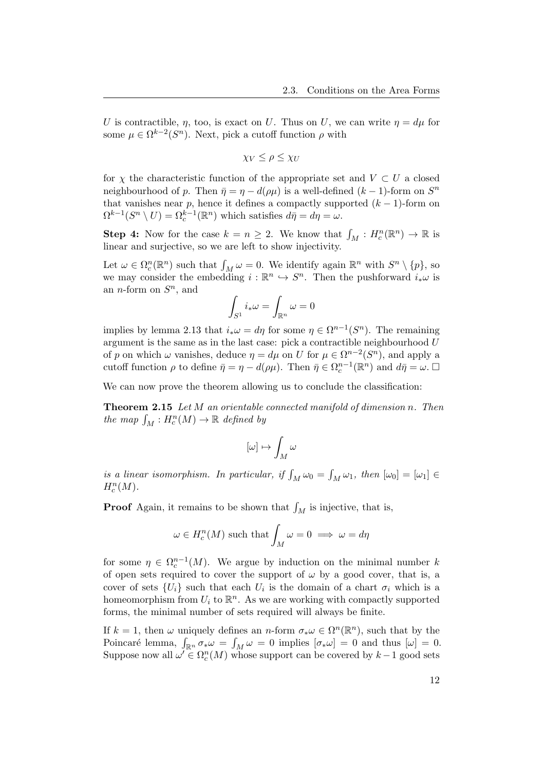$U$ is contractible, $\eta$, too, is exact on $U$. Thus on $U$, we can write $\eta = d\mu$ for some $\mu \in \Omega^{k-2}(S^n)$. Next, pick a cutoff function $\rho$ with

$$\chi_V \leq \rho \leq \chi_U$$

for $\chi$ the characteristic function of the appropriate set and $V \subset U$ a closed neighbourhood of $p$. Then $\bar{\eta} = \eta - d(\rho\mu)$ is a well-defined $(k-1)$-form on $S^n$ that vanishes near $p$, hence it defines a compactly supported $(k-1)$-form on $\Omega^{k-1}(S^n \setminus U) = \Omega_c^{k-1}(\mathbb{R}^n)$ which satisfies $d\bar{\eta} = d\eta = \omega$.

**Step 4:** Now for the case $k = n \geq 2$. We know that $\int_M : H_c^n(\mathbb{R}^n) \to \mathbb{R}$ is linear and surjective, so we are left to show injectivity.

Let $\omega \in \Omega_c^n(\mathbb{R}^n)$ such that $\int_M \omega = 0$. We identify again $\mathbb{R}^n$ with $S^n \setminus \{p\}$, so we may consider the embedding $i : \mathbb{R}^n \hookrightarrow S^n$. Then the pushforward $i_*\omega$ is an $n$-form on $S^n$, and

$$\int_{S^1} i_*\omega = \int_{\mathbb{R}^n} \omega = 0$$

implies by lemma 2.13 that $i_*\omega = d\eta$ for some $\eta \in \Omega^{n-1}(S^n)$. The remaining argument is the same as in the last case: pick a contractible neighbourhood $U$ of $p$ on which $\omega$ vanishes, deduce $\eta = d\mu$ on $U$ for $\mu \in \Omega^{n-2}(S^n)$, and apply a cutoff function $\rho$ to define $\bar{\eta} = \eta - d(\rho\mu)$. Then $\bar{\eta} \in \Omega_c^{n-1}(\mathbb{R}^n)$ and $d\bar{\eta} = \omega$. □

We can now prove the theorem allowing us to conclude the classification:

**Theorem 2.15** *Let $M$ an orientable connected manifold of dimension $n$. Then the map $\int_M : H_c^n(M) \to \mathbb{R}$ defined by*

$$[\omega] \mapsto \int_M \omega$$

*is a linear isomorphism. In particular, if $\int_M \omega_0 = \int_M \omega_1$, then $[\omega_0] = [\omega_1] \in H_c^n(M)$.*

**Proof** Again, it remains to be shown that $\int_M$ is injective, that is,

$$\omega \in H_c^n(M) \text{ such that } \int_M \omega = 0 \implies \omega = d\eta$$

for some $\eta \in \Omega_c^{n-1}(M)$. We argue by induction on the minimal number $k$ of open sets required to cover the support of $\omega$ by a good cover, that is, a cover of sets $\{U_i\}$ such that each $U_i$ is the domain of a chart $\sigma_i$ which is a homeomorphism from $U_i$ to $\mathbb{R}^n$. As we are working with compactly supported forms, the minimal number of sets required will always be finite.

If $k = 1$, then $\omega$ uniquely defines an $n$-form $\sigma_*\omega \in \Omega^n(\mathbb{R}^n)$, such that by the Poincaré lemma, $\int_{\mathbb{R}^n} \sigma_*\omega = \int_M \omega = 0$ implies $[\sigma_*\omega] = 0$ and thus $[\omega] = 0$. Suppose now all $\omega' \in \Omega_c^n(M)$ whose support can be covered by $k-1$ good sets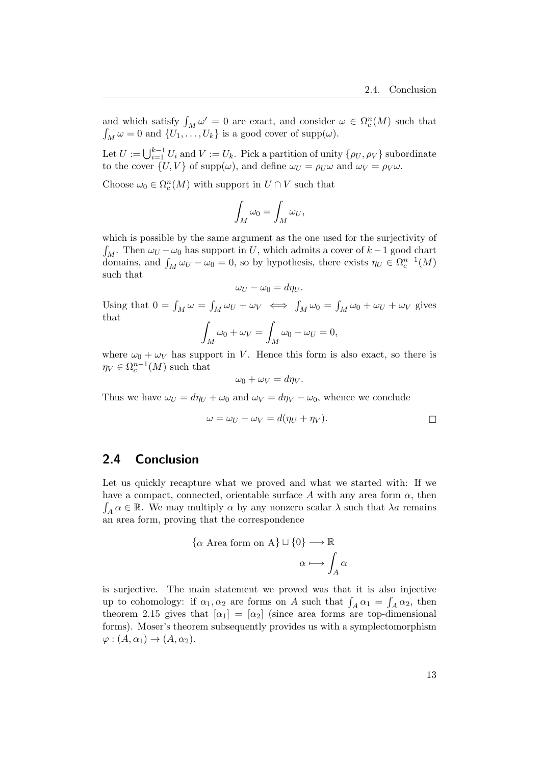and which satisfy $\int_M \omega' = 0$ are exact, and consider $\omega \in \Omega^n_c(M)$ such that $\int_M \omega = 0$ and $\{U_1, \ldots, U_k\}$ is a good cover of $\operatorname{supp}(\omega)$.

Let $U := \bigcup_{i=1}^{k-1} U_i$ and $V := U_k$. Pick a partition of unity $\{\rho_U, \rho_V\}$ subordinate to the cover $\{U, V\}$ of $\operatorname{supp}(\omega)$, and define $\omega_U = \rho_U \omega$ and $\omega_V = \rho_V \omega$.

Choose $\omega_0 \in \Omega^n_c(M)$ with support in $U \cap V$ such that

$$\int_M \omega_0 = \int_M \omega_U,$$

which is possible by the same argument as the one used for the surjectivity of $\int_M$. Then $\omega_U - \omega_0$ has support in $U$, which admits a cover of $k-1$ good chart domains, and $\int_M \omega_U - \omega_0 = 0$, so by hypothesis, there exists $\eta_U \in \Omega^{n-1}_c(M)$ such that

$$\omega_U - \omega_0 = d\eta_U.$$

Using that $0 = \int_M \omega = \int_M \omega_U + \omega_V \iff \int_M \omega_0 = \int_M \omega_0 + \omega_U + \omega_V$ gives that

$$\int_M \omega_0 + \omega_V = \int_M \omega_0 - \omega_U = 0,$$

where $\omega_0 + \omega_V$ has support in $V$. Hence this form is also exact, so there is $\eta_V \in \Omega^{n-1}_c(M)$ such that

$$\omega_0 + \omega_V = d\eta_V.$$

Thus we have $\omega_U = d\eta_U + \omega_0$ and $\omega_V = d\eta_V - \omega_0$, whence we conclude

$$\omega = \omega_U + \omega_V = d(\eta_U + \eta_V).$$

□

## 2.4 Conclusion

Let us quickly recapture what we proved and what we started with: If we have a compact, connected, orientable surface $A$ with any area form $\alpha$, then $\int_A \alpha \in \mathbb{R}$. We may multiply $\alpha$ by any nonzero scalar $\lambda$ such that $\lambda a$ remains an area form, proving that the correspondence

$$\{\alpha \text{ Area form on A}\} \sqcup \{0\} \longrightarrow \mathbb{R}$$
$$\alpha \longmapsto \int_A \alpha$$

is surjective. The main statement we proved was that it is also injective up to cohomology: if $\alpha_1, \alpha_2$ are forms on $A$ such that $\int_A \alpha_1 = \int_A \alpha_2$, then theorem 2.15 gives that $[\alpha_1] = [\alpha_2]$ (since area forms are top-dimensional forms). Moser's theorem subsequently provides us with a symplectomorphism $\varphi : (A, \alpha_1) \to (A, \alpha_2)$.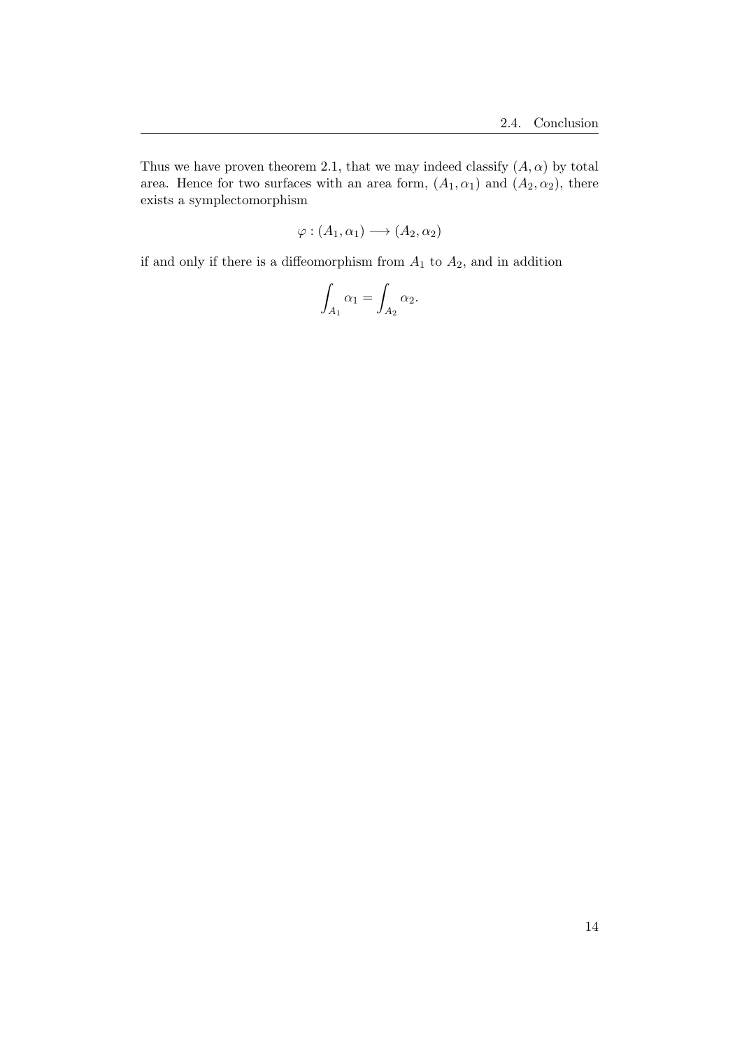Thus we have proven theorem 2.1, that we may indeed classify $(A, \alpha)$ by total area. Hence for two surfaces with an area form, $(A_1, \alpha_1)$ and $(A_2, \alpha_2)$, there exists a symplectomorphism

$$\varphi : (A_1, \alpha_1) \longrightarrow (A_2, \alpha_2)$$

if and only if there is a diffeomorphism from $A_1$ to $A_2$, and in addition

$$\int_{A_1} \alpha_1 = \int_{A_2} \alpha_2.$$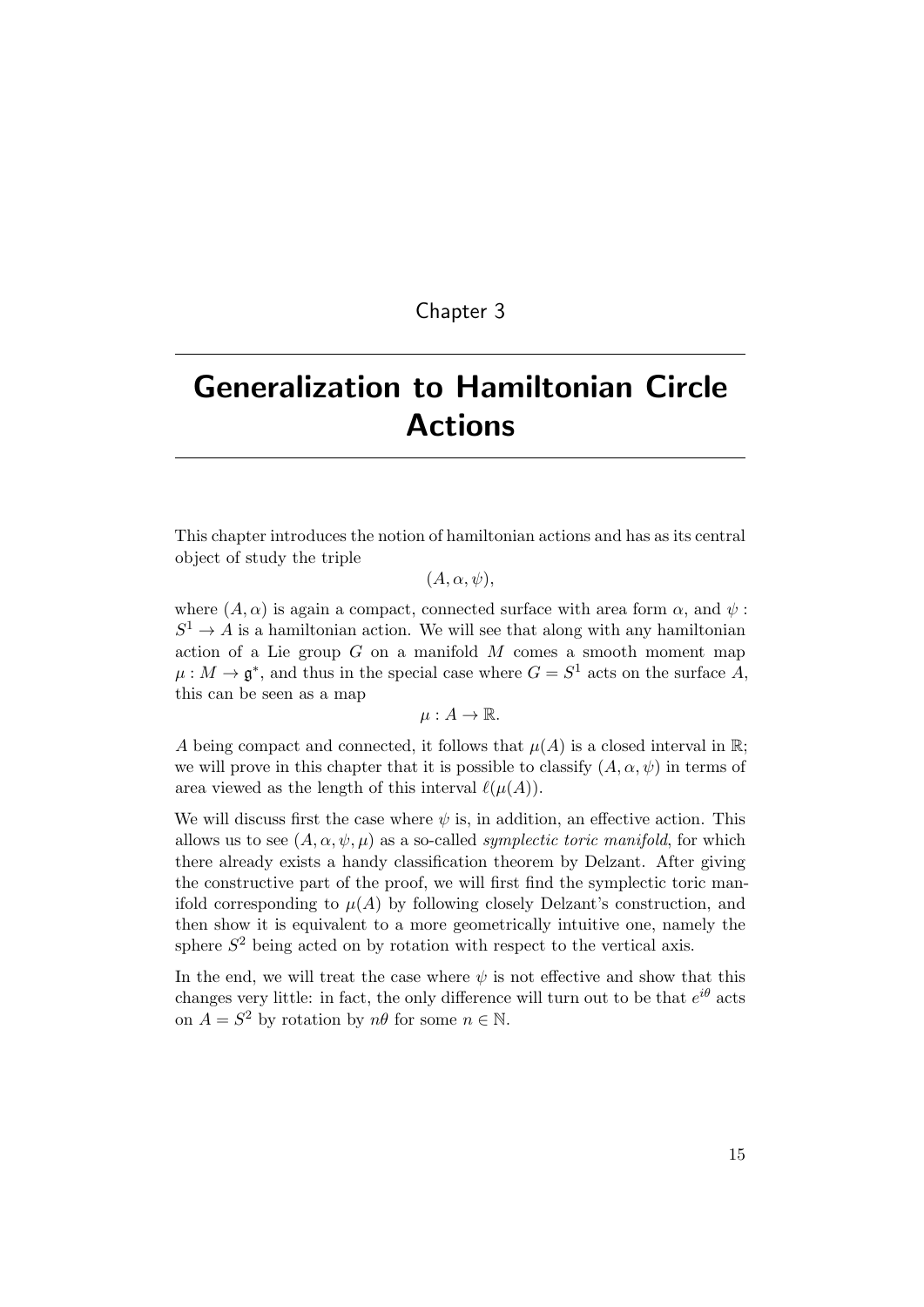Chapter 3

# Generalization to Hamiltonian Circle Actions

This chapter introduces the notion of hamiltonian actions and has as its central object of study the triple

$$(A, \alpha, \psi),$$

where $(A, \alpha)$ is again a compact, connected surface with area form $\alpha$, and $\psi : S^1 \to A$ is a hamiltonian action. We will see that along with any hamiltonian action of a Lie group $G$ on a manifold $M$ comes a smooth moment map $\mu : M \to \mathfrak{g}^*$, and thus in the special case where $G = S^1$ acts on the surface $A$, this can be seen as a map

$$\mu : A \to \mathbb{R}.$$

$A$ being compact and connected, it follows that $\mu(A)$ is a closed interval in $\mathbb{R}$; we will prove in this chapter that it is possible to classify $(A, \alpha, \psi)$ in terms of area viewed as the length of this interval $\ell(\mu(A))$.

We will discuss first the case where $\psi$ is, in addition, an effective action. This allows us to see $(A, \alpha, \psi, \mu)$ as a so-called *symplectic toric manifold*, for which there already exists a handy classification theorem by Delzant. After giving the constructive part of the proof, we will first find the symplectic toric manifold corresponding to $\mu(A)$ by following closely Delzant's construction, and then show it is equivalent to a more geometrically intuitive one, namely the sphere $S^2$ being acted on by rotation with respect to the vertical axis.

In the end, we will treat the case where $\psi$ is not effective and show that this changes very little: in fact, the only difference will turn out to be that $e^{i\theta}$ acts on $A = S^2$ by rotation by $n\theta$ for some $n \in \mathbb{N}$.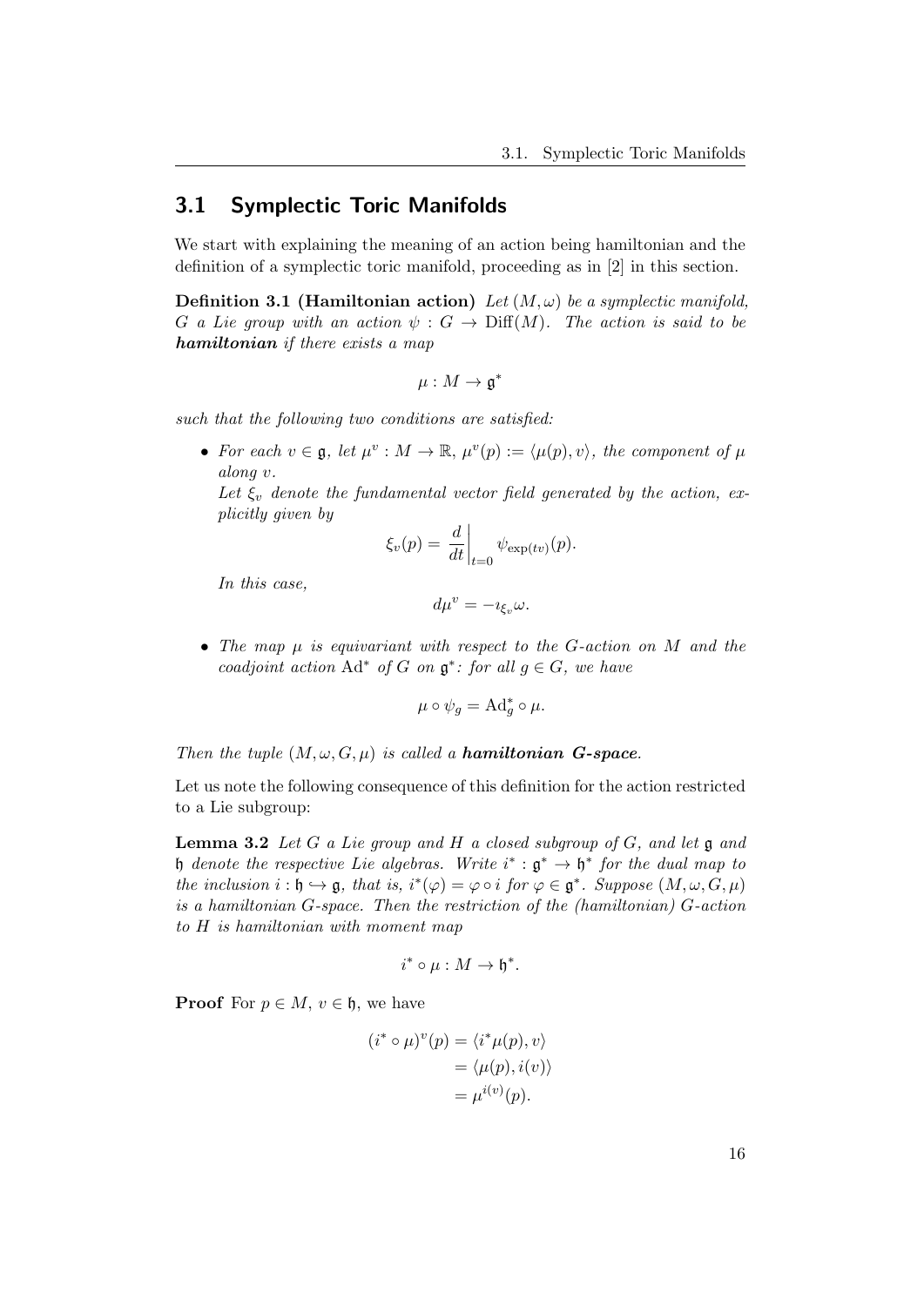## 3.1 Symplectic Toric Manifolds

We start with explaining the meaning of an action being hamiltonian and the definition of a symplectic toric manifold, proceeding as in [2] in this section.

**Definition 3.1 (Hamiltonian action)** *Let $(M, \omega)$ be a symplectic manifold, $G$ a Lie group with an action $\psi : G \to \mathrm{Diff}(M)$. The action is said to be* ***hamiltonian*** *if there exists a map*

$$\mu : M \to \mathfrak{g}^*$$

*such that the following two conditions are satisfied:*

- *For each $v \in \mathfrak{g}$, let $\mu^v : M \to \mathbb{R}$, $\mu^v(p) := \langle \mu(p), v \rangle$, the component of $\mu$ along $v$.*

  *Let $\xi_v$ denote the fundamental vector field generated by the action, explicitly given by*

  $$\xi_v(p) = \left.\frac{d}{dt}\right|_{t=0} \psi_{\exp(tv)}(p).$$

  *In this case,*

  $$d\mu^v = -\imath_{\xi_v}\omega.$$

- *The map $\mu$ is equivariant with respect to the $G$-action on $M$ and the coadjoint action $\mathrm{Ad}^*$ of $G$ on $\mathfrak{g}^*$: for all $g \in G$, we have*

  $$\mu \circ \psi_g = \mathrm{Ad}^*_g \circ \mu.$$

*Then the tuple $(M, \omega, G, \mu)$ is called a* ***hamiltonian G-space****.*

Let us note the following consequence of this definition for the action restricted to a Lie subgroup:

**Lemma 3.2** *Let $G$ a Lie group and $H$ a closed subgroup of $G$, and let $\mathfrak{g}$ and $\mathfrak{h}$ denote the respective Lie algebras. Write $i^* : \mathfrak{g}^* \to \mathfrak{h}^*$ for the dual map to the inclusion $i : \mathfrak{h} \hookrightarrow \mathfrak{g}$, that is, $i^*(\varphi) = \varphi \circ i$ for $\varphi \in \mathfrak{g}^*$. Suppose $(M, \omega, G, \mu)$ is a hamiltonian $G$-space. Then the restriction of the (hamiltonian) $G$-action to $H$ is hamiltonian with moment map*

$$i^* \circ \mu : M \to \mathfrak{h}^*.$$

**Proof** For $p \in M$, $v \in \mathfrak{h}$, we have

$$\begin{aligned}
(i^* \circ \mu)^v(p) &= \langle i^*\mu(p), v \rangle \\
&= \langle \mu(p), i(v) \rangle \\
&= \mu^{i(v)}(p).
\end{aligned}$$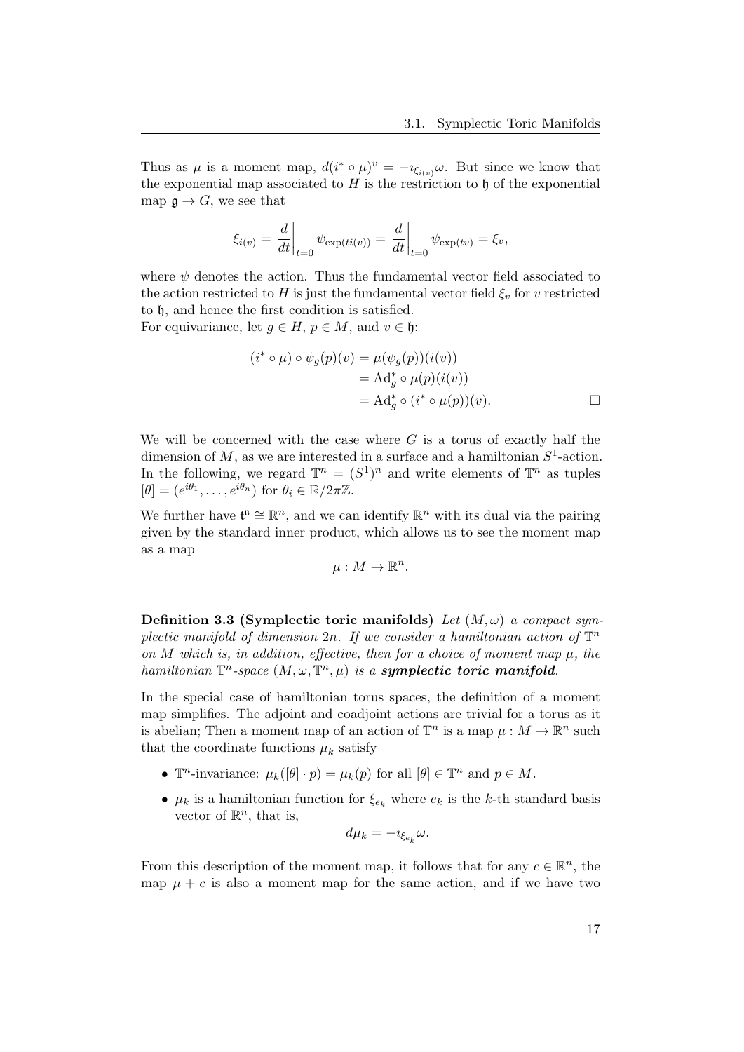Thus as $\mu$ is a moment map, $d(i^* \circ \mu)^v = -\imath_{\xi_{i(v)}}\omega$. But since we know that the exponential map associated to $H$ is the restriction to $\mathfrak{h}$ of the exponential map $\mathfrak{g} \to G$, we see that

$$\xi_{i(v)} = \left.\frac{d}{dt}\right|_{t=0} \psi_{\exp(ti(v))} = \left.\frac{d}{dt}\right|_{t=0} \psi_{\exp(tv)} = \xi_v,$$

where $\psi$ denotes the action. Thus the fundamental vector field associated to the action restricted to $H$ is just the fundamental vector field $\xi_v$ for $v$ restricted to $\mathfrak{h}$, and hence the first condition is satisfied.
For equivariance, let $g \in H$, $p \in M$, and $v \in \mathfrak{h}$:

$$\begin{aligned}
(i^* \circ \mu) \circ \psi_g(p)(v) &= \mu(\psi_g(p))(i(v)) \\
&= \mathrm{Ad}_g^* \circ \mu(p)(i(v)) \\
&= \mathrm{Ad}_g^* \circ (i^* \circ \mu(p))(v).
\end{aligned}$$

□

We will be concerned with the case where $G$ is a torus of exactly half the dimension of $M$, as we are interested in a surface and a hamiltonian $S^1$-action. In the following, we regard $\mathbb{T}^n = (S^1)^n$ and write elements of $\mathbb{T}^n$ as tuples $[\theta] = (e^{i\theta_1}, \ldots, e^{i\theta_n})$ for $\theta_i \in \mathbb{R}/2\pi\mathbb{Z}$.

We further have $\mathfrak{t}^\mathfrak{n} \cong \mathbb{R}^n$, and we can identify $\mathbb{R}^n$ with its dual via the pairing given by the standard inner product, which allows us to see the moment map as a map

$$\mu : M \to \mathbb{R}^n.$$

**Definition 3.3 (Symplectic toric manifolds)** *Let $(M, \omega)$ a compact symplectic manifold of dimension $2n$. If we consider a hamiltonian action of $\mathbb{T}^n$ on $M$ which is, in addition, effective, then for a choice of moment map $\mu$, the hamiltonian $\mathbb{T}^n$-space $(M, \omega, \mathbb{T}^n, \mu)$ is a* ***symplectic toric manifold****.*

In the special case of hamiltonian torus spaces, the definition of a moment map simplifies. The adjoint and coadjoint actions are trivial for a torus as it is abelian; Then a moment map of an action of $\mathbb{T}^n$ is a map $\mu : M \to \mathbb{R}^n$ such that the coordinate functions $\mu_k$ satisfy

- $\mathbb{T}^n$-invariance: $\mu_k([\theta] \cdot p) = \mu_k(p)$ for all $[\theta] \in \mathbb{T}^n$ and $p \in M$.
- $\mu_k$ is a hamiltonian function for $\xi_{e_k}$ where $e_k$ is the $k$-th standard basis vector of $\mathbb{R}^n$, that is,

$$d\mu_k = -\imath_{\xi_{e_k}}\omega.$$

From this description of the moment map, it follows that for any $c \in \mathbb{R}^n$, the map $\mu + c$ is also a moment map for the same action, and if we have two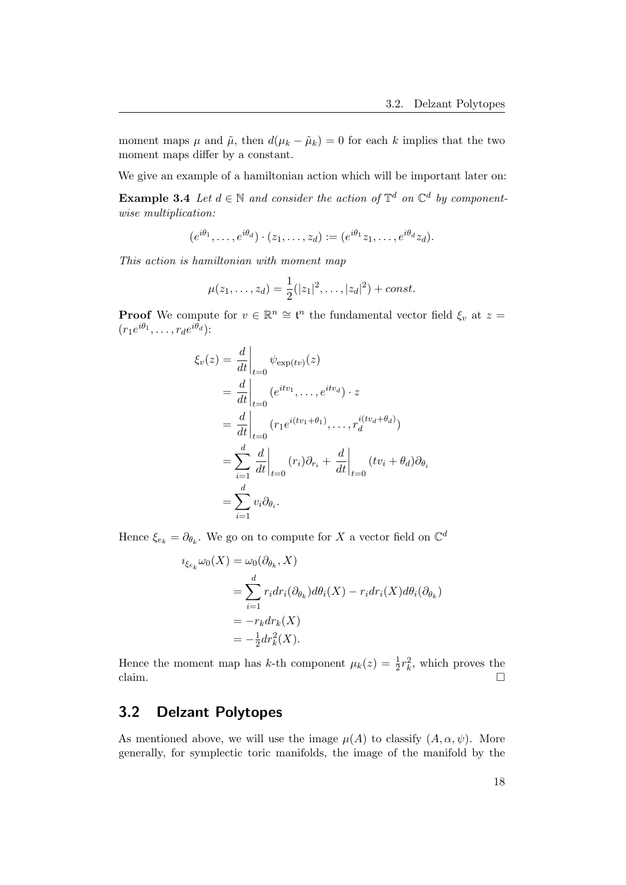moment maps $\mu$ and $\tilde{\mu}$, then $d(\mu_k - \tilde{\mu}_k) = 0$ for each $k$ implies that the two moment maps differ by a constant.

We give an example of a hamiltonian action which will be important later on:

**Example 3.4** *Let $d \in \mathbb{N}$ and consider the action of $\mathbb{T}^d$ on $\mathbb{C}^d$ by componentwise multiplication:*

$$(e^{i\theta_1}, \ldots, e^{i\theta_d}) \cdot (z_1, \ldots, z_d) := (e^{i\theta_1} z_1, \ldots, e^{i\theta_d} z_d).$$

*This action is hamiltonian with moment map*

$$\mu(z_1, \ldots, z_d) = \frac{1}{2}(|z_1|^2, \ldots, |z_d|^2) + const.$$

**Proof** We compute for $v \in \mathbb{R}^n \cong \mathfrak{t}^n$ the fundamental vector field $\xi_v$ at $z = (r_1 e^{i\theta_1}, \ldots, r_d e^{i\theta_d})$:

$$\begin{aligned}
\xi_v(z) &= \left.\frac{d}{dt}\right|_{t=0} \psi_{\exp(tv)}(z) \\
&= \left.\frac{d}{dt}\right|_{t=0} (e^{itv_1}, \ldots, e^{itv_d}) \cdot z \\
&= \left.\frac{d}{dt}\right|_{t=0} (r_1 e^{i(tv_1+\theta_1)}, \ldots, r_d^{i(tv_d+\theta_d)}) \\
&= \sum_{i=1}^{d} \left.\frac{d}{dt}\right|_{t=0} (r_i)\partial_{r_i} + \left.\frac{d}{dt}\right|_{t=0} (tv_i + \theta_d)\partial_{\theta_i} \\
&= \sum_{i=1}^{d} v_i \partial_{\theta_i}.
\end{aligned}$$

Hence $\xi_{e_k} = \partial_{\theta_k}$. We go on to compute for $X$ a vector field on $\mathbb{C}^d$

$$\begin{aligned}
\imath_{\xi_{e_k}} \omega_0(X) &= \omega_0(\partial_{\theta_k}, X) \\
&= \sum_{i=1}^{d} r_i dr_i(\partial_{\theta_k}) d\theta_i(X) - r_i dr_i(X) d\theta_i(\partial_{\theta_k}) \\
&= -r_k dr_k(X) \\
&= -\tfrac{1}{2} dr_k^2(X).
\end{aligned}$$

Hence the moment map has $k$-th component $\mu_k(z) = \frac{1}{2} r_k^2$, which proves the claim. □

## 3.2 Delzant Polytopes

As mentioned above, we will use the image $\mu(A)$ to classify $(A, \alpha, \psi)$. More generally, for symplectic toric manifolds, the image of the manifold by the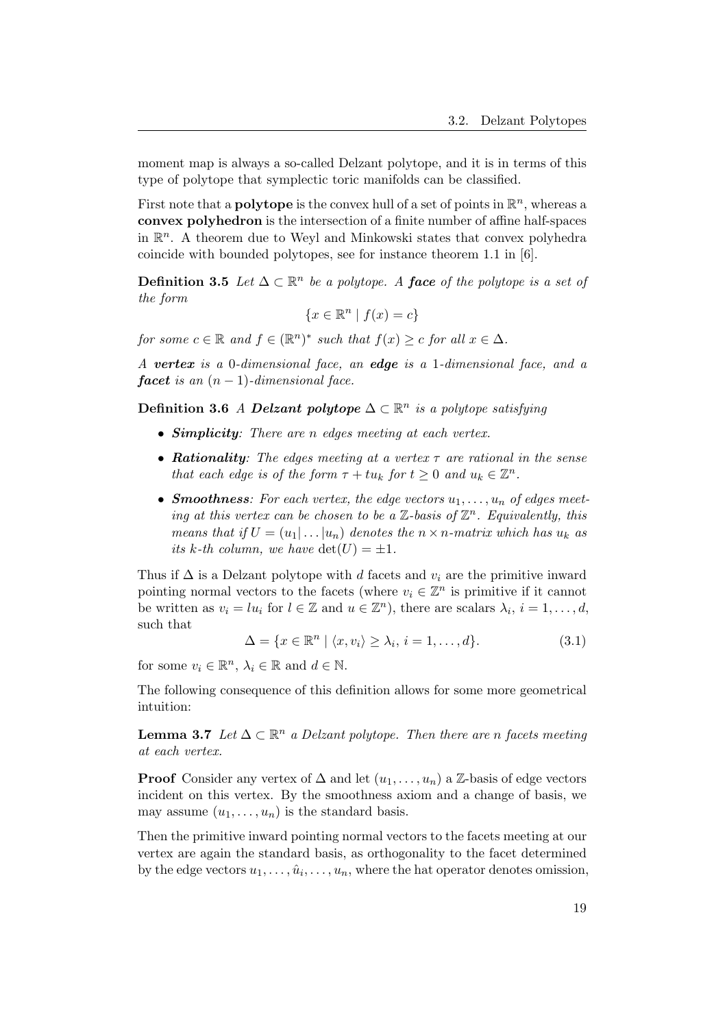moment map is always a so-called Delzant polytope, and it is in terms of this type of polytope that symplectic toric manifolds can be classified.

First note that a **polytope** is the convex hull of a set of points in $\mathbb{R}^n$, whereas a **convex polyhedron** is the intersection of a finite number of affine half-spaces in $\mathbb{R}^n$. A theorem due to Weyl and Minkowski states that convex polyhedra coincide with bounded polytopes, see for instance theorem 1.1 in [6].

**Definition 3.5** *Let $\Delta \subset \mathbb{R}^n$ be a polytope. A **face** of the polytope is a set of the form*

$$\{x \in \mathbb{R}^n \mid f(x) = c\}$$

*for some $c \in \mathbb{R}$ and $f \in (\mathbb{R}^n)^*$ such that $f(x) \geq c$ for all $x \in \Delta$.*

*A **vertex** is a 0-dimensional face, an **edge** is a 1-dimensional face, and a **facet** is an $(n-1)$-dimensional face.*

**Definition 3.6** *A **Delzant polytope** $\Delta \subset \mathbb{R}^n$ is a polytope satisfying*

- ***Simplicity**: There are $n$ edges meeting at each vertex.*
- ***Rationality**: The edges meeting at a vertex $\tau$ are rational in the sense that each edge is of the form $\tau + tu_k$ for $t \geq 0$ and $u_k \in \mathbb{Z}^n$.*
- ***Smoothness**: For each vertex, the edge vectors $u_1, \ldots, u_n$ of edges meeting at this vertex can be chosen to be a $\mathbb{Z}$-basis of $\mathbb{Z}^n$. Equivalently, this means that if $U = (u_1| \ldots |u_n)$ denotes the $n \times n$-matrix which has $u_k$ as its $k$-th column, we have $\det(U) = \pm 1$.*

Thus if $\Delta$ is a Delzant polytope with $d$ facets and $v_i$ are the primitive inward pointing normal vectors to the facets (where $v_i \in \mathbb{Z}^n$ is primitive if it cannot be written as $v_i = lu_i$ for $l \in \mathbb{Z}$ and $u \in \mathbb{Z}^n$), there are scalars $\lambda_i$, $i = 1, \ldots, d$, such that

$$\Delta = \{x \in \mathbb{R}^n \mid \langle x, v_i \rangle \geq \lambda_i, \, i = 1, \ldots, d\}. \tag{3.1}$$

for some $v_i \in \mathbb{R}^n$, $\lambda_i \in \mathbb{R}$ and $d \in \mathbb{N}$.

The following consequence of this definition allows for some more geometrical intuition:

**Lemma 3.7** *Let $\Delta \subset \mathbb{R}^n$ a Delzant polytope. Then there are $n$ facets meeting at each vertex.*

**Proof** Consider any vertex of $\Delta$ and let $(u_1, \ldots, u_n)$ a $\mathbb{Z}$-basis of edge vectors incident on this vertex. By the smoothness axiom and a change of basis, we may assume $(u_1, \ldots, u_n)$ is the standard basis.

Then the primitive inward pointing normal vectors to the facets meeting at our vertex are again the standard basis, as orthogonality to the facet determined by the edge vectors $u_1, \ldots, \hat{u}_i, \ldots, u_n$, where the hat operator denotes omission,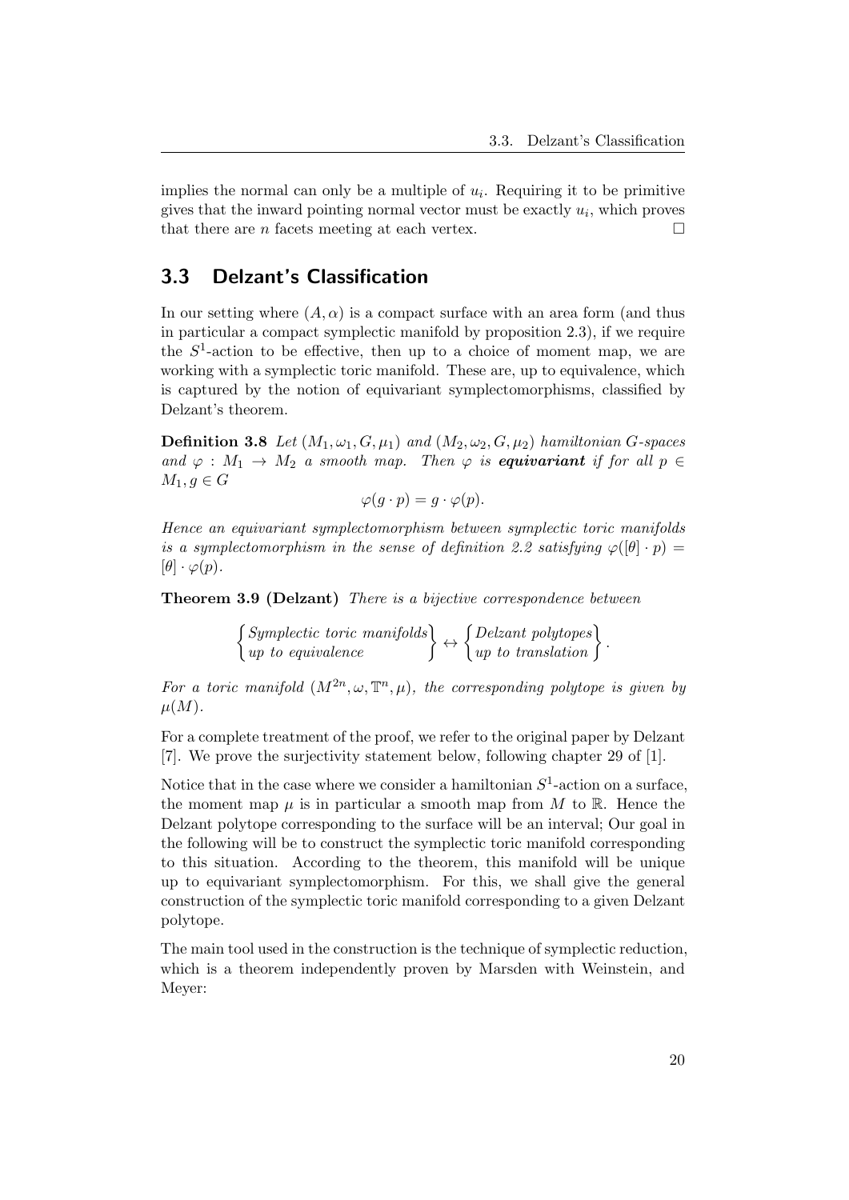implies the normal can only be a multiple of $u_i$. Requiring it to be primitive gives that the inward pointing normal vector must be exactly $u_i$, which proves that there are $n$ facets meeting at each vertex. $\square$

## 3.3 Delzant's Classification

In our setting where $(A, \alpha)$ is a compact surface with an area form (and thus in particular a compact symplectic manifold by proposition 2.3), if we require the $S^1$-action to be effective, then up to a choice of moment map, we are working with a symplectic toric manifold. These are, up to equivalence, which is captured by the notion of equivariant symplectomorphisms, classified by Delzant's theorem.

**Definition 3.8** *Let $(M_1, \omega_1, G, \mu_1)$ and $(M_2, \omega_2, G, \mu_2)$ hamiltonian $G$-spaces and $\varphi : M_1 \to M_2$ a smooth map. Then $\varphi$ is* ***equivariant*** *if for all $p \in M_1, g \in G$*

$$\varphi(g \cdot p) = g \cdot \varphi(p).$$

*Hence an equivariant symplectomorphism between symplectic toric manifolds is a symplectomorphism in the sense of definition 2.2 satisfying $\varphi([\theta] \cdot p) = [\theta] \cdot \varphi(p)$.*

**Theorem 3.9 (Delzant)** *There is a bijective correspondence between*

$$\left\{\begin{matrix}\text{Symplectic toric manifolds} \\ \text{up to equivalence}\end{matrix}\right\} \leftrightarrow \left\{\begin{matrix}\text{Delzant polytopes} \\ \text{up to translation}\end{matrix}\right\}.$$

*For a toric manifold $(M^{2n}, \omega, \mathbb{T}^n, \mu)$, the corresponding polytope is given by $\mu(M)$.*

For a complete treatment of the proof, we refer to the original paper by Delzant [7]. We prove the surjectivity statement below, following chapter 29 of [1].

Notice that in the case where we consider a hamiltonian $S^1$-action on a surface, the moment map $\mu$ is in particular a smooth map from $M$ to $\mathbb{R}$. Hence the Delzant polytope corresponding to the surface will be an interval; Our goal in the following will be to construct the symplectic toric manifold corresponding to this situation. According to the theorem, this manifold will be unique up to equivariant symplectomorphism. For this, we shall give the general construction of the symplectic toric manifold corresponding to a given Delzant polytope.

The main tool used in the construction is the technique of symplectic reduction, which is a theorem independently proven by Marsden with Weinstein, and Meyer: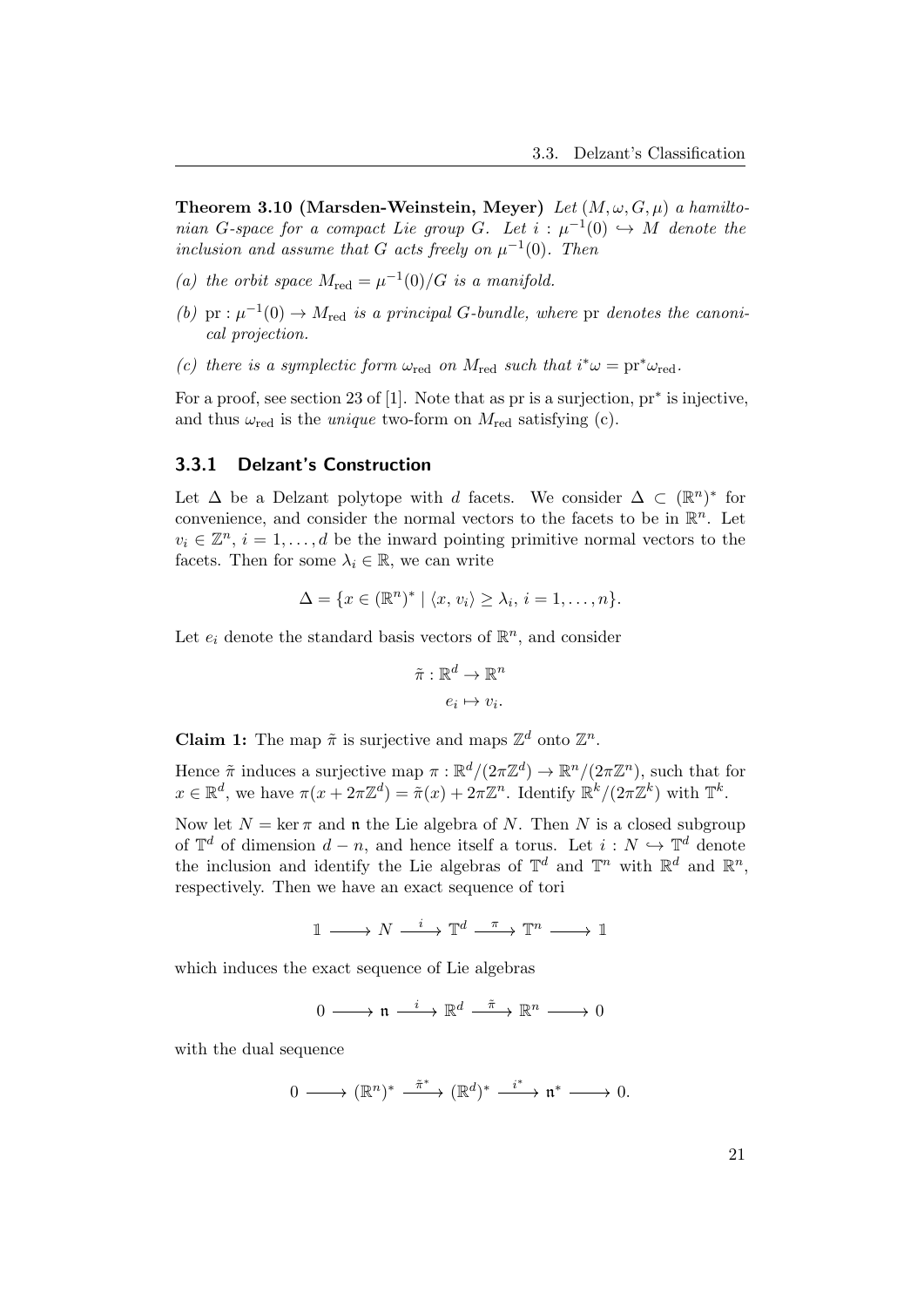**Theorem 3.10 (Marsden-Weinstein, Meyer)** *Let $(M, \omega, G, \mu)$ a hamiltonian $G$-space for a compact Lie group $G$. Let $i : \mu^{-1}(0) \hookrightarrow M$ denote the inclusion and assume that $G$ acts freely on $\mu^{-1}(0)$. Then*

*(a) the orbit space $M_{\text{red}} = \mu^{-1}(0)/G$ is a manifold.*

*(b) $\text{pr} : \mu^{-1}(0) \to M_{\text{red}}$ is a principal $G$-bundle, where $\text{pr}$ denotes the canonical projection.*

*(c) there is a symplectic form $\omega_{\text{red}}$ on $M_{\text{red}}$ such that $i^*\omega = \text{pr}^*\omega_{\text{red}}$.*

For a proof, see section 23 of [1]. Note that as pr is a surjection, $\text{pr}^*$ is injective, and thus $\omega_{\text{red}}$ is the *unique* two-form on $M_{\text{red}}$ satisfying (c).

### 3.3.1 Delzant's Construction

Let $\Delta$ be a Delzant polytope with $d$ facets. We consider $\Delta \subset (\mathbb{R}^n)^*$ for convenience, and consider the normal vectors to the facets to be in $\mathbb{R}^n$. Let $v_i \in \mathbb{Z}^n$, $i = 1, \ldots, d$ be the inward pointing primitive normal vectors to the facets. Then for some $\lambda_i \in \mathbb{R}$, we can write

$$\Delta = \{x \in (\mathbb{R}^n)^* \mid \langle x, v_i \rangle \geq \lambda_i,\, i = 1, \ldots, n\}.$$

Let $e_i$ denote the standard basis vectors of $\mathbb{R}^n$, and consider

$$\begin{aligned} \tilde{\pi} : \mathbb{R}^d &\to \mathbb{R}^n \\ e_i &\mapsto v_i. \end{aligned}$$

**Claim 1:** The map $\tilde{\pi}$ is surjective and maps $\mathbb{Z}^d$ onto $\mathbb{Z}^n$.

Hence $\tilde{\pi}$ induces a surjective map $\pi : \mathbb{R}^d/(2\pi\mathbb{Z}^d) \to \mathbb{R}^n/(2\pi\mathbb{Z}^n)$, such that for $x \in \mathbb{R}^d$, we have $\pi(x + 2\pi\mathbb{Z}^d) = \tilde{\pi}(x) + 2\pi\mathbb{Z}^n$. Identify $\mathbb{R}^k/(2\pi\mathbb{Z}^k)$ with $\mathbb{T}^k$.

Now let $N = \ker \pi$ and $\mathfrak{n}$ the Lie algebra of $N$. Then $N$ is a closed subgroup of $\mathbb{T}^d$ of dimension $d - n$, and hence itself a torus. Let $i : N \hookrightarrow \mathbb{T}^d$ denote the inclusion and identify the Lie algebras of $\mathbb{T}^d$ and $\mathbb{T}^n$ with $\mathbb{R}^d$ and $\mathbb{R}^n$, respectively. Then we have an exact sequence of tori

$$\mathbb{1} \longrightarrow N \xrightarrow{\;i\;} \mathbb{T}^d \xrightarrow{\;\pi\;} \mathbb{T}^n \longrightarrow \mathbb{1}$$

which induces the exact sequence of Lie algebras

$$0 \longrightarrow \mathfrak{n} \xrightarrow{\;i\;} \mathbb{R}^d \xrightarrow{\;\tilde{\pi}\;} \mathbb{R}^n \longrightarrow 0$$

with the dual sequence

$$0 \longrightarrow (\mathbb{R}^n)^* \xrightarrow{\;\tilde{\pi}^*\;} (\mathbb{R}^d)^* \xrightarrow{\;i^*\;} \mathfrak{n}^* \longrightarrow 0.$$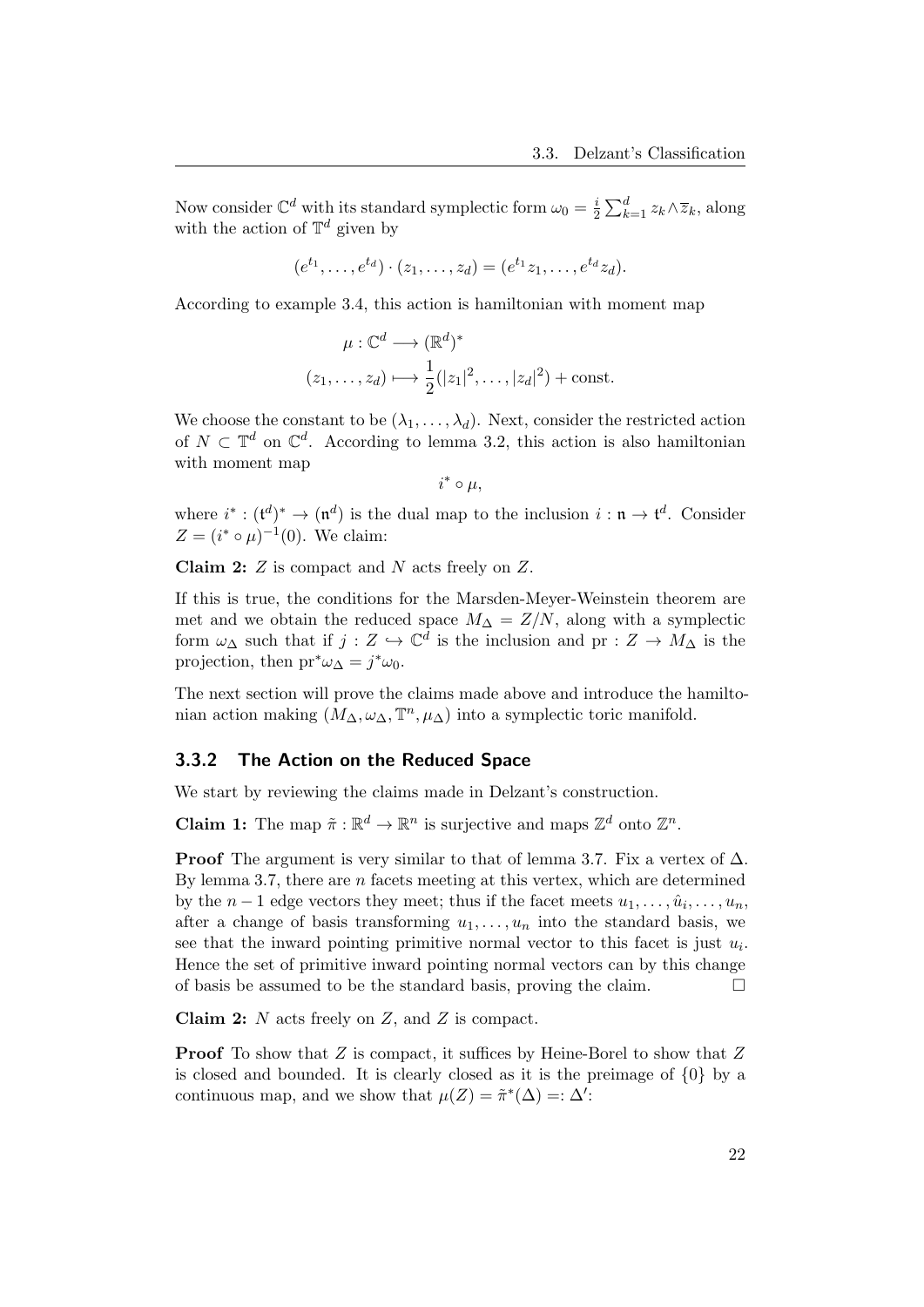Now consider $\mathbb{C}^d$ with its standard symplectic form $\omega_0 = \frac{i}{2}\sum_{k=1}^d z_k \wedge \overline{z}_k$, along with the action of $\mathbb{T}^d$ given by

$$(e^{t_1}, \ldots, e^{t_d}) \cdot (z_1, \ldots, z_d) = (e^{t_1} z_1, \ldots, e^{t_d} z_d).$$

According to example 3.4, this action is hamiltonian with moment map

$$\mu : \mathbb{C}^d \longrightarrow (\mathbb{R}^d)^*$$
$$(z_1, \ldots, z_d) \longmapsto \frac{1}{2}(|z_1|^2, \ldots, |z_d|^2) + \text{const}.$$

We choose the constant to be $(\lambda_1, \ldots, \lambda_d)$. Next, consider the restricted action of $N \subset \mathbb{T}^d$ on $\mathbb{C}^d$. According to lemma 3.2, this action is also hamiltonian with moment map

$$i^* \circ \mu,$$

where $i^* : (\mathfrak{t}^d)^* \to (\mathfrak{n}^d)$ is the dual map to the inclusion $i : \mathfrak{n} \to \mathfrak{t}^d$. Consider $Z = (i^* \circ \mu)^{-1}(0)$. We claim:

**Claim 2:** $Z$ is compact and $N$ acts freely on $Z$.

If this is true, the conditions for the Marsden-Meyer-Weinstein theorem are met and we obtain the reduced space $M_\Delta = Z/N$, along with a symplectic form $\omega_\Delta$ such that if $j : Z \hookrightarrow \mathbb{C}^d$ is the inclusion and $\text{pr} : Z \to M_\Delta$ is the projection, then $\text{pr}^*\omega_\Delta = j^*\omega_0$.

The next section will prove the claims made above and introduce the hamiltonian action making $(M_\Delta, \omega_\Delta, \mathbb{T}^n, \mu_\Delta)$ into a symplectic toric manifold.

### 3.3.2 The Action on the Reduced Space

We start by reviewing the claims made in Delzant's construction.

**Claim 1:** The map $\tilde{\pi} : \mathbb{R}^d \to \mathbb{R}^n$ is surjective and maps $\mathbb{Z}^d$ onto $\mathbb{Z}^n$.

**Proof** The argument is very similar to that of lemma 3.7. Fix a vertex of $\Delta$. By lemma 3.7, there are $n$ facets meeting at this vertex, which are determined by the $n-1$ edge vectors they meet; thus if the facet meets $u_1, \ldots, \hat{u}_i, \ldots, u_n$, after a change of basis transforming $u_1, \ldots, u_n$ into the standard basis, we see that the inward pointing primitive normal vector to this facet is just $u_i$. Hence the set of primitive inward pointing normal vectors can by this change of basis be assumed to be the standard basis, proving the claim. $\square$

**Claim 2:** $N$ acts freely on $Z$, and $Z$ is compact.

**Proof** To show that $Z$ is compact, it suffices by Heine-Borel to show that $Z$ is closed and bounded. It is clearly closed as it is the preimage of $\{0\}$ by a continuous map, and we show that $\mu(Z) = \tilde{\pi}^*(\Delta) =: \Delta'$: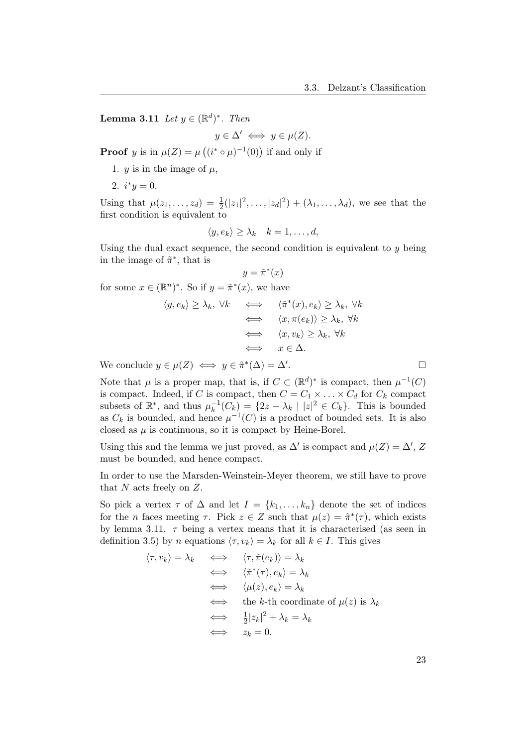**Lemma 3.11** *Let $y \in (\mathbb{R}^d)^*$. Then*

$$y \in \Delta' \iff y \in \mu(Z).$$

**Proof** $y$ is in $\mu(Z) = \mu\left((i^* \circ \mu)^{-1}(0)\right)$ if and only if

1. $y$ is in the image of $\mu$,
2. $i^* y = 0$.

Using that $\mu(z_1, \ldots, z_d) = \frac{1}{2}(|z_1|^2, \ldots, |z_d|^2) + (\lambda_1, \ldots, \lambda_d)$, we see that the first condition is equivalent to

$$\langle y, e_k \rangle \geq \lambda_k \quad k = 1, \ldots, d,$$

Using the dual exact sequence, the second condition is equivalent to $y$ being in the image of $\tilde{\pi}^*$, that is

$$y = \tilde{\pi}^*(x)$$

for some $x \in (\mathbb{R}^n)^*$. So if $y = \tilde{\pi}^*(x)$, we have

$$\begin{aligned}
\langle y, e_k \rangle \geq \lambda_k,\ \forall k \quad &\iff \quad \langle \tilde{\pi}^*(x), e_k \rangle \geq \lambda_k,\ \forall k \\
&\iff \quad \langle x, \pi(e_k) \rangle \geq \lambda_k,\ \forall k \\
&\iff \quad \langle x, v_k \rangle \geq \lambda_k,\ \forall k \\
&\iff \quad x \in \Delta.
\end{aligned}$$

We conclude $y \in \mu(Z) \iff y \in \tilde{\pi}^*(\Delta) = \Delta'$. $\square$

Note that $\mu$ is a proper map, that is, if $C \subset (\mathbb{R}^d)^*$ is compact, then $\mu^{-1}(C)$ is compact. Indeed, if $C$ is compact, then $C = C_1 \times \ldots \times C_d$ for $C_k$ compact subsets of $\mathbb{R}^*$, and thus $\mu_k^{-1}(C_k) = \{2z - \lambda_k \mid |z|^2 \in C_k\}$. This is bounded as $C_k$ is bounded, and hence $\mu^{-1}(C)$ is a product of bounded sets. It is also closed as $\mu$ is continuous, so it is compact by Heine-Borel.

Using this and the lemma we just proved, as $\Delta'$ is compact and $\mu(Z) = \Delta'$, $Z$ must be bounded, and hence compact.

In order to use the Marsden-Weinstein-Meyer theorem, we still have to prove that $N$ acts freely on $Z$.

So pick a vertex $\tau$ of $\Delta$ and let $I = \{k_1, \ldots, k_n\}$ denote the set of indices for the $n$ faces meeting $\tau$. Pick $z \in Z$ such that $\mu(z) = \tilde{\pi}^*(\tau)$, which exists by lemma 3.11. $\tau$ being a vertex means that it is characterised (as seen in definition 3.5) by $n$ equations $\langle \tau, v_k \rangle = \lambda_k$ for all $k \in I$. This gives

$$\begin{aligned}
\langle \tau, v_k \rangle = \lambda_k \quad &\iff \quad \langle \tau, \tilde{\pi}(e_k) \rangle = \lambda_k \\
&\iff \quad \langle \tilde{\pi}^*(\tau), e_k \rangle = \lambda_k \\
&\iff \quad \langle \mu(z), e_k \rangle = \lambda_k \\
&\iff \quad \text{the } k\text{-th coordinate of } \mu(z) \text{ is } \lambda_k \\
&\iff \quad \tfrac{1}{2}|z_k|^2 + \lambda_k = \lambda_k \\
&\iff \quad z_k = 0.
\end{aligned}$$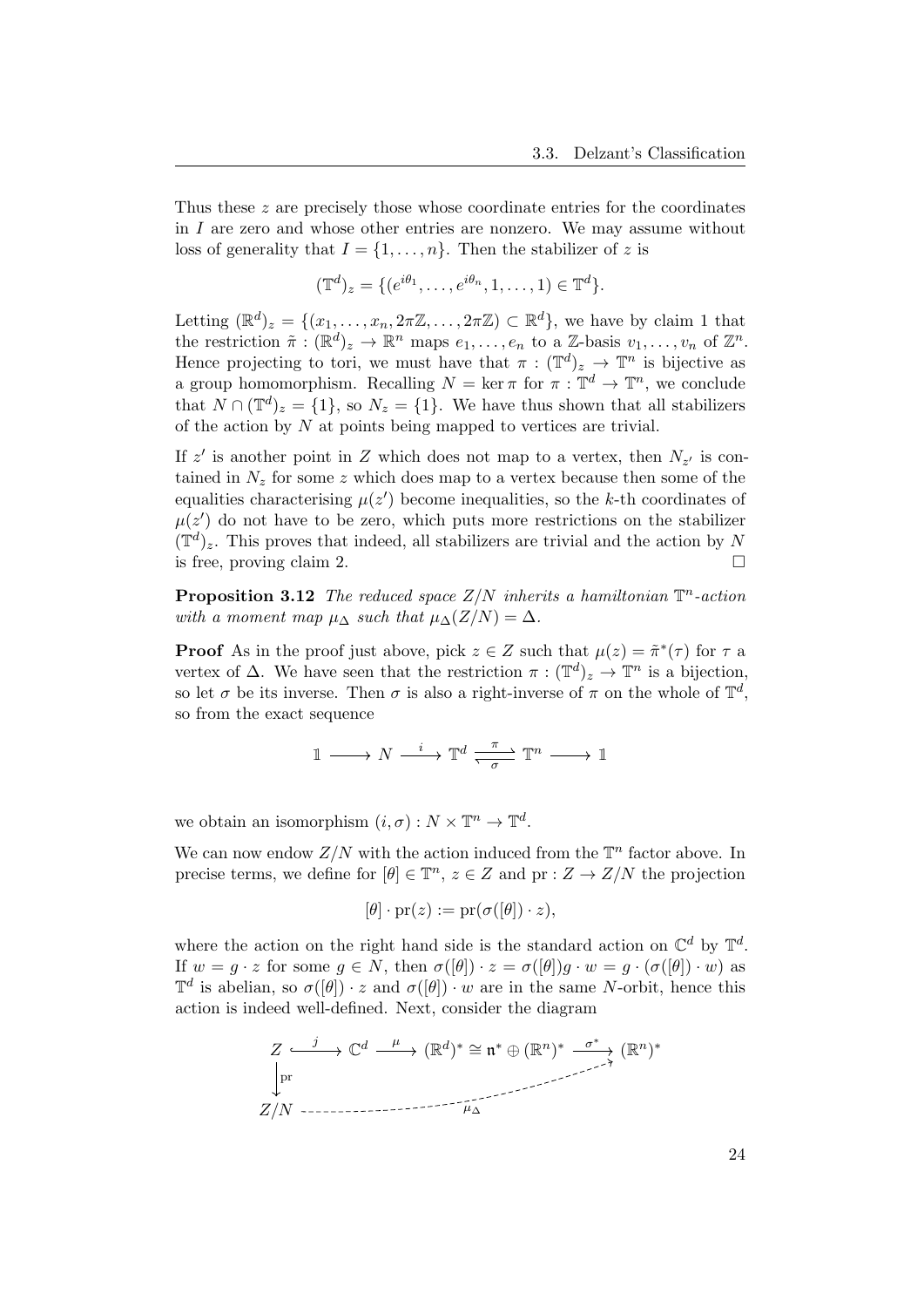Thus these $z$ are precisely those whose coordinate entries for the coordinates in $I$ are zero and whose other entries are nonzero. We may assume without loss of generality that $I = \{1, \dots, n\}$. Then the stabilizer of $z$ is

$$(\mathbb{T}^d)_z = \{(e^{i\theta_1}, \dots, e^{i\theta_n}, 1, \dots, 1) \in \mathbb{T}^d\}.$$

Letting $(\mathbb{R}^d)_z = \{(x_1, \dots, x_n, 2\pi\mathbb{Z}, \dots, 2\pi\mathbb{Z}) \subset \mathbb{R}^d\}$, we have by claim 1 that the restriction $\tilde{\pi} : (\mathbb{R}^d)_z \to \mathbb{R}^n$ maps $e_1, \dots, e_n$ to a $\mathbb{Z}$-basis $v_1, \dots, v_n$ of $\mathbb{Z}^n$. Hence projecting to tori, we must have that $\pi : (\mathbb{T}^d)_z \to \mathbb{T}^n$ is bijective as a group homomorphism. Recalling $N = \ker \pi$ for $\pi : \mathbb{T}^d \to \mathbb{T}^n$, we conclude that $N \cap (\mathbb{T}^d)_z = \{1\}$, so $N_z = \{1\}$. We have thus shown that all stabilizers of the action by $N$ at points being mapped to vertices are trivial.

If $z'$ is another point in $Z$ which does not map to a vertex, then $N_{z'}$ is contained in $N_z$ for some $z$ which does map to a vertex because then some of the equalities characterising $\mu(z')$ become inequalities, so the $k$-th coordinates of $\mu(z')$ do not have to be zero, which puts more restrictions on the stabilizer $(\mathbb{T}^d)_z$. This proves that indeed, all stabilizers are trivial and the action by $N$ is free, proving claim 2. □

**Proposition 3.12** *The reduced space $Z/N$ inherits a hamiltonian $\mathbb{T}^n$-action with a moment map $\mu_\Delta$ such that $\mu_\Delta(Z/N) = \Delta$.*

**Proof** As in the proof just above, pick $z \in Z$ such that $\mu(z) = \tilde{\pi}^*(\tau)$ for $\tau$ a vertex of $\Delta$. We have seen that the restriction $\pi : (\mathbb{T}^d)_z \to \mathbb{T}^n$ is a bijection, so let $\sigma$ be its inverse. Then $\sigma$ is also a right-inverse of $\pi$ on the whole of $\mathbb{T}^d$, so from the exact sequence

$$\mathbb{1} \longrightarrow N \xrightarrow{\;i\;} \mathbb{T}^d \underset{\sigma}{\overset{\pi}{\rightleftarrows}} \mathbb{T}^n \longrightarrow \mathbb{1}$$

we obtain an isomorphism $(i, \sigma) : N \times \mathbb{T}^n \to \mathbb{T}^d$.

We can now endow $Z/N$ with the action induced from the $\mathbb{T}^n$ factor above. In precise terms, we define for $[\theta] \in \mathbb{T}^n$, $z \in Z$ and $\mathrm{pr} : Z \to Z/N$ the projection

$$[\theta] \cdot \mathrm{pr}(z) := \mathrm{pr}(\sigma([\theta]) \cdot z),$$

where the action on the right hand side is the standard action on $\mathbb{C}^d$ by $\mathbb{T}^d$. If $w = g \cdot z$ for some $g \in N$, then $\sigma([\theta]) \cdot z = \sigma([\theta])g \cdot w = g \cdot (\sigma([\theta]) \cdot w)$ as $\mathbb{T}^d$ is abelian, so $\sigma([\theta]) \cdot z$ and $\sigma([\theta]) \cdot w$ are in the same $N$-orbit, hence this action is indeed well-defined. Next, consider the diagram

$$\begin{array}{ccccccc}
Z & \xhookrightarrow{\;j\;} & \mathbb{C}^d & \xrightarrow{\;\mu\;} & (\mathbb{R}^d)^* \cong \mathfrak{n}^* \oplus (\mathbb{R}^n)^* & \xrightarrow{\;\sigma^*\;} & (\mathbb{R}^n)^* \\
\big\downarrow \mathrm{pr} & & & & & \nearrow_{\mu_\Delta} & \\
Z/N & & & & & &
\end{array}$$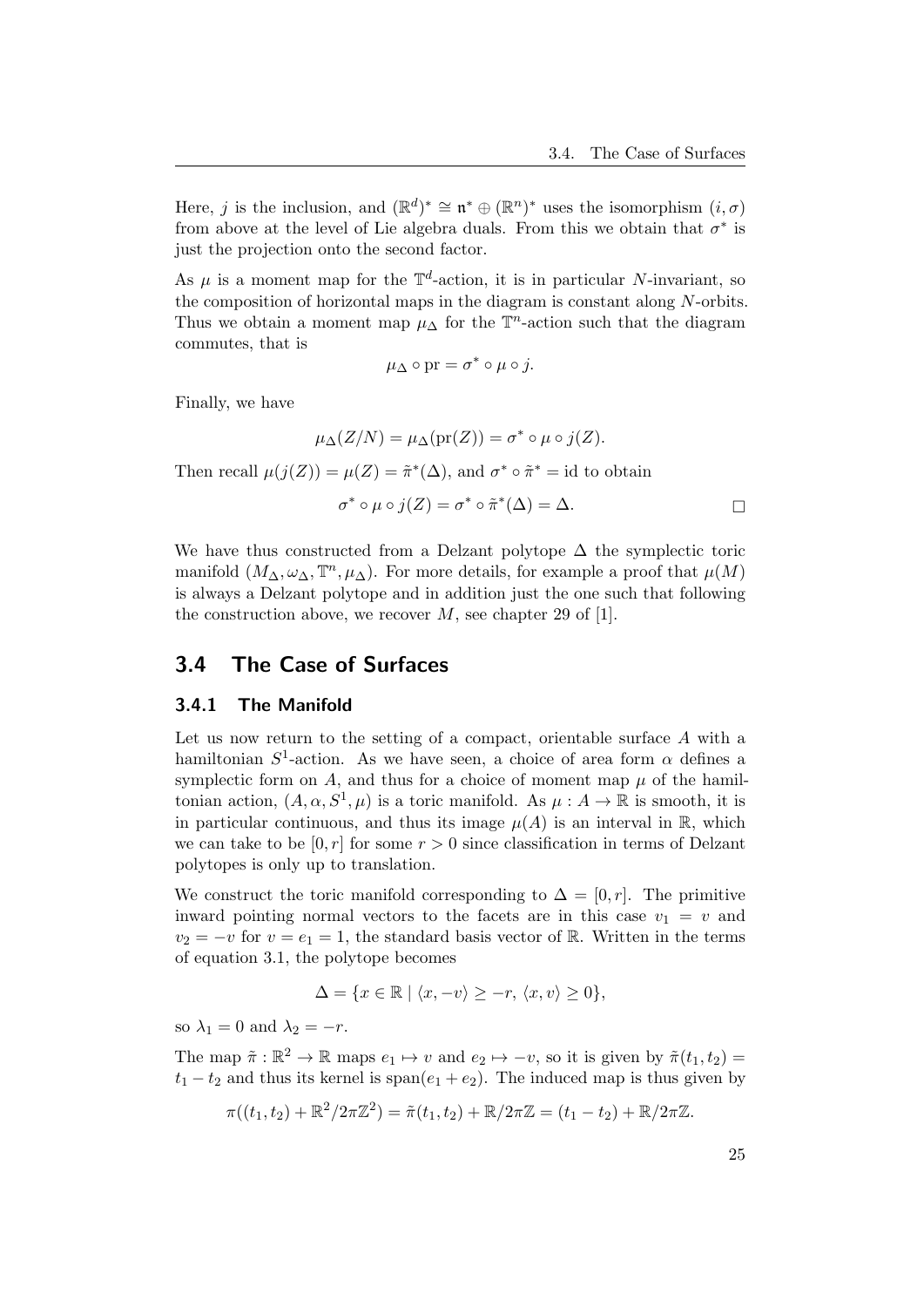Here, $j$ is the inclusion, and $(\mathbb{R}^d)^* \cong \mathfrak{n}^* \oplus (\mathbb{R}^n)^*$ uses the isomorphism $(i, \sigma)$ from above at the level of Lie algebra duals. From this we obtain that $\sigma^*$ is just the projection onto the second factor.

As $\mu$ is a moment map for the $\mathbb{T}^d$-action, it is in particular $N$-invariant, so the composition of horizontal maps in the diagram is constant along $N$-orbits. Thus we obtain a moment map $\mu_\Delta$ for the $\mathbb{T}^n$-action such that the diagram commutes, that is

$$\mu_\Delta \circ \mathrm{pr} = \sigma^* \circ \mu \circ j.$$

Finally, we have

$$\mu_\Delta(Z/N) = \mu_\Delta(\mathrm{pr}(Z)) = \sigma^* \circ \mu \circ j(Z).$$

Then recall $\mu(j(Z)) = \mu(Z) = \tilde{\pi}^*(\Delta)$, and $\sigma^* \circ \tilde{\pi}^* = \mathrm{id}$ to obtain

$$\sigma^* \circ \mu \circ j(Z) = \sigma^* \circ \tilde{\pi}^*(\Delta) = \Delta. \qquad \square$$

We have thus constructed from a Delzant polytope $\Delta$ the symplectic toric manifold $(M_\Delta, \omega_\Delta, \mathbb{T}^n, \mu_\Delta)$. For more details, for example a proof that $\mu(M)$ is always a Delzant polytope and in addition just the one such that following the construction above, we recover $M$, see chapter 29 of [1].

## 3.4 The Case of Surfaces

### 3.4.1 The Manifold

Let us now return to the setting of a compact, orientable surface $A$ with a hamiltonian $S^1$-action. As we have seen, a choice of area form $\alpha$ defines a symplectic form on $A$, and thus for a choice of moment map $\mu$ of the hamiltonian action, $(A, \alpha, S^1, \mu)$ is a toric manifold. As $\mu : A \to \mathbb{R}$ is smooth, it is in particular continuous, and thus its image $\mu(A)$ is an interval in $\mathbb{R}$, which we can take to be $[0, r]$ for some $r > 0$ since classification in terms of Delzant polytopes is only up to translation.

We construct the toric manifold corresponding to $\Delta = [0, r]$. The primitive inward pointing normal vectors to the facets are in this case $v_1 = v$ and $v_2 = -v$ for $v = e_1 = 1$, the standard basis vector of $\mathbb{R}$. Written in the terms of equation 3.1, the polytope becomes

$$\Delta = \{x \in \mathbb{R} \mid \langle x, -v \rangle \geq -r,\ \langle x, v \rangle \geq 0\},$$

so $\lambda_1 = 0$ and $\lambda_2 = -r$.

The map $\tilde{\pi} : \mathbb{R}^2 \to \mathbb{R}$ maps $e_1 \mapsto v$ and $e_2 \mapsto -v$, so it is given by $\tilde{\pi}(t_1, t_2) = t_1 - t_2$ and thus its kernel is $\mathrm{span}(e_1 + e_2)$. The induced map is thus given by

$$\pi((t_1, t_2) + \mathbb{R}^2/2\pi\mathbb{Z}^2) = \tilde{\pi}(t_1, t_2) + \mathbb{R}/2\pi\mathbb{Z} = (t_1 - t_2) + \mathbb{R}/2\pi\mathbb{Z}.$$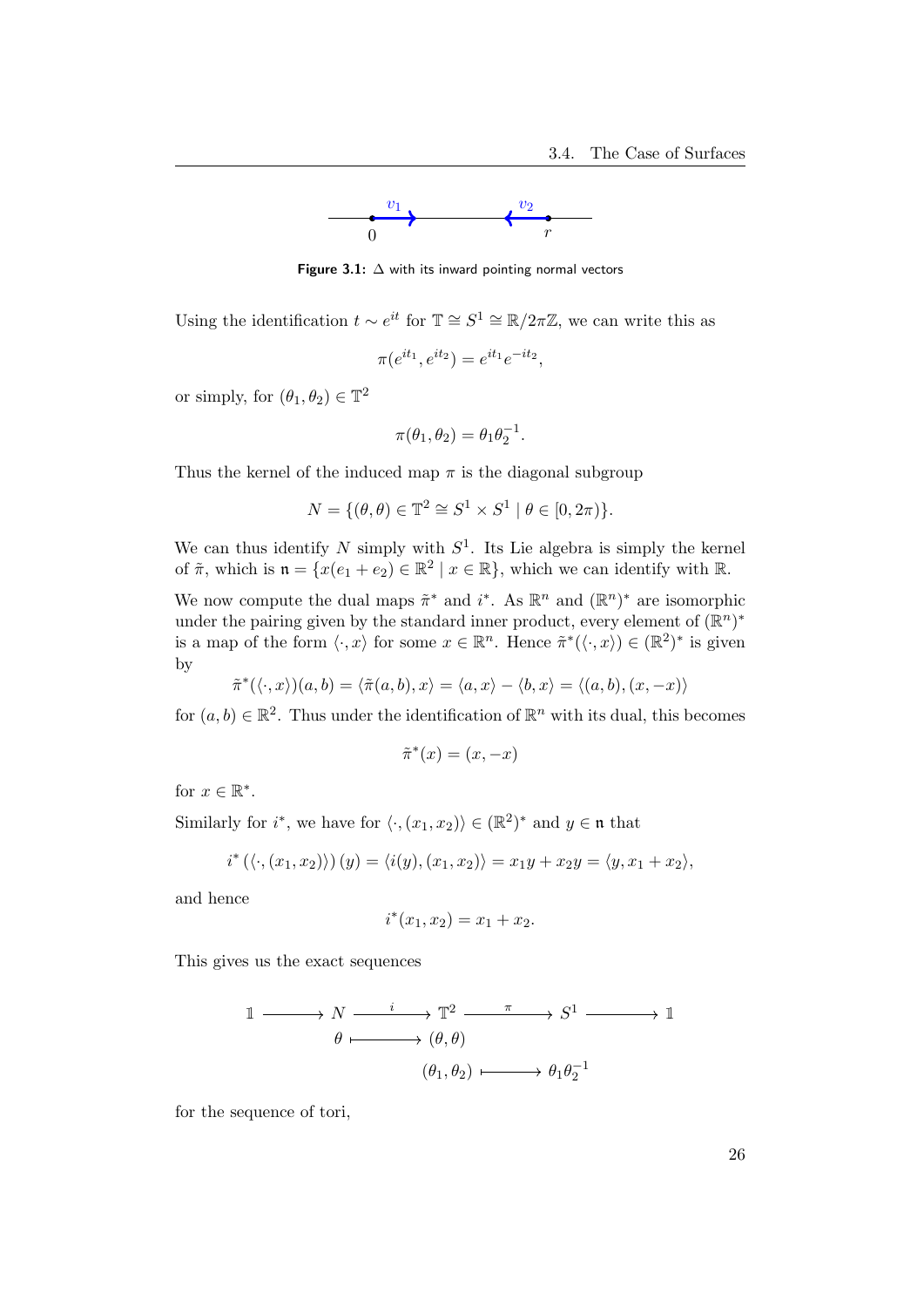**Figure 3.1:** $\Delta$ with its inward pointing normal vectors

Using the identification $t \sim e^{it}$ for $\mathbb{T} \cong S^1 \cong \mathbb{R}/2\pi\mathbb{Z}$, we can write this as

$$\pi(e^{it_1}, e^{it_2}) = e^{it_1}e^{-it_2},$$

or simply, for $(\theta_1, \theta_2) \in \mathbb{T}^2$

$$\pi(\theta_1, \theta_2) = \theta_1\theta_2^{-1}.$$

Thus the kernel of the induced map $\pi$ is the diagonal subgroup

$$N = \{(\theta, \theta) \in \mathbb{T}^2 \cong S^1 \times S^1 \mid \theta \in [0, 2\pi)\}.$$

We can thus identify $N$ simply with $S^1$. Its Lie algebra is simply the kernel of $\tilde{\pi}$, which is $\mathfrak{n} = \{x(e_1 + e_2) \in \mathbb{R}^2 \mid x \in \mathbb{R}\}$, which we can identify with $\mathbb{R}$.

We now compute the dual maps $\tilde{\pi}^*$ and $i^*$. As $\mathbb{R}^n$ and $(\mathbb{R}^n)^*$ are isomorphic under the pairing given by the standard inner product, every element of $(\mathbb{R}^n)^*$ is a map of the form $\langle \cdot, x\rangle$ for some $x \in \mathbb{R}^n$. Hence $\tilde{\pi}^*(\langle \cdot, x\rangle) \in (\mathbb{R}^2)^*$ is given by

$$\tilde{\pi}^*(\langle \cdot, x\rangle)(a, b) = \langle \tilde{\pi}(a, b), x\rangle = \langle a, x\rangle - \langle b, x\rangle = \langle (a, b), (x, -x)\rangle$$

for $(a, b) \in \mathbb{R}^2$. Thus under the identification of $\mathbb{R}^n$ with its dual, this becomes

$$\tilde{\pi}^*(x) = (x, -x)$$

for $x \in \mathbb{R}^*$.

Similarly for $i^*$, we have for $\langle \cdot, (x_1, x_2)\rangle \in (\mathbb{R}^2)^*$ and $y \in \mathfrak{n}$ that

$$i^*\left(\langle \cdot, (x_1, x_2)\rangle\right)(y) = \langle i(y), (x_1, x_2)\rangle = x_1 y + x_2 y = \langle y, x_1 + x_2\rangle,$$

and hence

$$i^*(x_1, x_2) = x_1 + x_2.$$

This gives us the exact sequences

$$\begin{array}{ccccccccc}
\mathbb{1} & \longrightarrow & N & \xrightarrow{\ i\ } & \mathbb{T}^2 & \xrightarrow{\ \pi\ } & S^1 & \longrightarrow & \mathbb{1} \\
& & \theta & \longmapsto & (\theta, \theta) & & & & \\
& & & & (\theta_1, \theta_2) & \longmapsto & \theta_1\theta_2^{-1} & &
\end{array}$$

for the sequence of tori,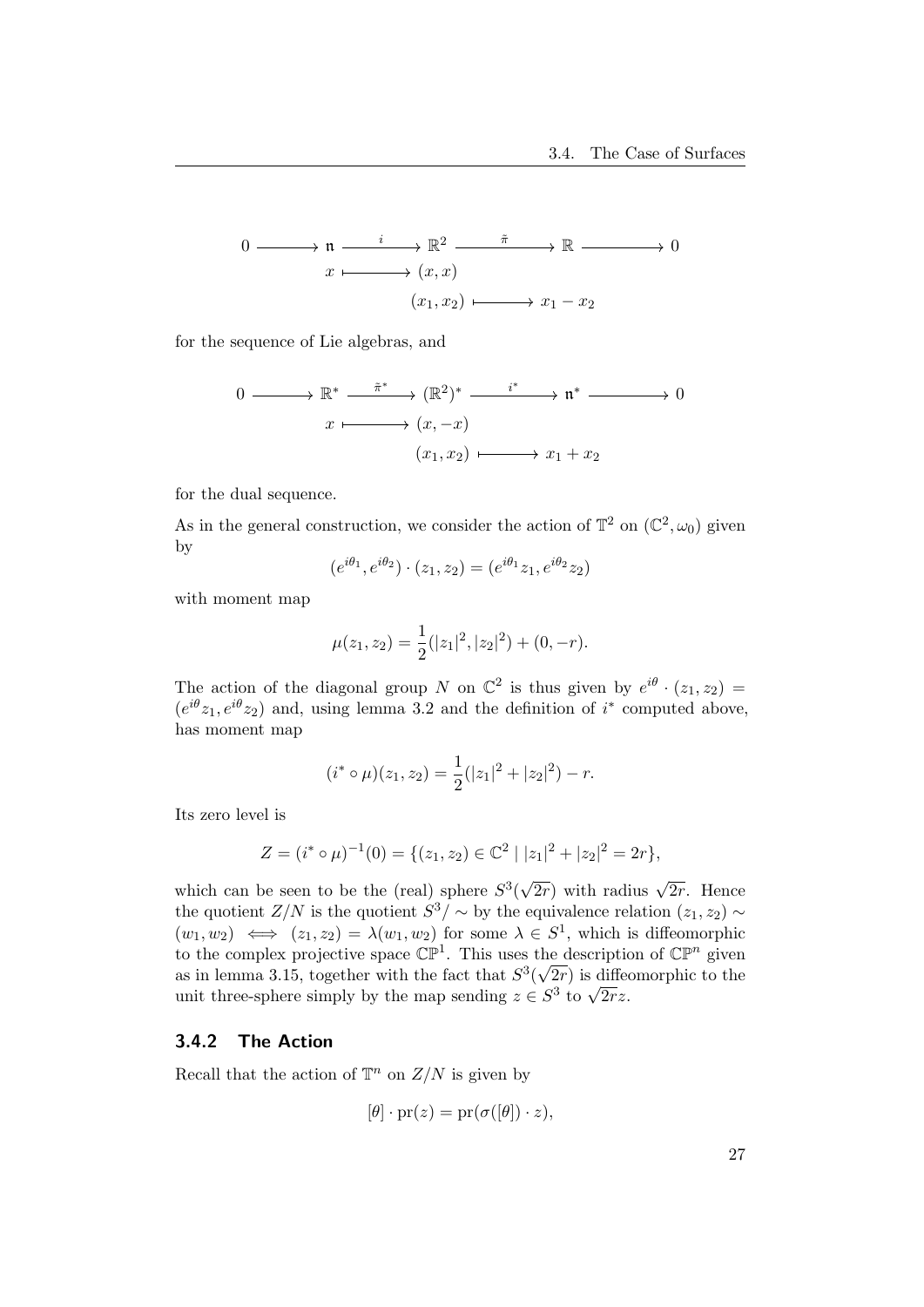$$
\begin{array}{ccccccccc}
0 & \longrightarrow & \mathfrak{n} & \xrightarrow{\quad i \quad} & \mathbb{R}^2 & \xrightarrow{\quad \tilde{\pi} \quad} & \mathbb{R} & \longrightarrow & 0 \\
 & & x & \longmapsto & (x, x) & & & & \\
 & & & & (x_1, x_2) & \longmapsto & x_1 - x_2 & &
\end{array}
$$

for the sequence of Lie algebras, and

$$
\begin{array}{ccccccccc}
0 & \longrightarrow & \mathbb{R}^* & \xrightarrow{\quad \tilde{\pi}^* \quad} & (\mathbb{R}^2)^* & \xrightarrow{\quad i^* \quad} & \mathfrak{n}^* & \longrightarrow & 0 \\
 & & x & \longmapsto & (x, -x) & & & & \\
 & & & & (x_1, x_2) & \longmapsto & x_1 + x_2 & &
\end{array}
$$

for the dual sequence.

As in the general construction, we consider the action of $\mathbb{T}^2$ on $(\mathbb{C}^2, \omega_0)$ given by

$$
(e^{i\theta_1}, e^{i\theta_2}) \cdot (z_1, z_2) = (e^{i\theta_1} z_1, e^{i\theta_2} z_2)
$$

with moment map

$$
\mu(z_1, z_2) = \frac{1}{2}(|z_1|^2, |z_2|^2) + (0, -r).
$$

The action of the diagonal group $N$ on $\mathbb{C}^2$ is thus given by $e^{i\theta} \cdot (z_1, z_2) = (e^{i\theta} z_1, e^{i\theta} z_2)$ and, using lemma 3.2 and the definition of $i^*$ computed above, has moment map

$$
(i^* \circ \mu)(z_1, z_2) = \frac{1}{2}(|z_1|^2 + |z_2|^2) - r.
$$

Its zero level is

$$
Z = (i^* \circ \mu)^{-1}(0) = \{(z_1, z_2) \in \mathbb{C}^2 \mid |z_1|^2 + |z_2|^2 = 2r\},
$$

which can be seen to be the (real) sphere $S^3(\sqrt{2r})$ with radius $\sqrt{2r}$. Hence the quotient $Z/N$ is the quotient $S^3/\sim$ by the equivalence relation $(z_1, z_2) \sim (w_1, w_2) \iff (z_1, z_2) = \lambda(w_1, w_2)$ for some $\lambda \in S^1$, which is diffeomorphic to the complex projective space $\mathbb{CP}^1$. This uses the description of $\mathbb{CP}^n$ given as in lemma 3.15, together with the fact that $S^3(\sqrt{2r})$ is diffeomorphic to the unit three-sphere simply by the map sending $z \in S^3$ to $\sqrt{2r}z$.

### 3.4.2 The Action

Recall that the action of $\mathbb{T}^n$ on $Z/N$ is given by

$$
[\theta] \cdot \mathrm{pr}(z) = \mathrm{pr}(\sigma([\theta]) \cdot z),
$$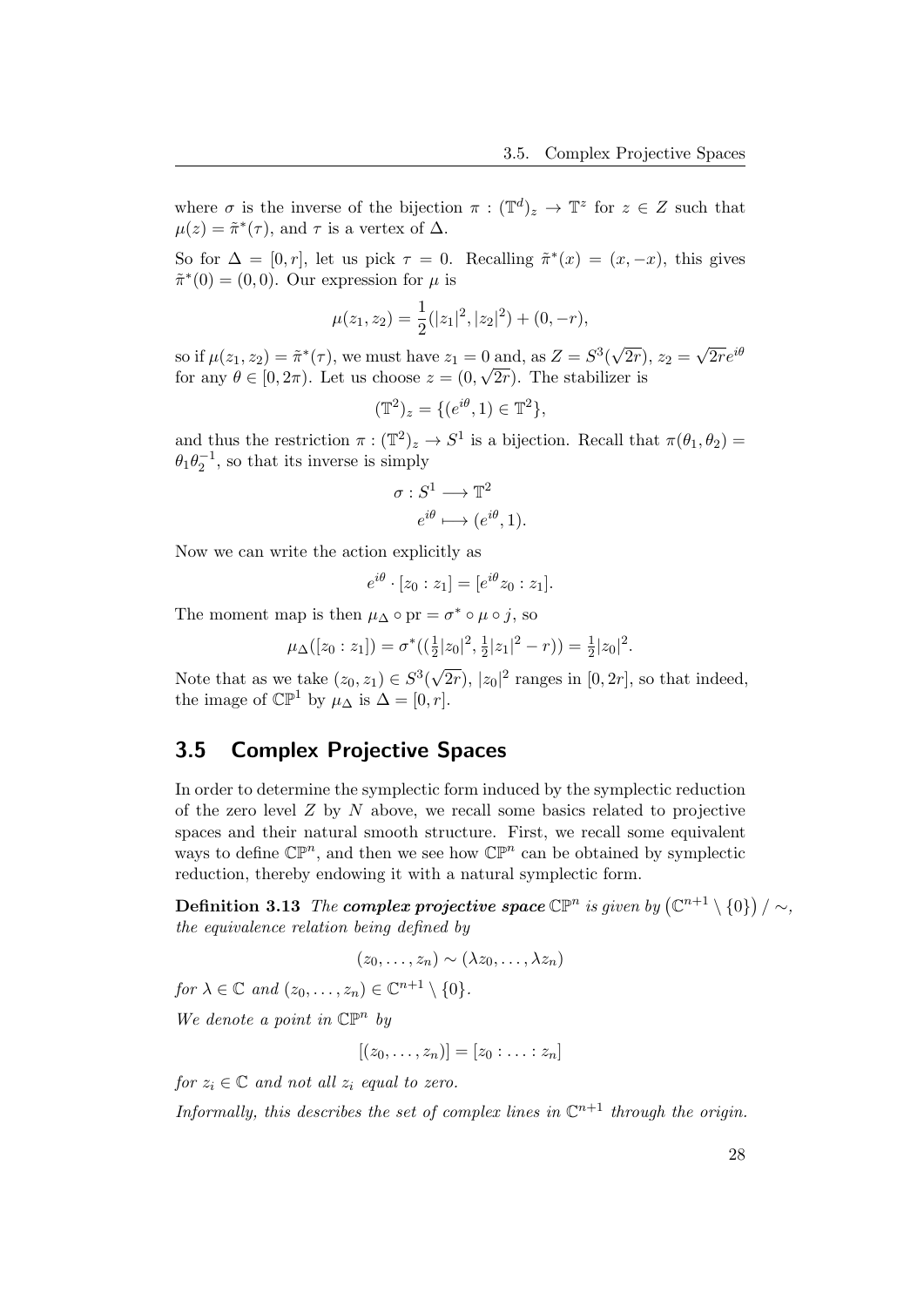where $\sigma$ is the inverse of the bijection $\pi : (\mathbb{T}^d)_z \to \mathbb{T}^z$ for $z \in Z$ such that $\mu(z) = \tilde{\pi}^*(\tau)$, and $\tau$ is a vertex of $\Delta$.

So for $\Delta = [0, r]$, let us pick $\tau = 0$. Recalling $\tilde{\pi}^*(x) = (x, -x)$, this gives $\tilde{\pi}^*(0) = (0, 0)$. Our expression for $\mu$ is

$$\mu(z_1, z_2) = \frac{1}{2}(|z_1|^2, |z_2|^2) + (0, -r),$$

so if $\mu(z_1, z_2) = \tilde{\pi}^*(\tau)$, we must have $z_1 = 0$ and, as $Z = S^3(\sqrt{2r})$, $z_2 = \sqrt{2r}e^{i\theta}$ for any $\theta \in [0, 2\pi)$. Let us choose $z = (0, \sqrt{2r})$. The stabilizer is

$$(\mathbb{T}^2)_z = \{(e^{i\theta}, 1) \in \mathbb{T}^2\},$$

and thus the restriction $\pi : (\mathbb{T}^2)_z \to S^1$ is a bijection. Recall that $\pi(\theta_1, \theta_2) = \theta_1\theta_2^{-1}$, so that its inverse is simply

$$\begin{aligned} \sigma : S^1 &\longrightarrow \mathbb{T}^2 \\ e^{i\theta} &\longmapsto (e^{i\theta}, 1). \end{aligned}$$

Now we can write the action explicitly as

$$e^{i\theta} \cdot [z_0 : z_1] = [e^{i\theta}z_0 : z_1].$$

The moment map is then $\mu_\Delta \circ \mathrm{pr} = \sigma^* \circ \mu \circ j$, so

$$\mu_\Delta([z_0 : z_1]) = \sigma^*((\tfrac{1}{2}|z_0|^2, \tfrac{1}{2}|z_1|^2 - r)) = \tfrac{1}{2}|z_0|^2.$$

Note that as we take $(z_0, z_1) \in S^3(\sqrt{2r})$, $|z_0|^2$ ranges in $[0, 2r]$, so that indeed, the image of $\mathbb{CP}^1$ by $\mu_\Delta$ is $\Delta = [0, r]$.

## 3.5 Complex Projective Spaces

In order to determine the symplectic form induced by the symplectic reduction of the zero level $Z$ by $N$ above, we recall some basics related to projective spaces and their natural smooth structure. First, we recall some equivalent ways to define $\mathbb{CP}^n$, and then we see how $\mathbb{CP}^n$ can be obtained by symplectic reduction, thereby endowing it with a natural symplectic form.

**Definition 3.13** *The* ***complex projective space*** $\mathbb{CP}^n$ *is given by* $\left(\mathbb{C}^{n+1} \setminus \{0\}\right) / \sim$, *the equivalence relation being defined by*

$$(z_0, \ldots, z_n) \sim (\lambda z_0, \ldots, \lambda z_n)$$

*for* $\lambda \in \mathbb{C}$ *and* $(z_0, \ldots, z_n) \in \mathbb{C}^{n+1} \setminus \{0\}$.

*We denote a point in* $\mathbb{CP}^n$ *by*

$$[(z_0, \ldots, z_n)] = [z_0 : \ldots : z_n]$$

*for* $z_i \in \mathbb{C}$ *and not all* $z_i$ *equal to zero.*

*Informally, this describes the set of complex lines in* $\mathbb{C}^{n+1}$ *through the origin.*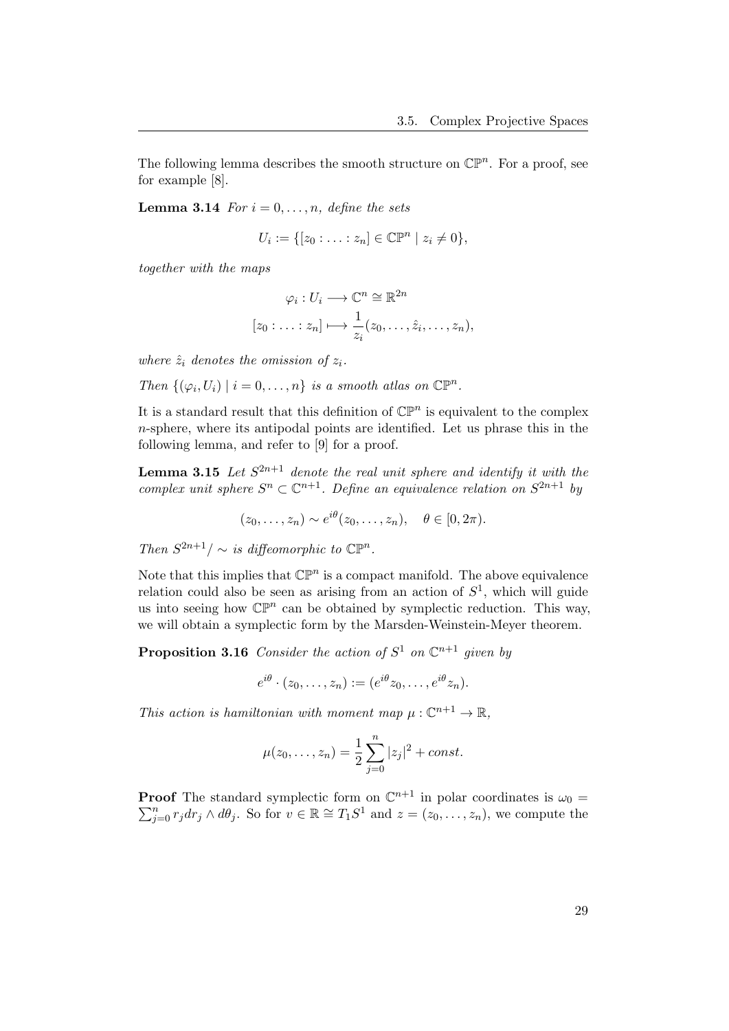The following lemma describes the smooth structure on $\mathbb{CP}^n$. For a proof, see for example [8].

**Lemma 3.14** *For $i = 0, \ldots, n$, define the sets*

$$U_i := \{[z_0 : \ldots : z_n] \in \mathbb{CP}^n \mid z_i \neq 0\},$$

*together with the maps*

$$\varphi_i : U_i \longrightarrow \mathbb{C}^n \cong \mathbb{R}^{2n}$$
$$[z_0 : \ldots : z_n] \longmapsto \frac{1}{z_i}(z_0, \ldots, \hat{z}_i, \ldots, z_n),$$

*where $\hat{z}_i$ denotes the omission of $z_i$.*

*Then $\{(\varphi_i, U_i) \mid i = 0, \ldots, n\}$ is a smooth atlas on $\mathbb{CP}^n$.*

It is a standard result that this definition of $\mathbb{CP}^n$ is equivalent to the complex $n$-sphere, where its antipodal points are identified. Let us phrase this in the following lemma, and refer to [9] for a proof.

**Lemma 3.15** *Let $S^{2n+1}$ denote the real unit sphere and identify it with the complex unit sphere $S^n \subset \mathbb{C}^{n+1}$. Define an equivalence relation on $S^{2n+1}$ by*

$$(z_0, \ldots, z_n) \sim e^{i\theta}(z_0, \ldots, z_n), \quad \theta \in [0, 2\pi).$$

*Then $S^{2n+1}/\sim$ is diffeomorphic to $\mathbb{CP}^n$.*

Note that this implies that $\mathbb{CP}^n$ is a compact manifold. The above equivalence relation could also be seen as arising from an action of $S^1$, which will guide us into seeing how $\mathbb{CP}^n$ can be obtained by symplectic reduction. This way, we will obtain a symplectic form by the Marsden-Weinstein-Meyer theorem.

**Proposition 3.16** *Consider the action of $S^1$ on $\mathbb{C}^{n+1}$ given by*

$$e^{i\theta} \cdot (z_0, \ldots, z_n) := (e^{i\theta} z_0, \ldots, e^{i\theta} z_n).$$

*This action is hamiltonian with moment map $\mu : \mathbb{C}^{n+1} \to \mathbb{R}$,*

$$\mu(z_0, \ldots, z_n) = \frac{1}{2} \sum_{j=0}^{n} |z_j|^2 + const.$$

**Proof** The standard symplectic form on $\mathbb{C}^{n+1}$ in polar coordinates is $\omega_0 = \sum_{j=0}^{n} r_j dr_j \wedge d\theta_j$. So for $v \in \mathbb{R} \cong T_1 S^1$ and $z = (z_0, \ldots, z_n)$, we compute the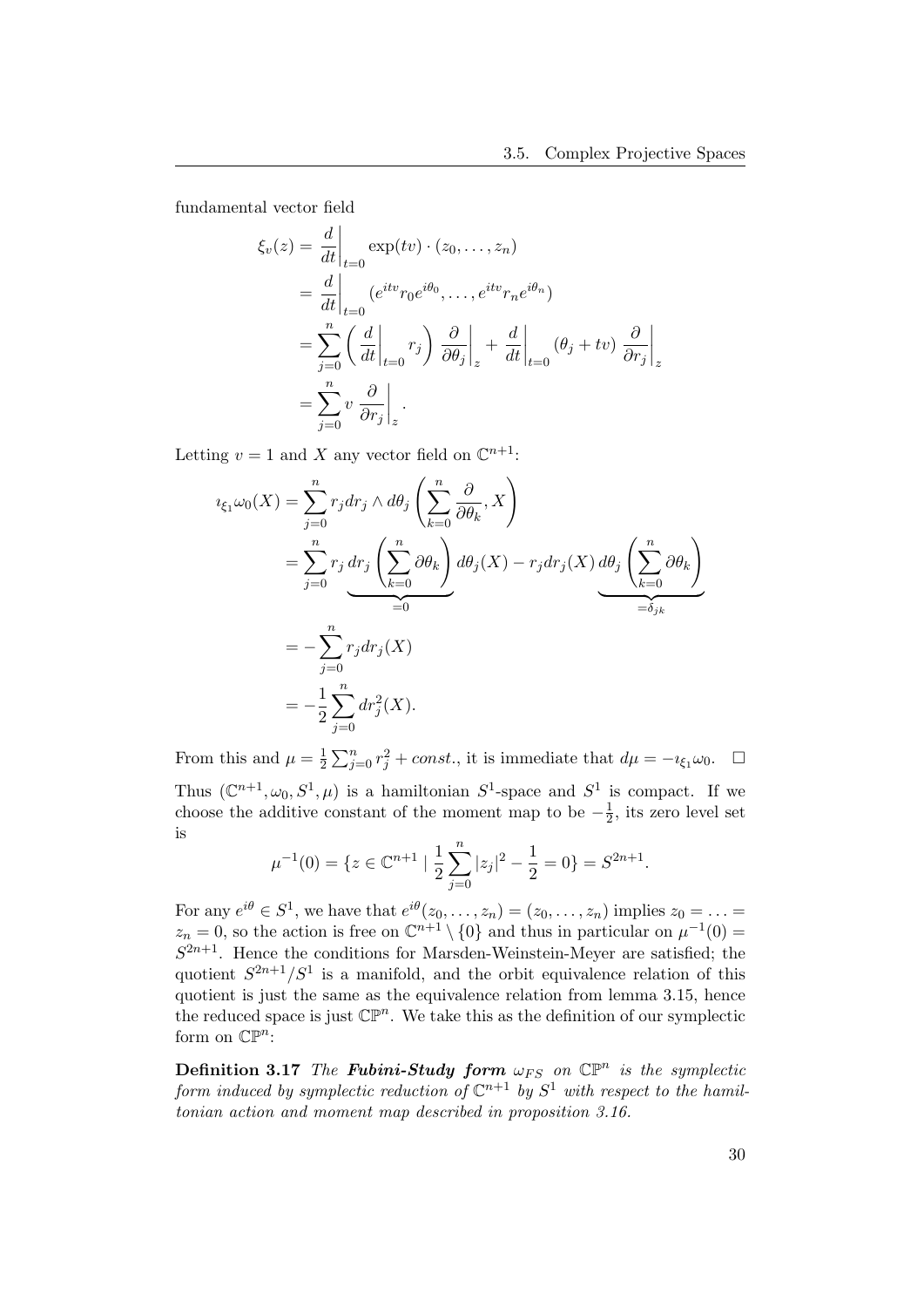fundamental vector field

$$
\begin{aligned}
\xi_v(z) &= \left.\frac{d}{dt}\right|_{t=0} \exp(tv) \cdot (z_0, \ldots, z_n) \\
&= \left.\frac{d}{dt}\right|_{t=0} (e^{itv} r_0 e^{i\theta_0}, \ldots, e^{itv} r_n e^{i\theta_n}) \\
&= \sum_{j=0}^{n} \left( \left.\frac{d}{dt}\right|_{t=0} r_j \right) \left.\frac{\partial}{\partial \theta_j}\right|_z + \left.\frac{d}{dt}\right|_{t=0} (\theta_j + tv) \left.\frac{\partial}{\partial r_j}\right|_z \\
&= \sum_{j=0}^{n} v \left.\frac{\partial}{\partial r_j}\right|_z .
\end{aligned}
$$

Letting $v = 1$ and $X$ any vector field on $\mathbb{C}^{n+1}$:

$$
\begin{aligned}
\imath_{\xi_1}\omega_0(X) &= \sum_{j=0}^{n} r_j dr_j \wedge d\theta_j \left( \sum_{k=0}^{n} \frac{\partial}{\partial \theta_k}, X \right) \\
&= \sum_{j=0}^{n} r_j \underbrace{dr_j \left( \sum_{k=0}^{n} \partial\theta_k \right)}_{=0} d\theta_j(X) - r_j dr_j(X) \underbrace{d\theta_j \left( \sum_{k=0}^{n} \partial\theta_k \right)}_{=\delta_{jk}} \\
&= -\sum_{j=0}^{n} r_j dr_j(X) \\
&= -\frac{1}{2} \sum_{j=0}^{n} dr_j^2(X).
\end{aligned}
$$

From this and $\mu = \frac{1}{2}\sum_{j=0}^{n} r_j^2 + const.$, it is immediate that $d\mu = -\imath_{\xi_1}\omega_0$. $\square$

Thus $(\mathbb{C}^{n+1}, \omega_0, S^1, \mu)$ is a hamiltonian $S^1$-space and $S^1$ is compact. If we choose the additive constant of the moment map to be $-\frac{1}{2}$, its zero level set is

$$
\mu^{-1}(0) = \{ z \in \mathbb{C}^{n+1} \mid \frac{1}{2} \sum_{j=0}^{n} |z_j|^2 - \frac{1}{2} = 0 \} = S^{2n+1}.
$$

For any $e^{i\theta} \in S^1$, we have that $e^{i\theta}(z_0, \ldots, z_n) = (z_0, \ldots, z_n)$ implies $z_0 = \ldots = z_n = 0$, so the action is free on $\mathbb{C}^{n+1} \setminus \{0\}$ and thus in particular on $\mu^{-1}(0) = S^{2n+1}$. Hence the conditions for Marsden-Weinstein-Meyer are satisfied; the quotient $S^{2n+1}/S^1$ is a manifold, and the orbit equivalence relation of this quotient is just the same as the equivalence relation from lemma 3.15, hence the reduced space is just $\mathbb{CP}^n$. We take this as the definition of our symplectic form on $\mathbb{CP}^n$:

**Definition 3.17** *The* ***Fubini-Study form*** $\omega_{FS}$ *on* $\mathbb{CP}^n$ *is the symplectic form induced by symplectic reduction of* $\mathbb{C}^{n+1}$ *by* $S^1$ *with respect to the hamiltonian action and moment map described in proposition 3.16.*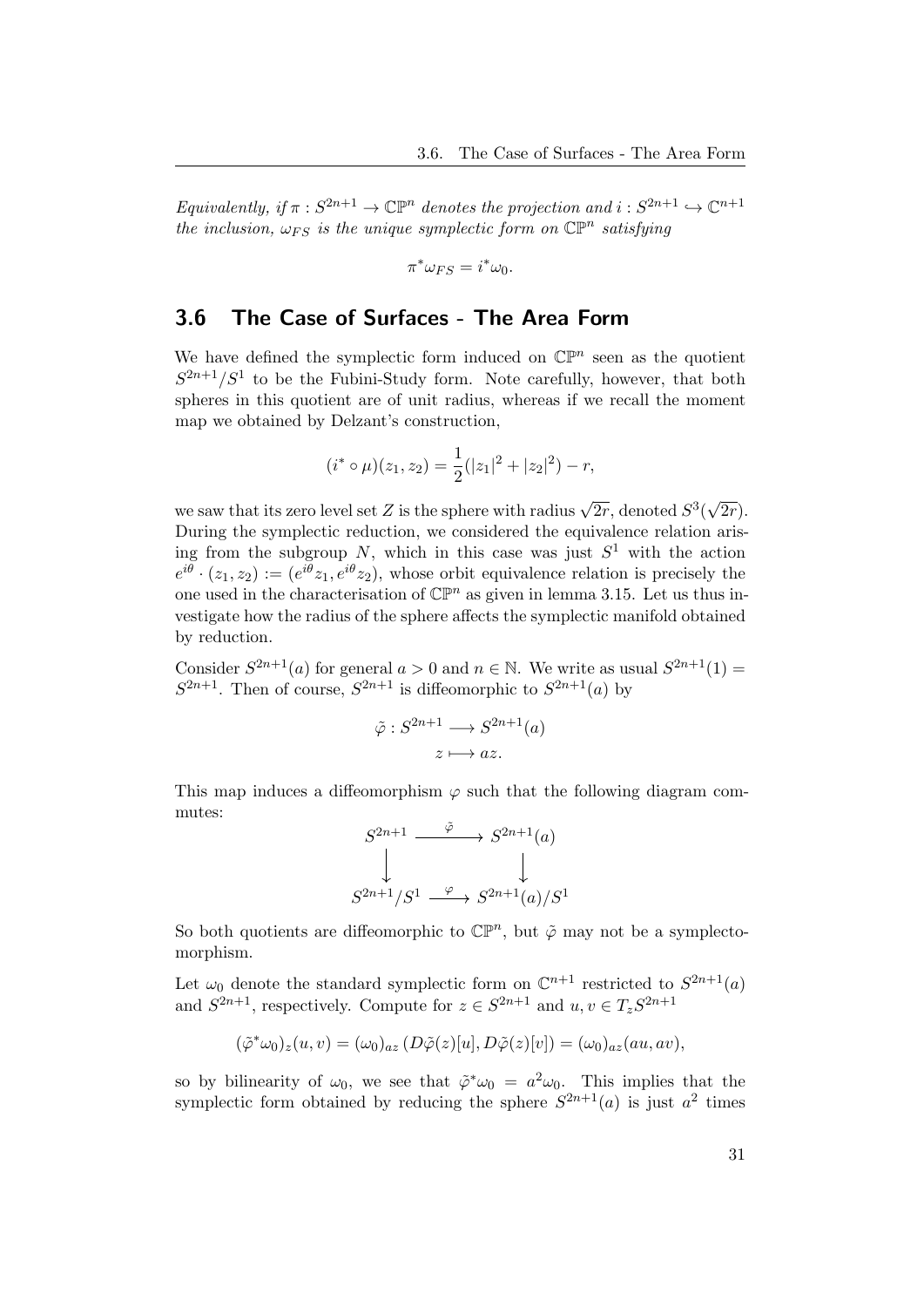*Equivalently, if $\pi : S^{2n+1} \to \mathbb{CP}^n$ denotes the projection and $i : S^{2n+1} \hookrightarrow \mathbb{C}^{n+1}$ the inclusion, $\omega_{FS}$ is the unique symplectic form on $\mathbb{CP}^n$ satisfying*

$$\pi^* \omega_{FS} = i^* \omega_0.$$

## 3.6 The Case of Surfaces - The Area Form

We have defined the symplectic form induced on $\mathbb{CP}^n$ seen as the quotient $S^{2n+1}/S^1$ to be the Fubini-Study form. Note carefully, however, that both spheres in this quotient are of unit radius, whereas if we recall the moment map we obtained by Delzant's construction,

$$(i^* \circ \mu)(z_1, z_2) = \frac{1}{2}(|z_1|^2 + |z_2|^2) - r,$$

we saw that its zero level set $Z$ is the sphere with radius $\sqrt{2r}$, denoted $S^3(\sqrt{2r})$. During the symplectic reduction, we considered the equivalence relation arising from the subgroup $N$, which in this case was just $S^1$ with the action $e^{i\theta} \cdot (z_1, z_2) := (e^{i\theta} z_1, e^{i\theta} z_2)$, whose orbit equivalence relation is precisely the one used in the characterisation of $\mathbb{CP}^n$ as given in lemma 3.15. Let us thus investigate how the radius of the sphere affects the symplectic manifold obtained by reduction.

Consider $S^{2n+1}(a)$ for general $a > 0$ and $n \in \mathbb{N}$. We write as usual $S^{2n+1}(1) = S^{2n+1}$. Then of course, $S^{2n+1}$ is diffeomorphic to $S^{2n+1}(a)$ by

$$\begin{aligned} \tilde{\varphi} : S^{2n+1} &\longrightarrow S^{2n+1}(a) \\ z &\longmapsto az. \end{aligned}$$

This map induces a diffeomorphism $\varphi$ such that the following diagram commutes:

$$\begin{array}{ccc} S^{2n+1} & \xrightarrow{\tilde{\varphi}} & S^{2n+1}(a) \\ \downarrow & & \downarrow \\ S^{2n+1}/S^1 & \xrightarrow{\varphi} & S^{2n+1}(a)/S^1 \end{array}$$

So both quotients are diffeomorphic to $\mathbb{CP}^n$, but $\tilde{\varphi}$ may not be a symplectomorphism.

Let $\omega_0$ denote the standard symplectic form on $\mathbb{C}^{n+1}$ restricted to $S^{2n+1}(a)$ and $S^{2n+1}$, respectively. Compute for $z \in S^{2n+1}$ and $u, v \in T_z S^{2n+1}$

$$(\tilde{\varphi}^* \omega_0)_z(u, v) = (\omega_0)_{az} \left( D\tilde{\varphi}(z)[u], D\tilde{\varphi}(z)[v] \right) = (\omega_0)_{az}(au, av),$$

so by bilinearity of $\omega_0$, we see that $\tilde{\varphi}^* \omega_0 = a^2 \omega_0$. This implies that the symplectic form obtained by reducing the sphere $S^{2n+1}(a)$ is just $a^2$ times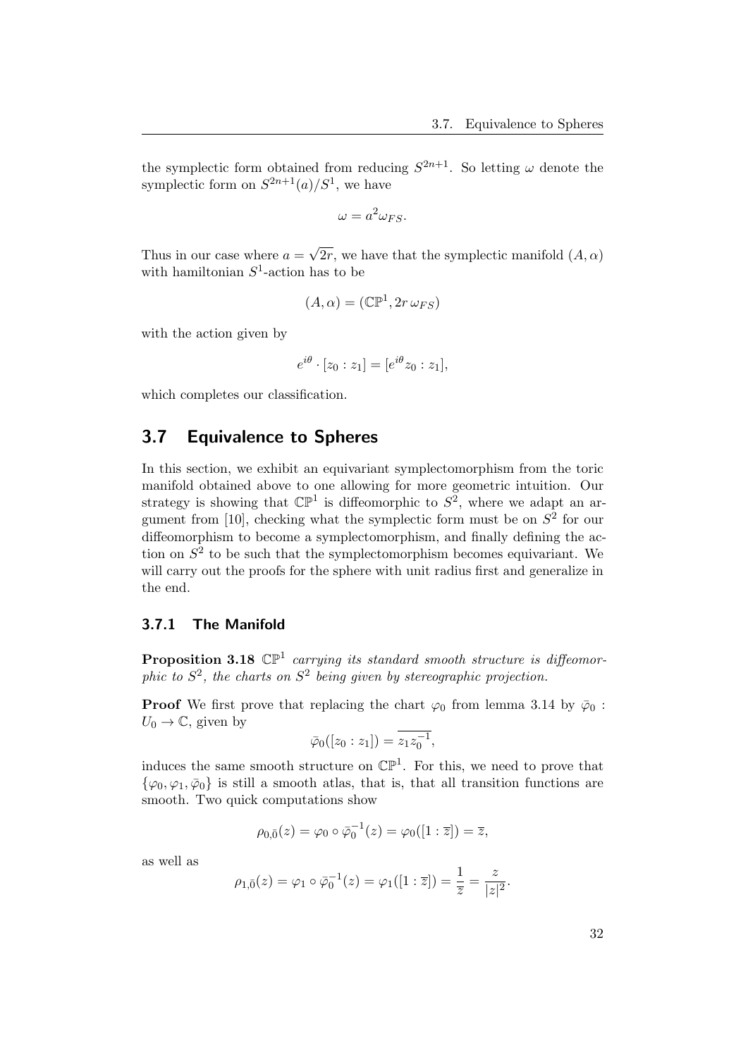the symplectic form obtained from reducing $S^{2n+1}$. So letting $\omega$ denote the symplectic form on $S^{2n+1}(a)/S^1$, we have

$$\omega = a^2 \omega_{FS}.$$

Thus in our case where $a = \sqrt{2r}$, we have that the symplectic manifold $(A, \alpha)$ with hamiltonian $S^1$-action has to be

$$(A, \alpha) = (\mathbb{CP}^1, 2r\, \omega_{FS})$$

with the action given by

$$e^{i\theta} \cdot [z_0 : z_1] = [e^{i\theta} z_0 : z_1],$$

which completes our classification.

## 3.7 Equivalence to Spheres

In this section, we exhibit an equivariant symplectomorphism from the toric manifold obtained above to one allowing for more geometric intuition. Our strategy is showing that $\mathbb{CP}^1$ is diffeomorphic to $S^2$, where we adapt an argument from [10], checking what the symplectic form must be on $S^2$ for our diffeomorphism to become a symplectomorphism, and finally defining the action on $S^2$ to be such that the symplectomorphism becomes equivariant. We will carry out the proofs for the sphere with unit radius first and generalize in the end.

### 3.7.1 The Manifold

**Proposition 3.18** *$\mathbb{CP}^1$ carrying its standard smooth structure is diffeomorphic to $S^2$, the charts on $S^2$ being given by stereographic projection.*

**Proof** We first prove that replacing the chart $\varphi_0$ from lemma 3.14 by $\bar{\varphi}_0 : U_0 \to \mathbb{C}$, given by

$$\bar{\varphi}_0([z_0 : z_1]) = \overline{z_1 z_0^{-1}},$$

induces the same smooth structure on $\mathbb{CP}^1$. For this, we need to prove that $\{\varphi_0, \varphi_1, \bar{\varphi}_0\}$ is still a smooth atlas, that is, that all transition functions are smooth. Two quick computations show

$$\rho_{0,\bar{0}}(z) = \varphi_0 \circ \bar{\varphi}_0^{-1}(z) = \varphi_0([1 : \overline{z}]) = \overline{z},$$

as well as

$$\rho_{1,\bar{0}}(z) = \varphi_1 \circ \bar{\varphi}_0^{-1}(z) = \varphi_1([1 : \overline{z}]) = \frac{1}{\overline{z}} = \frac{z}{|z|^2}.$$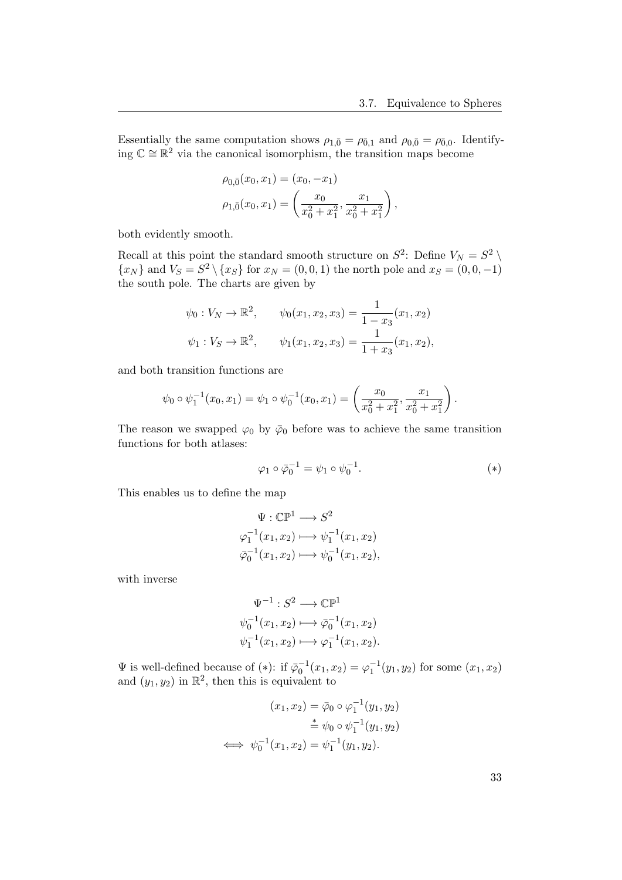Essentially the same computation shows $\rho_{1,\bar{0}} = \rho_{\bar{0},1}$ and $\rho_{0,\bar{0}} = \rho_{\bar{0},0}$. Identifying $\mathbb{C} \cong \mathbb{R}^2$ via the canonical isomorphism, the transition maps become

$$
\begin{aligned}
\rho_{0,\bar{0}}(x_0, x_1) &= (x_0, -x_1) \\
\rho_{1,\bar{0}}(x_0, x_1) &= \left( \frac{x_0}{x_0^2 + x_1^2}, \frac{x_1}{x_0^2 + x_1^2} \right),
\end{aligned}
$$

both evidently smooth.

Recall at this point the standard smooth structure on $S^2$: Define $V_N = S^2 \setminus \{x_N\}$ and $V_S = S^2 \setminus \{x_S\}$ for $x_N = (0, 0, 1)$ the north pole and $x_S = (0, 0, -1)$ the south pole. The charts are given by

$$
\begin{aligned}
\psi_0 : V_N \to \mathbb{R}^2, \qquad \psi_0(x_1, x_2, x_3) &= \frac{1}{1 - x_3}(x_1, x_2) \\
\psi_1 : V_S \to \mathbb{R}^2, \qquad \psi_1(x_1, x_2, x_3) &= \frac{1}{1 + x_3}(x_1, x_2),
\end{aligned}
$$

and both transition functions are

$$
\psi_0 \circ \psi_1^{-1}(x_0, x_1) = \psi_1 \circ \psi_0^{-1}(x_0, x_1) = \left( \frac{x_0}{x_0^2 + x_1^2}, \frac{x_1}{x_0^2 + x_1^2} \right).
$$

The reason we swapped $\varphi_0$ by $\bar{\varphi}_0$ before was to achieve the same transition functions for both atlases:

$$
\varphi_1 \circ \bar{\varphi}_0^{-1} = \psi_1 \circ \psi_0^{-1}. \tag{$*$}
$$

This enables us to define the map

$$
\begin{aligned}
\Psi : \mathbb{CP}^1 &\longrightarrow S^2 \\
\varphi_1^{-1}(x_1, x_2) &\longmapsto \psi_1^{-1}(x_1, x_2) \\
\bar{\varphi}_0^{-1}(x_1, x_2) &\longmapsto \psi_0^{-1}(x_1, x_2),
\end{aligned}
$$

with inverse

$$
\begin{aligned}
\Psi^{-1} : S^2 &\longrightarrow \mathbb{CP}^1 \\
\psi_0^{-1}(x_1, x_2) &\longmapsto \bar{\varphi}_0^{-1}(x_1, x_2) \\
\psi_1^{-1}(x_1, x_2) &\longmapsto \varphi_1^{-1}(x_1, x_2).
\end{aligned}
$$

$\Psi$ is well-defined because of $(*)$: if $\bar{\varphi}_0^{-1}(x_1, x_2) = \varphi_1^{-1}(y_1, y_2)$ for some $(x_1, x_2)$ and $(y_1, y_2)$ in $\mathbb{R}^2$, then this is equivalent to

$$
\begin{aligned}
(x_1, x_2) &= \bar{\varphi}_0 \circ \varphi_1^{-1}(y_1, y_2) \\
&\overset{*}{=} \psi_0 \circ \psi_1^{-1}(y_1, y_2) \\
\iff \psi_0^{-1}(x_1, x_2) &= \psi_1^{-1}(y_1, y_2).
\end{aligned}
$$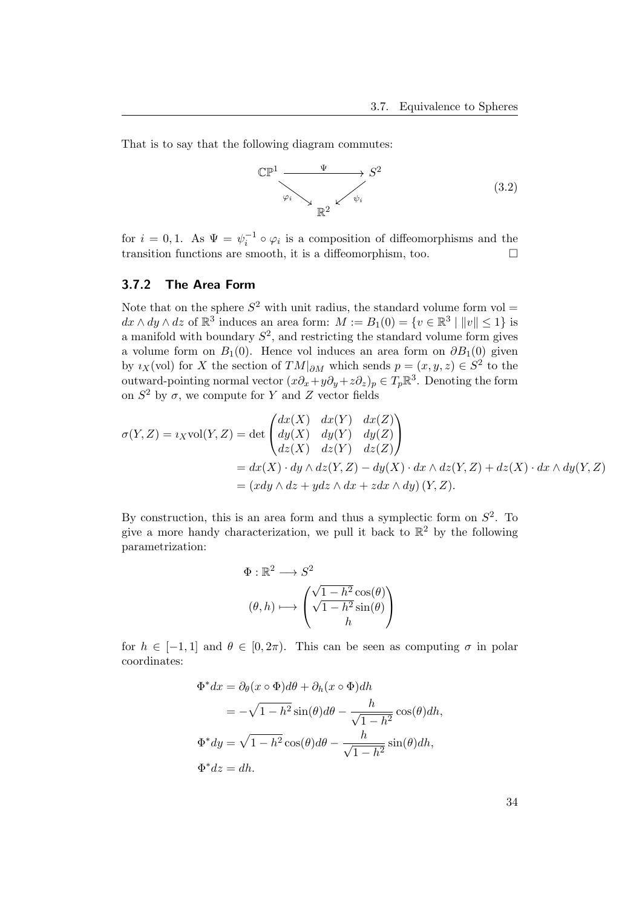That is to say that the following diagram commutes:

$$
\begin{array}{ccc}
\mathbb{CP}^1 & \xrightarrow{\quad \Psi \quad} & S^2 \\
& {\scriptstyle \varphi_i} \searrow \quad \swarrow {\scriptstyle \psi_i} & \\
& \mathbb{R}^2 &
\end{array}
\tag{3.2}
$$

for $i = 0, 1$. As $\Psi = \psi_i^{-1} \circ \varphi_i$ is a composition of diffeomorphisms and the transition functions are smooth, it is a diffeomorphism, too. □

### 3.7.2 The Area Form

Note that on the sphere $S^2$ with unit radius, the standard volume form $\text{vol} = dx \wedge dy \wedge dz$ of $\mathbb{R}^3$ induces an area form: $M := B_1(0) = \{v \in \mathbb{R}^3 \mid \|v\| \leq 1\}$ is a manifold with boundary $S^2$, and restricting the standard volume form gives a volume form on $B_1(0)$. Hence vol induces an area form on $\partial B_1(0)$ given by $\imath_X(\text{vol})$ for $X$ the section of $TM|_{\partial M}$ which sends $p = (x, y, z) \in S^2$ to the outward-pointing normal vector $(x\partial_x + y\partial_y + z\partial_z)_p \in T_p\mathbb{R}^3$. Denoting the form on $S^2$ by $\sigma$, we compute for $Y$ and $Z$ vector fields

$$
\begin{aligned}
\sigma(Y, Z) = \imath_X \text{vol}(Y, Z) = \det \begin{pmatrix} dx(X) & dx(Y) & dx(Z) \\ dy(X) & dy(Y) & dy(Z) \\ dz(X) & dz(Y) & dz(Z) \end{pmatrix} & \\
= dx(X) \cdot dy \wedge dz(Y, Z) - dy(X) \cdot dx \wedge dz(Y, Z) + dz(X) \cdot dx \wedge dy(Y, Z) & \\
= (xdy \wedge dz + ydz \wedge dx + zdx \wedge dy)(Y, Z). &
\end{aligned}
$$

By construction, this is an area form and thus a symplectic form on $S^2$. To give a more handy characterization, we pull it back to $\mathbb{R}^2$ by the following parametrization:

$$
\begin{aligned}
\Phi : \mathbb{R}^2 &\longrightarrow S^2 \\
(\theta, h) &\longmapsto \begin{pmatrix} \sqrt{1-h^2}\cos(\theta) \\ \sqrt{1-h^2}\sin(\theta) \\ h \end{pmatrix}
\end{aligned}
$$

for $h \in [-1, 1]$ and $\theta \in [0, 2\pi)$. This can be seen as computing $\sigma$ in polar coordinates:

$$
\begin{aligned}
\Phi^* dx &= \partial_\theta(x \circ \Phi) d\theta + \partial_h(x \circ \Phi) dh \\
&= -\sqrt{1-h^2}\sin(\theta) d\theta - \frac{h}{\sqrt{1-h^2}}\cos(\theta) dh, \\
\Phi^* dy &= \sqrt{1-h^2}\cos(\theta) d\theta - \frac{h}{\sqrt{1-h^2}}\sin(\theta) dh, \\
\Phi^* dz &= dh.
\end{aligned}
$$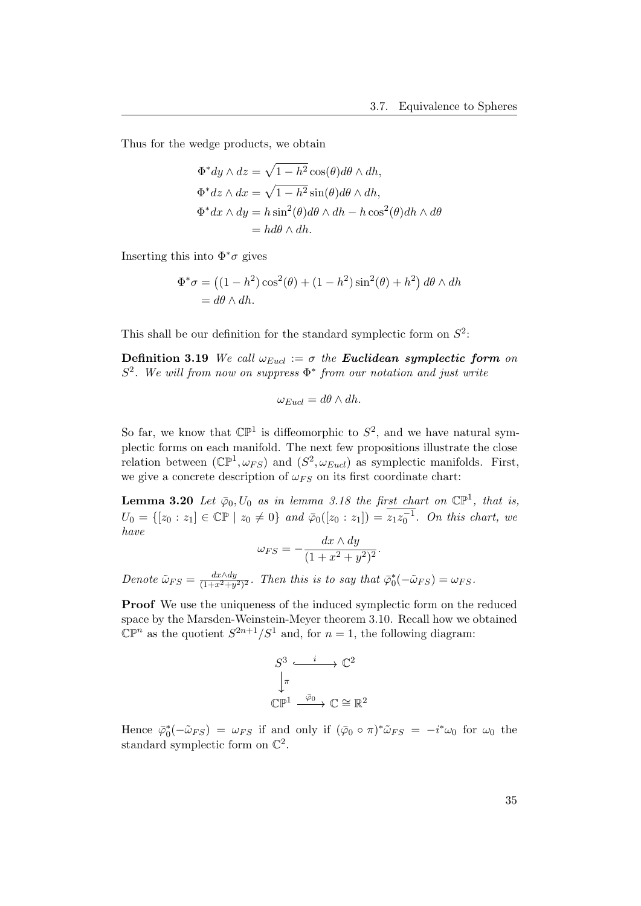Thus for the wedge products, we obtain

$$
\begin{aligned}
\Phi^* dy \wedge dz &= \sqrt{1-h^2}\cos(\theta) d\theta \wedge dh, \\
\Phi^* dz \wedge dx &= \sqrt{1-h^2}\sin(\theta) d\theta \wedge dh, \\
\Phi^* dx \wedge dy &= h\sin^2(\theta) d\theta \wedge dh - h\cos^2(\theta) dh \wedge d\theta \\
&= h d\theta \wedge dh.
\end{aligned}
$$

Inserting this into $\Phi^*\sigma$ gives

$$
\begin{aligned}
\Phi^*\sigma &= \left((1-h^2)\cos^2(\theta) + (1-h^2)\sin^2(\theta) + h^2\right) d\theta \wedge dh \\
&= d\theta \wedge dh.
\end{aligned}
$$

This shall be our definition for the standard symplectic form on $S^2$:

**Definition 3.19** *We call $\omega_{Eucl} := \sigma$ the* ***Euclidean symplectic form*** *on $S^2$. We will from now on suppress $\Phi^*$ from our notation and just write*

$$
\omega_{Eucl} = d\theta \wedge dh.
$$

So far, we know that $\mathbb{CP}^1$ is diffeomorphic to $S^2$, and we have natural symplectic forms on each manifold. The next few propositions illustrate the close relation between $(\mathbb{CP}^1, \omega_{FS})$ and $(S^2, \omega_{Eucl})$ as symplectic manifolds. First, we give a concrete description of $\omega_{FS}$ on its first coordinate chart:

**Lemma 3.20** *Let $\bar{\varphi}_0, U_0$ as in lemma 3.18 the first chart on $\mathbb{CP}^1$, that is, $U_0 = \{[z_0 : z_1] \in \mathbb{CP} \mid z_0 \neq 0\}$ and $\bar{\varphi}_0([z_0 : z_1]) = \overline{z_1 z_0^{-1}}$. On this chart, we have*

$$
\omega_{FS} = -\frac{dx \wedge dy}{(1+x^2+y^2)^2}.
$$

*Denote $\tilde{\omega}_{FS} = \frac{dx \wedge dy}{(1+x^2+y^2)^2}$. Then this is to say that $\bar{\varphi}_0^*(-\tilde{\omega}_{FS}) = \omega_{FS}$.*

**Proof** We use the uniqueness of the induced symplectic form on the reduced space by the Marsden-Weinstein-Meyer theorem 3.10. Recall how we obtained $\mathbb{CP}^n$ as the quotient $S^{2n+1}/S^1$ and, for $n = 1$, the following diagram:

$$
\begin{array}{ccc}
S^3 & \xrightarrow{\ i\ } & \mathbb{C}^2 \\
\big\downarrow \pi & & \\
\mathbb{CP}^1 & \xrightarrow{\ \bar{\varphi}_0\ } & \mathbb{C} \cong \mathbb{R}^2
\end{array}
$$

Hence $\bar{\varphi}_0^*(-\tilde{\omega}_{FS}) = \omega_{FS}$ if and only if $(\bar{\varphi}_0 \circ \pi)^*\tilde{\omega}_{FS} = -i^*\omega_0$ for $\omega_0$ the standard symplectic form on $\mathbb{C}^2$.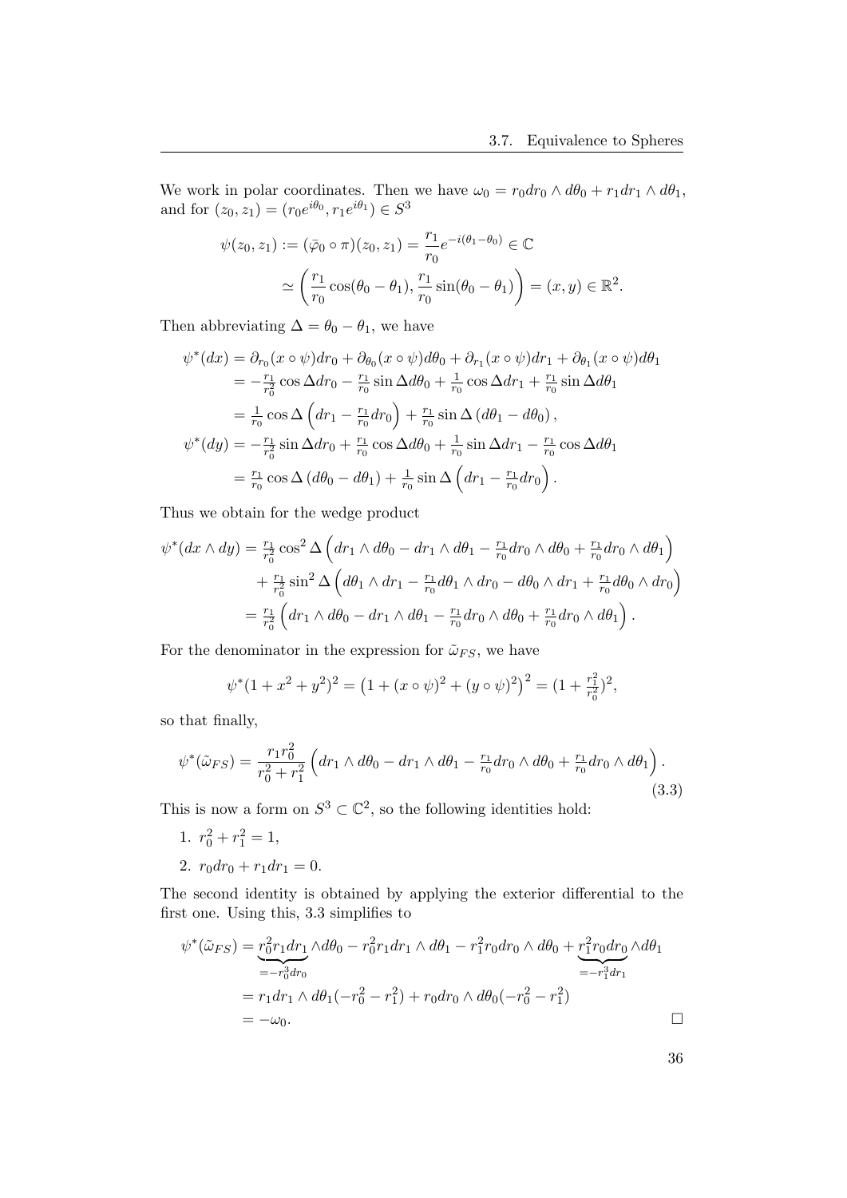We work in polar coordinates. Then we have $\omega_0 = r_0 dr_0 \wedge d\theta_0 + r_1 dr_1 \wedge d\theta_1$, and for $(z_0, z_1) = (r_0 e^{i\theta_0}, r_1 e^{i\theta_1}) \in S^3$

$$\psi(z_0, z_1) := (\bar{\varphi}_0 \circ \pi)(z_0, z_1) = \frac{r_1}{r_0} e^{-i(\theta_1 - \theta_0)} \in \mathbb{C}$$
$$\simeq \left( \frac{r_1}{r_0} \cos(\theta_0 - \theta_1), \frac{r_1}{r_0} \sin(\theta_0 - \theta_1) \right) = (x, y) \in \mathbb{R}^2.$$

Then abbreviating $\Delta = \theta_0 - \theta_1$, we have

$$\begin{aligned}
\psi^*(dx) &= \partial_{r_0}(x \circ \psi) dr_0 + \partial_{\theta_0}(x \circ \psi) d\theta_0 + \partial_{r_1}(x \circ \psi) dr_1 + \partial_{\theta_1}(x \circ \psi) d\theta_1 \\
&= -\tfrac{r_1}{r_0^2} \cos\Delta dr_0 - \tfrac{r_1}{r_0} \sin\Delta d\theta_0 + \tfrac{1}{r_0} \cos\Delta dr_1 + \tfrac{r_1}{r_0} \sin\Delta d\theta_1 \\
&= \tfrac{1}{r_0} \cos\Delta \left( dr_1 - \tfrac{r_1}{r_0} dr_0 \right) + \tfrac{r_1}{r_0} \sin\Delta \left( d\theta_1 - d\theta_0 \right), \\
\psi^*(dy) &= -\tfrac{r_1}{r_0^2} \sin\Delta dr_0 + \tfrac{r_1}{r_0} \cos\Delta d\theta_0 + \tfrac{1}{r_0} \sin\Delta dr_1 - \tfrac{r_1}{r_0} \cos\Delta d\theta_1 \\
&= \tfrac{r_1}{r_0} \cos\Delta \left( d\theta_0 - d\theta_1 \right) + \tfrac{1}{r_0} \sin\Delta \left( dr_1 - \tfrac{r_1}{r_0} dr_0 \right).
\end{aligned}$$

Thus we obtain for the wedge product

$$\begin{aligned}
\psi^*(dx \wedge dy) &= \tfrac{r_1}{r_0^2} \cos^2\Delta \left( dr_1 \wedge d\theta_0 - dr_1 \wedge d\theta_1 - \tfrac{r_1}{r_0} dr_0 \wedge d\theta_0 + \tfrac{r_1}{r_0} dr_0 \wedge d\theta_1 \right) \\
&\quad + \tfrac{r_1}{r_0^2} \sin^2\Delta \left( d\theta_1 \wedge dr_1 - \tfrac{r_1}{r_0} d\theta_1 \wedge dr_0 - d\theta_0 \wedge dr_1 + \tfrac{r_1}{r_0} d\theta_0 \wedge dr_0 \right) \\
&= \tfrac{r_1}{r_0^2} \left( dr_1 \wedge d\theta_0 - dr_1 \wedge d\theta_1 - \tfrac{r_1}{r_0} dr_0 \wedge d\theta_0 + \tfrac{r_1}{r_0} dr_0 \wedge d\theta_1 \right).
\end{aligned}$$

For the denominator in the expression for $\tilde{\omega}_{FS}$, we have

$$\psi^*(1 + x^2 + y^2)^2 = \left(1 + (x \circ \psi)^2 + (y \circ \psi)^2\right)^2 = (1 + \tfrac{r_1^2}{r_0^2})^2,$$

so that finally,

$$\psi^*(\tilde{\omega}_{FS}) = \frac{r_1 r_0^2}{r_0^2 + r_1^2} \left( dr_1 \wedge d\theta_0 - dr_1 \wedge d\theta_1 - \tfrac{r_1}{r_0} dr_0 \wedge d\theta_0 + \tfrac{r_1}{r_0} dr_0 \wedge d\theta_1 \right). \tag{3.3}$$

This is now a form on $S^3 \subset \mathbb{C}^2$, so the following identities hold:

1. $r_0^2 + r_1^2 = 1$,
2. $r_0 dr_0 + r_1 dr_1 = 0$.

The second identity is obtained by applying the exterior differential to the first one. Using this, 3.3 simplifies to

$$\begin{aligned}
\psi^*(\tilde{\omega}_{FS}) &= \underbrace{r_0^2 r_1 dr_1}_{= -r_0^3 dr_0} \wedge d\theta_0 - r_0^2 r_1 dr_1 \wedge d\theta_1 - r_1^2 r_0 dr_0 \wedge d\theta_0 + \underbrace{r_1^2 r_0 dr_0}_{= -r_1^3 dr_1} \wedge d\theta_1 \\
&= r_1 dr_1 \wedge d\theta_1 (-r_0^2 - r_1^2) + r_0 dr_0 \wedge d\theta_0 (-r_0^2 - r_1^2) \\
&= -\omega_0.
\end{aligned}$$

□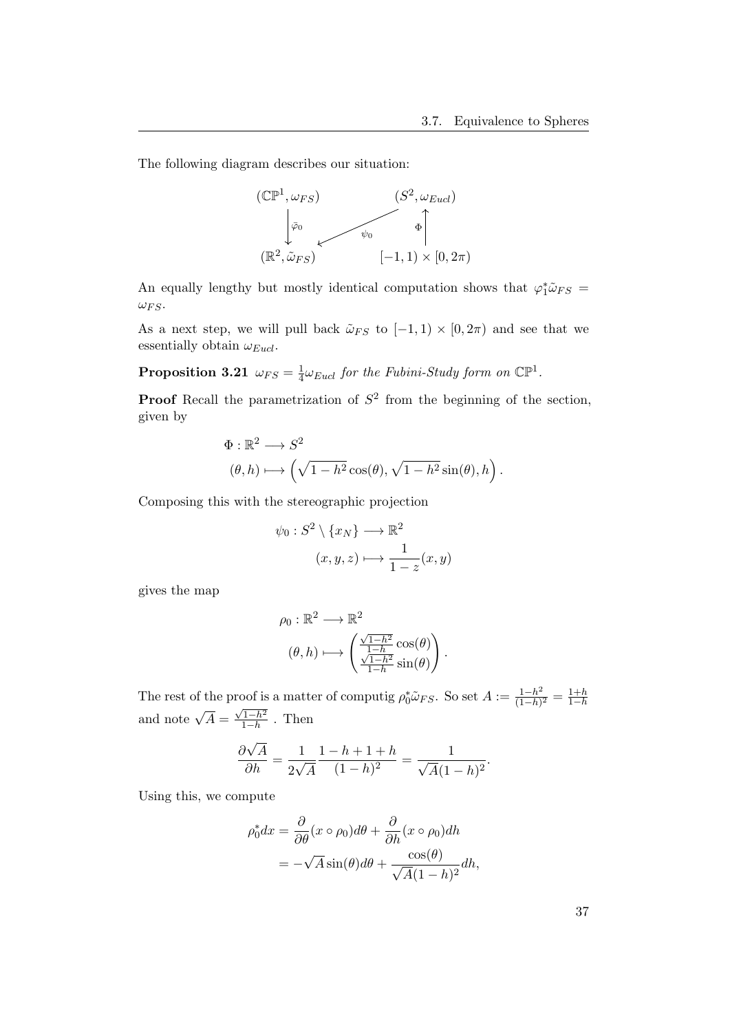The following diagram describes our situation:

$$
\begin{array}{ccc}
(\mathbb{CP}^1, \omega_{FS}) & & (S^2, \omega_{Eucl}) \\
\Big\downarrow \tilde{\varphi}_0 & \overset{\psi_0}{\swarrow} & \Big\uparrow \Phi \\
(\mathbb{R}^2, \tilde{\omega}_{FS}) & & [-1,1) \times [0, 2\pi)
\end{array}
$$

An equally lengthy but mostly identical computation shows that $\varphi_1^* \tilde{\omega}_{FS} = \omega_{FS}$.

As a next step, we will pull back $\tilde{\omega}_{FS}$ to $[-1,1) \times [0,2\pi)$ and see that we essentially obtain $\omega_{Eucl}$.

**Proposition 3.21** *$\omega_{FS} = \frac{1}{4}\omega_{Eucl}$ for the Fubini-Study form on $\mathbb{CP}^1$.*

**Proof** Recall the parametrization of $S^2$ from the beginning of the section, given by

$$
\begin{aligned}
\Phi : \mathbb{R}^2 &\longrightarrow S^2 \\
(\theta, h) &\longmapsto \left(\sqrt{1-h^2}\cos(\theta), \sqrt{1-h^2}\sin(\theta), h\right).
\end{aligned}
$$

Composing this with the stereographic projection

$$
\begin{aligned}
\psi_0 : S^2 \setminus \{x_N\} &\longrightarrow \mathbb{R}^2 \\
(x,y,z) &\longmapsto \frac{1}{1-z}(x,y)
\end{aligned}
$$

gives the map

$$
\begin{aligned}
\rho_0 : \mathbb{R}^2 &\longrightarrow \mathbb{R}^2 \\
(\theta, h) &\longmapsto \begin{pmatrix} \frac{\sqrt{1-h^2}}{1-h}\cos(\theta) \\ \frac{\sqrt{1-h^2}}{1-h}\sin(\theta) \end{pmatrix}.
\end{aligned}
$$

The rest of the proof is a matter of computig $\rho_0^* \tilde{\omega}_{FS}$. So set $A := \frac{1-h^2}{(1-h)^2} = \frac{1+h}{1-h}$ and note $\sqrt{A} = \frac{\sqrt{1-h^2}}{1-h}$ . Then

$$
\frac{\partial \sqrt{A}}{\partial h} = \frac{1}{2\sqrt{A}} \frac{1-h+1+h}{(1-h)^2} = \frac{1}{\sqrt{A}(1-h)^2}.
$$

Using this, we compute

$$
\begin{aligned}
\rho_0^* dx &= \frac{\partial}{\partial \theta}(x \circ \rho_0) d\theta + \frac{\partial}{\partial h}(x \circ \rho_0) dh \\
&= -\sqrt{A}\sin(\theta) d\theta + \frac{\cos(\theta)}{\sqrt{A}(1-h)^2} dh,
\end{aligned}
$$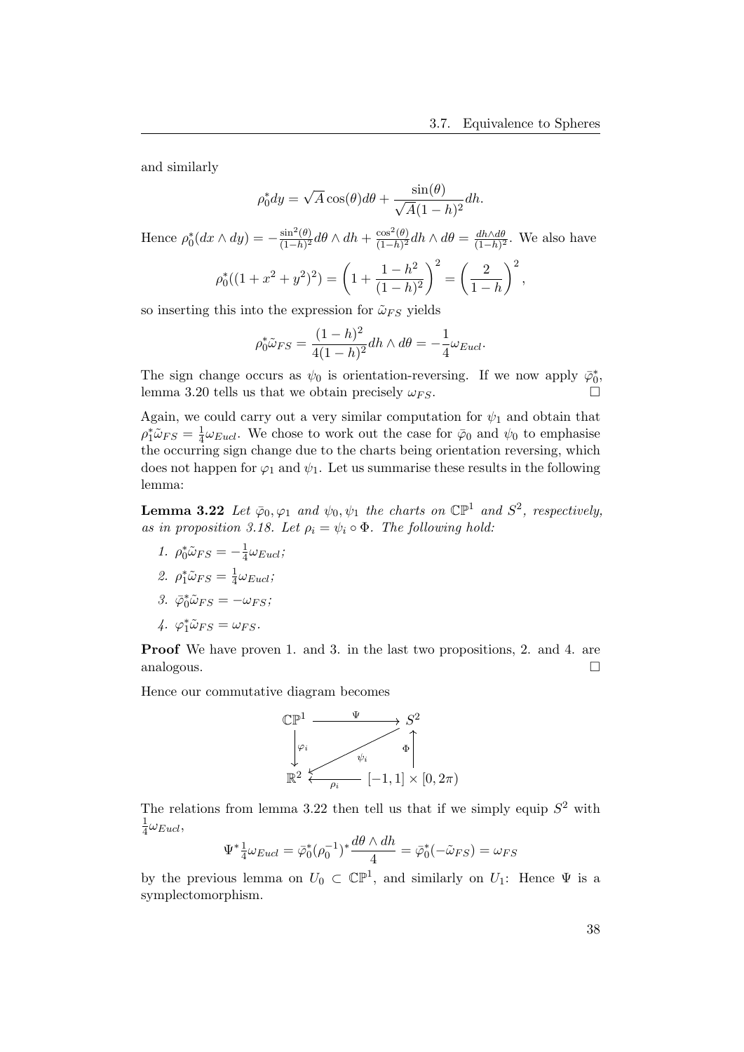and similarly

$$\rho_0^* dy = \sqrt{A}\cos(\theta)d\theta + \frac{\sin(\theta)}{\sqrt{A}(1-h)^2}dh.$$

Hence $\rho_0^*(dx \wedge dy) = -\frac{\sin^2(\theta)}{(1-h)^2}d\theta \wedge dh + \frac{\cos^2(\theta)}{(1-h)^2}dh \wedge d\theta = \frac{dh \wedge d\theta}{(1-h)^2}$. We also have

$$\rho_0^*((1+x^2+y^2)^2) = \left(1 + \frac{1-h^2}{(1-h)^2}\right)^2 = \left(\frac{2}{1-h}\right)^2,$$

so inserting this into the expression for $\tilde{\omega}_{FS}$ yields

$$\rho_0^* \tilde{\omega}_{FS} = \frac{(1-h)^2}{4(1-h)^2}dh \wedge d\theta = -\frac{1}{4}\omega_{Eucl}.$$

The sign change occurs as $\psi_0$ is orientation-reversing. If we now apply $\bar{\varphi}_0^*$, lemma 3.20 tells us that we obtain precisely $\omega_{FS}$. □

Again, we could carry out a very similar computation for $\psi_1$ and obtain that $\rho_1^* \tilde{\omega}_{FS} = \frac{1}{4}\omega_{Eucl}$. We chose to work out the case for $\bar{\varphi}_0$ and $\psi_0$ to emphasise the occurring sign change due to the charts being orientation reversing, which does not happen for $\varphi_1$ and $\psi_1$. Let us summarise these results in the following lemma:

**Lemma 3.22** *Let $\bar{\varphi}_0, \varphi_1$ and $\psi_0, \psi_1$ the charts on $\mathbb{CP}^1$ and $S^2$, respectively, as in proposition 3.18. Let $\rho_i = \psi_i \circ \Phi$. The following hold:*

1. $\rho_0^* \tilde{\omega}_{FS} = -\frac{1}{4}\omega_{Eucl}$;
2. $\rho_1^* \tilde{\omega}_{FS} = \frac{1}{4}\omega_{Eucl}$;
3. $\bar{\varphi}_0^* \tilde{\omega}_{FS} = -\omega_{FS}$;
4. $\varphi_1^* \tilde{\omega}_{FS} = \omega_{FS}$.

**Proof** We have proven 1. and 3. in the last two propositions, 2. and 4. are analogous. □

Hence our commutative diagram becomes

$$\begin{array}{ccc} \mathbb{CP}^1 & \xrightarrow{\quad\Psi\quad} & S^2 \\ \downarrow{\scriptstyle\varphi_i} & \swarrow{\scriptstyle\psi_i} & \uparrow{\scriptstyle\Phi} \\ \mathbb{R}^2 & \xleftarrow{\quad\rho_i\quad} & [-1,1] \times [0, 2\pi) \end{array}$$

The relations from lemma 3.22 then tell us that if we simply equip $S^2$ with $\frac{1}{4}\omega_{Eucl}$,

$$\Psi^* \tfrac{1}{4}\omega_{Eucl} = \bar{\varphi}_0^*(\rho_0^{-1})^* \frac{d\theta \wedge dh}{4} = \bar{\varphi}_0^*(-\tilde{\omega}_{FS}) = \omega_{FS}$$

by the previous lemma on $U_0 \subset \mathbb{CP}^1$, and similarly on $U_1$: Hence $\Psi$ is a symplectomorphism.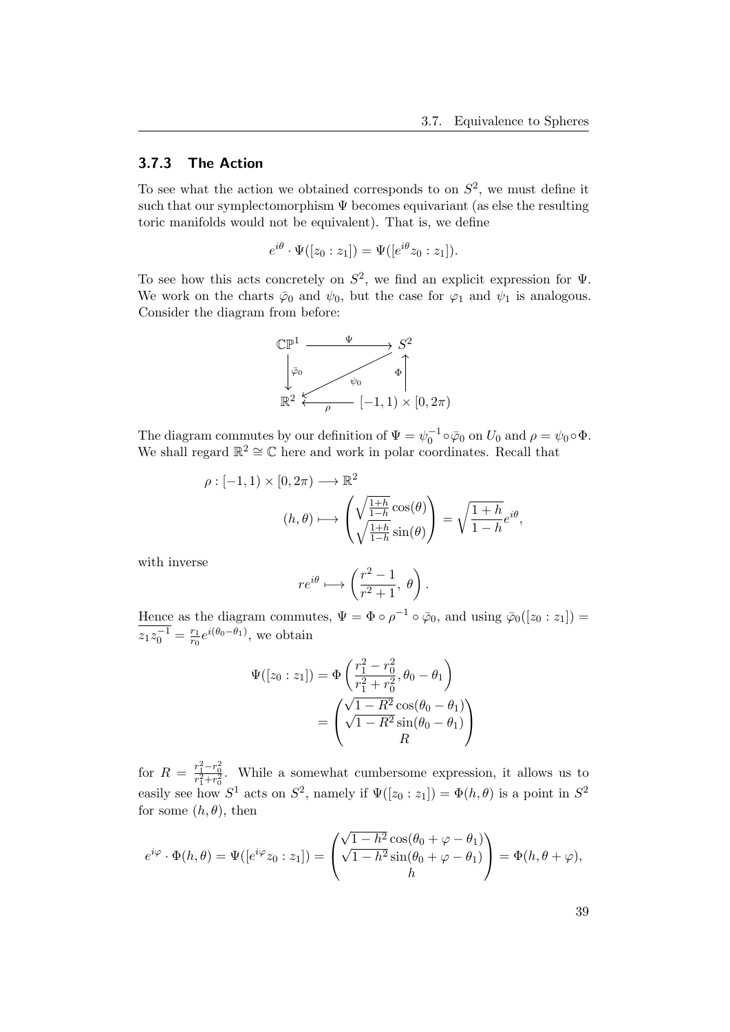### 3.7.3 The Action

To see what the action we obtained corresponds to on $S^2$, we must define it such that our symplectomorphism $\Psi$ becomes equivariant (as else the resulting toric manifolds would not be equivalent). That is, we define

$$e^{i\theta} \cdot \Psi([z_0 : z_1]) = \Psi([e^{i\theta} z_0 : z_1]).$$

To see how this acts concretely on $S^2$, we find an explicit expression for $\Psi$. We work on the charts $\bar{\varphi}_0$ and $\psi_0$, but the case for $\varphi_1$ and $\psi_1$ is analogous. Consider the diagram from before:

$$\begin{array}{ccc} \mathbb{CP}^1 & \xrightarrow{\quad \Psi \quad} & S^2 \\ \Big\downarrow \bar{\varphi}_0 & \swarrow_{\psi_0} & \Big\uparrow \Phi \\ \mathbb{R}^2 & \xleftarrow[\rho]{} & [-1,1) \times [0, 2\pi) \end{array}$$

The diagram commutes by our definition of $\Psi = \psi_0^{-1} \circ \bar{\varphi}_0$ on $U_0$ and $\rho = \psi_0 \circ \Phi$. We shall regard $\mathbb{R}^2 \cong \mathbb{C}$ here and work in polar coordinates. Recall that

$$\rho : [-1,1) \times [0, 2\pi) \longrightarrow \mathbb{R}^2$$
$$(h, \theta) \longmapsto \begin{pmatrix} \sqrt{\frac{1+h}{1-h}} \cos(\theta) \\ \sqrt{\frac{1+h}{1-h}} \sin(\theta) \end{pmatrix} = \sqrt{\frac{1+h}{1-h}} e^{i\theta},$$

with inverse

$$re^{i\theta} \longmapsto \left( \frac{r^2 - 1}{r^2 + 1}, \, \theta \right).$$

Hence as the diagram commutes, $\Psi = \Phi \circ \rho^{-1} \circ \bar{\varphi}_0$, and using $\bar{\varphi}_0([z_0 : z_1]) = \overline{z_1 z_0^{-1}} = \frac{r_1}{r_0} e^{i(\theta_0 - \theta_1)}$, we obtain

$$\begin{aligned} \Psi([z_0 : z_1]) &= \Phi\left( \frac{r_1^2 - r_0^2}{r_1^2 + r_0^2}, \theta_0 - \theta_1 \right) \\ &= \begin{pmatrix} \sqrt{1 - R^2} \cos(\theta_0 - \theta_1) \\ \sqrt{1 - R^2} \sin(\theta_0 - \theta_1) \\ R \end{pmatrix} \end{aligned}$$

for $R = \frac{r_1^2 - r_0^2}{r_1^2 + r_0^2}$. While a somewhat cumbersome expression, it allows us to easily see how $S^1$ acts on $S^2$, namely if $\Psi([z_0 : z_1]) = \Phi(h, \theta)$ is a point in $S^2$ for some $(h, \theta)$, then

$$e^{i\varphi} \cdot \Phi(h, \theta) = \Psi([e^{i\varphi} z_0 : z_1]) = \begin{pmatrix} \sqrt{1 - h^2} \cos(\theta_0 + \varphi - \theta_1) \\ \sqrt{1 - h^2} \sin(\theta_0 + \varphi - \theta_1) \\ h \end{pmatrix} = \Phi(h, \theta + \varphi),$$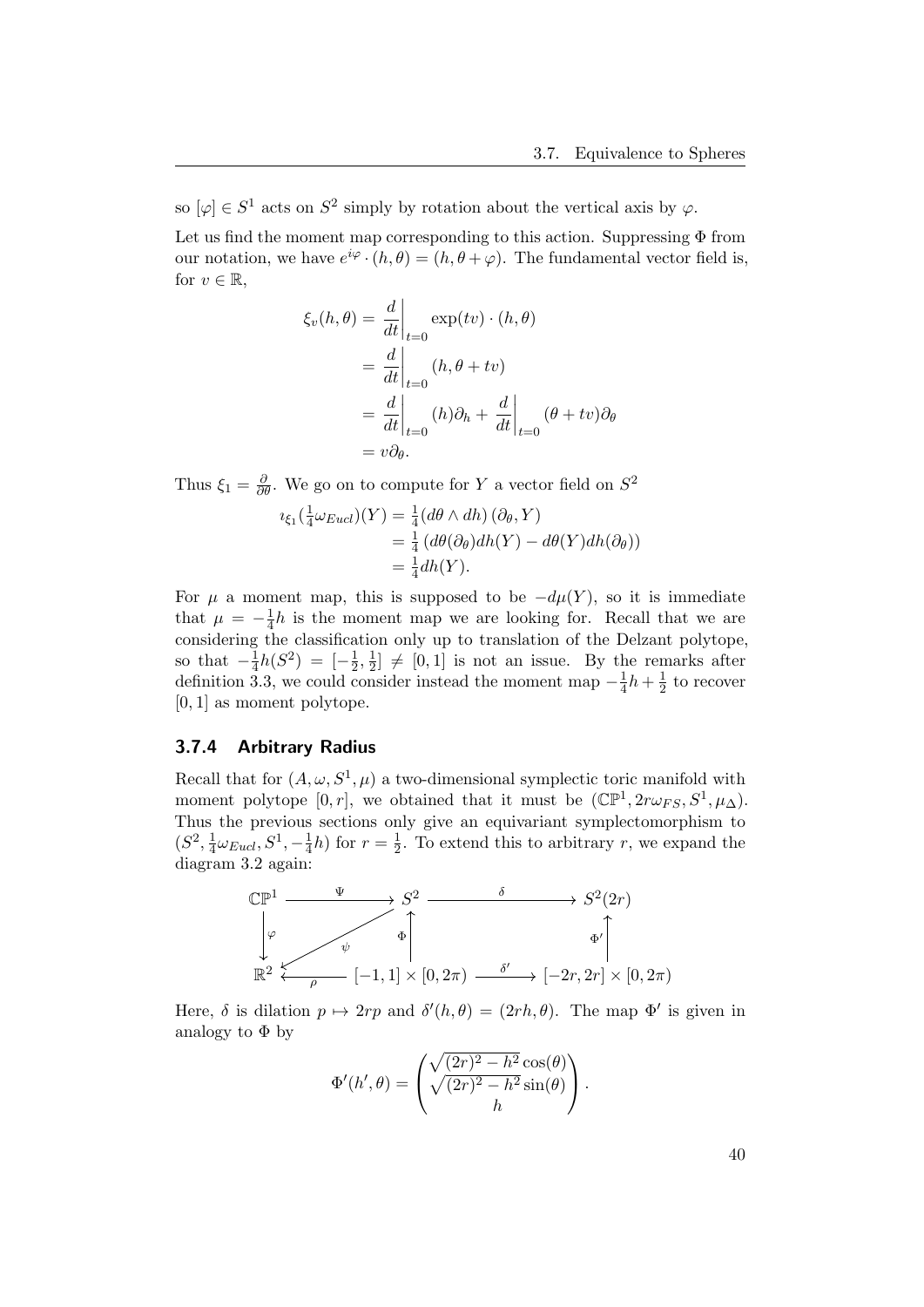so $[\varphi] \in S^1$ acts on $S^2$ simply by rotation about the vertical axis by $\varphi$.

Let us find the moment map corresponding to this action. Suppressing $\Phi$ from our notation, we have $e^{i\varphi} \cdot (h, \theta) = (h, \theta + \varphi)$. The fundamental vector field is, for $v \in \mathbb{R}$,

$$
\begin{aligned}
\xi_v(h, \theta) &= \left.\frac{d}{dt}\right|_{t=0} \exp(tv) \cdot (h, \theta) \\
&= \left.\frac{d}{dt}\right|_{t=0} (h, \theta + tv) \\
&= \left.\frac{d}{dt}\right|_{t=0} (h)\partial_h + \left.\frac{d}{dt}\right|_{t=0} (\theta + tv)\partial_\theta \\
&= v\partial_\theta.
\end{aligned}
$$

Thus $\xi_1 = \frac{\partial}{\partial \theta}$. We go on to compute for $Y$ a vector field on $S^2$

$$
\begin{aligned}
\imath_{\xi_1}(\tfrac{1}{4}\omega_{Eucl})(Y) &= \tfrac{1}{4}(d\theta \wedge dh)(\partial_\theta, Y) \\
&= \tfrac{1}{4}\left(d\theta(\partial_\theta)dh(Y) - d\theta(Y)dh(\partial_\theta)\right) \\
&= \tfrac{1}{4}dh(Y).
\end{aligned}
$$

For $\mu$ a moment map, this is supposed to be $-d\mu(Y)$, so it is immediate that $\mu = -\frac{1}{4}h$ is the moment map we are looking for. Recall that we are considering the classification only up to translation of the Delzant polytope, so that $-\frac{1}{4}h(S^2) = [-\frac{1}{2}, \frac{1}{2}] \neq [0, 1]$ is not an issue. By the remarks after definition 3.3, we could consider instead the moment map $-\frac{1}{4}h + \frac{1}{2}$ to recover $[0, 1]$ as moment polytope.

### 3.7.4 Arbitrary Radius

Recall that for $(A, \omega, S^1, \mu)$ a two-dimensional symplectic toric manifold with moment polytope $[0, r]$, we obtained that it must be $(\mathbb{CP}^1, 2r\omega_{FS}, S^1, \mu_\Delta)$. Thus the previous sections only give an equivariant symplectomorphism to $(S^2, \frac{1}{4}\omega_{Eucl}, S^1, -\frac{1}{4}h)$ for $r = \frac{1}{2}$. To extend this to arbitrary $r$, we expand the diagram 3.2 again:

$$
\begin{array}{ccccc}
\mathbb{CP}^1 & \xrightarrow{\ \Psi\ } & S^2 & \xrightarrow{\ \delta\ } & S^2(2r) \\
\downarrow{\scriptstyle\varphi} & \swarrow{\scriptstyle\psi} & \uparrow{\scriptstyle\Phi} & & \uparrow{\scriptstyle\Phi'} \\
\mathbb{R}^2 & \xleftarrow{\ \rho\ } & [-1,1]\times[0,2\pi) & \xrightarrow{\ \delta'\ } & [-2r,2r]\times[0,2\pi)
\end{array}
$$

Here, $\delta$ is dilation $p \mapsto 2rp$ and $\delta'(h, \theta) = (2rh, \theta)$. The map $\Phi'$ is given in analogy to $\Phi$ by

$$
\Phi'(h', \theta) = \begin{pmatrix} \sqrt{(2r)^2 - h^2}\cos(\theta) \\ \sqrt{(2r)^2 - h^2}\sin(\theta) \\ h \end{pmatrix}.
$$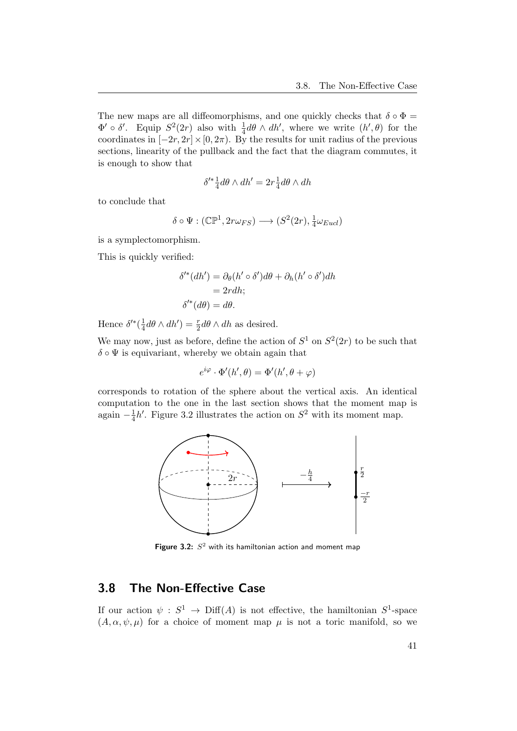The new maps are all diffeomorphisms, and one quickly checks that $\delta \circ \Phi = \Phi' \circ \delta'$. Equip $S^2(2r)$ also with $\frac{1}{4} d\theta \wedge dh'$, where we write $(h', \theta)$ for the coordinates in $[-2r, 2r] \times [0, 2\pi)$. By the results for unit radius of the previous sections, linearity of the pullback and the fact that the diagram commutes, it is enough to show that

$$\delta'^* \tfrac{1}{4} d\theta \wedge dh' = 2r \tfrac{1}{4} d\theta \wedge dh$$

to conclude that

$$\delta \circ \Psi : (\mathbb{CP}^1, 2r\omega_{FS}) \longrightarrow (S^2(2r), \tfrac{1}{4}\omega_{Eucl})$$

is a symplectomorphism.

This is quickly verified:

$$\begin{aligned} \delta'^*(dh') &= \partial_\theta(h' \circ \delta') d\theta + \partial_h(h' \circ \delta') dh \\ &= 2r dh; \\ \delta'^*(d\theta) &= d\theta. \end{aligned}$$

Hence $\delta'^*(\frac{1}{4} d\theta \wedge dh') = \frac{r}{2} d\theta \wedge dh$ as desired.

We may now, just as before, define the action of $S^1$ on $S^2(2r)$ to be such that $\delta \circ \Psi$ is equivariant, whereby we obtain again that

$$e^{i\varphi} \cdot \Phi'(h', \theta) = \Phi'(h', \theta + \varphi)$$

corresponds to rotation of the sphere about the vertical axis. An identical computation to the one in the last section shows that the moment map is again $-\frac{1}{4}h'$. Figure 3.2 illustrates the action on $S^2$ with its moment map.

**Figure 3.2:** $S^2$ with its hamiltonian action and moment map

## 3.8 The Non-Effective Case

If our action $\psi : S^1 \to \mathrm{Diff}(A)$ is not effective, the hamiltonian $S^1$-space $(A, \alpha, \psi, \mu)$ for a choice of moment map $\mu$ is not a toric manifold, so we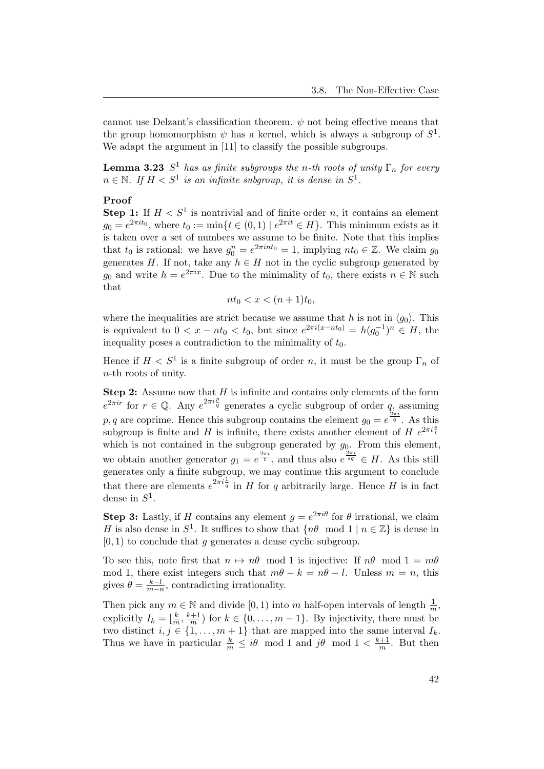cannot use Delzant's classification theorem. $\psi$ not being effective means that the group homomorphism $\psi$ has a kernel, which is always a subgroup of $S^1$. We adapt the argument in [11] to classify the possible subgroups.

**Lemma 3.23** *$S^1$ has as finite subgroups the $n$-th roots of unity $\Gamma_n$ for every $n \in \mathbb{N}$. If $H < S^1$ is an infinite subgroup, it is dense in $S^1$.*

**Proof**

**Step 1:** If $H < S^1$ is nontrivial and of finite order $n$, it contains an element $g_0 = e^{2\pi i t_0}$, where $t_0 := \min\{t \in (0,1) \mid e^{2\pi i t} \in H\}$. This minimum exists as it is taken over a set of numbers we assume to be finite. Note that this implies that $t_0$ is rational: we have $g_0^n = e^{2\pi i n t_0} = 1$, implying $nt_0 \in \mathbb{Z}$. We claim $g_0$ generates $H$. If not, take any $h \in H$ not in the cyclic subgroup generated by $g_0$ and write $h = e^{2\pi i x}$. Due to the minimality of $t_0$, there exists $n \in \mathbb{N}$ such that

$$nt_0 < x < (n+1)t_0,$$

where the inequalities are strict because we assume that $h$ is not in $\langle g_0 \rangle$. This is equivalent to $0 < x - nt_0 < t_0$, but since $e^{2\pi i(x - nt_0)} = h(g_0^{-1})^n \in H$, the inequality poses a contradiction to the minimality of $t_0$.

Hence if $H < S^1$ is a finite subgroup of order $n$, it must be the group $\Gamma_n$ of $n$-th roots of unity.

**Step 2:** Assume now that $H$ is infinite and contains only elements of the form $e^{2\pi i r}$ for $r \in \mathbb{Q}$. Any $e^{2\pi i \frac{p}{q}}$ generates a cyclic subgroup of order $q$, assuming $p, q$ are coprime. Hence this subgroup contains the element $g_0 = e^{\frac{2\pi i}{q}}$. As this subgroup is finite and $H$ is infinite, there exists another element of $H$ $e^{2\pi i \frac{s}{t}}$ which is not contained in the subgroup generated by $g_0$. From this element, we obtain another generator $g_1 = e^{\frac{2\pi i}{t}}$, and thus also $e^{\frac{2\pi i}{sq}} \in H$. As this still generates only a finite subgroup, we may continue this argument to conclude that there are elements $e^{2\pi i \frac{1}{q}}$ in $H$ for $q$ arbitrarily large. Hence $H$ is in fact dense in $S^1$.

**Step 3:** Lastly, if $H$ contains any element $g = e^{2\pi i \theta}$ for $\theta$ irrational, we claim $H$ is also dense in $S^1$. It suffices to show that $\{n\theta \mod 1 \mid n \in \mathbb{Z}\}$ is dense in $[0,1)$ to conclude that $g$ generates a dense cyclic subgroup.

To see this, note first that $n \mapsto n\theta \mod 1$ is injective: If $n\theta \mod 1 = m\theta \mod 1$, there exist integers such that $m\theta - k = n\theta - l$. Unless $m = n$, this gives $\theta = \frac{k-l}{m-n}$, contradicting irrationality.

Then pick any $m \in \mathbb{N}$ and divide $[0,1)$ into $m$ half-open intervals of length $\frac{1}{m}$, explicitly $I_k = [\frac{k}{m}, \frac{k+1}{m})$ for $k \in \{0, \dots, m-1\}$. By injectivity, there must be two distinct $i, j \in \{1, \dots, m+1\}$ that are mapped into the same interval $I_k$. Thus we have in particular $\frac{k}{m} \leq i\theta \mod 1$ and $j\theta \mod 1 < \frac{k+1}{m}$. But then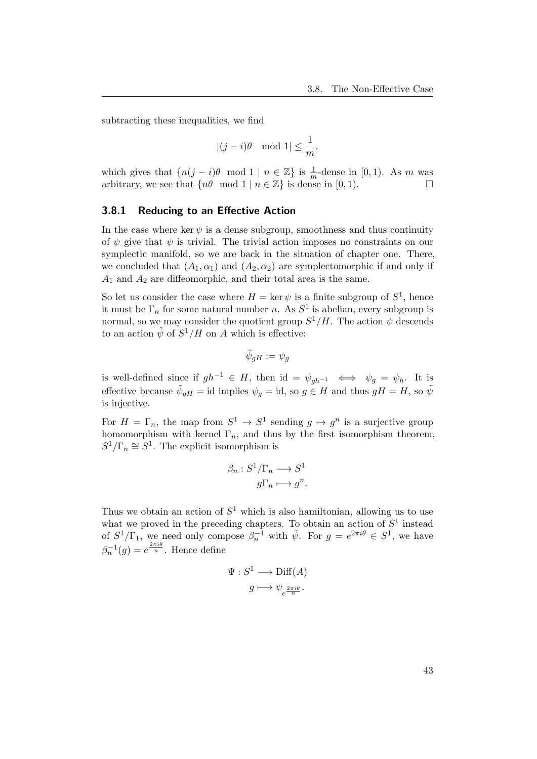subtracting these inequalities, we find

$$|(j-i)\theta \mod 1| \leq \frac{1}{m},$$

which gives that $\{n(j-i)\theta \mod 1 \mid n \in \mathbb{Z}\}$ is $\frac{1}{m}$-dense in $[0,1)$. As $m$ was arbitrary, we see that $\{n\theta \mod 1 \mid n \in \mathbb{Z}\}$ is dense in $[0,1)$. □

### 3.8.1 Reducing to an Effective Action

In the case where $\ker \psi$ is a dense subgroup, smoothness and thus continuity of $\psi$ give that $\psi$ is trivial. The trivial action imposes no constraints on our symplectic manifold, so we are back in the situation of chapter one. There, we concluded that $(A_1, \alpha_1)$ and $(A_2, \alpha_2)$ are symplectomorphic if and only if $A_1$ and $A_2$ are diffeomorphic, and their total area is the same.

So let us consider the case where $H = \ker \psi$ is a finite subgroup of $S^1$, hence it must be $\Gamma_n$ for some natural number $n$. As $S^1$ is abelian, every subgroup is normal, so we may consider the quotient group $S^1/H$. The action $\psi$ descends to an action $\tilde{\psi}$ of $S^1/H$ on $A$ which is effective:

$$\tilde{\psi}_{gH} := \psi_g$$

is well-defined since if $gh^{-1} \in H$, then $\text{id} = \psi_{gh^{-1}} \iff \psi_g = \psi_h$. It is effective because $\tilde{\psi}_{gH} = \text{id}$ implies $\psi_g = \text{id}$, so $g \in H$ and thus $gH = H$, so $\tilde{\psi}$ is injective.

For $H = \Gamma_n$, the map from $S^1 \to S^1$ sending $g \mapsto g^n$ is a surjective group homomorphism with kernel $\Gamma_n$, and thus by the first isomorphism theorem, $S^1/\Gamma_n \cong S^1$. The explicit isomorphism is

$$\begin{aligned} \beta_n : S^1/\Gamma_n &\longrightarrow S^1 \\ g\Gamma_n &\longmapsto g^n. \end{aligned}$$

Thus we obtain an action of $S^1$ which is also hamiltonian, allowing us to use what we proved in the preceding chapters. To obtain an action of $S^1$ instead of $S^1/\Gamma_1$, we need only compose $\beta_n^{-1}$ with $\tilde{\psi}$. For $g = e^{2\pi i\theta} \in S^1$, we have $\beta_n^{-1}(g) = e^{\frac{2\pi i\theta}{n}}$. Hence define

$$\begin{aligned} \Psi : S^1 &\longrightarrow \text{Diff}(A) \\ g &\longmapsto \psi_{e^{\frac{2\pi i\theta}{n}}}. \end{aligned}$$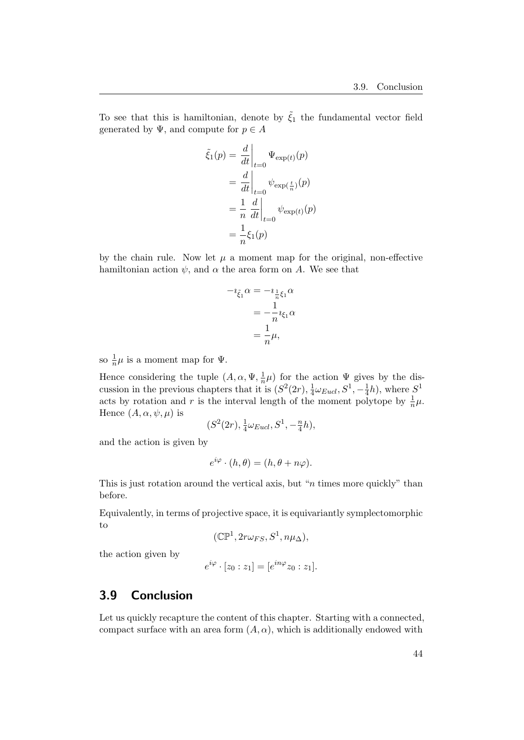To see that this is hamiltonian, denote by $\tilde{\xi}_1$ the fundamental vector field generated by $\Psi$, and compute for $p \in A$

$$
\begin{aligned}
\tilde{\xi}_1(p) &= \left.\frac{d}{dt}\right|_{t=0} \Psi_{\exp(t)}(p) \\
&= \left.\frac{d}{dt}\right|_{t=0} \psi_{\exp(\frac{t}{n})}(p) \\
&= \frac{1}{n} \left.\frac{d}{dt}\right|_{t=0} \psi_{\exp(t)}(p) \\
&= \frac{1}{n}\xi_1(p)
\end{aligned}
$$

by the chain rule. Now let $\mu$ a moment map for the original, non-effective hamiltonian action $\psi$, and $\alpha$ the area form on $A$. We see that

$$
\begin{aligned}
-\imath_{\tilde{\xi}_1}\alpha &= -\imath_{\frac{1}{n}\xi_1}\alpha \\
&= -\frac{1}{n}\imath_{\xi_1}\alpha \\
&= \frac{1}{n}\mu,
\end{aligned}
$$

so $\frac{1}{n}\mu$ is a moment map for $\Psi$.

Hence considering the tuple $(A, \alpha, \Psi, \frac{1}{n}\mu)$ for the action $\Psi$ gives by the discussion in the previous chapters that it is $(S^2(2r), \frac{1}{4}\omega_{Eucl}, S^1, -\frac{1}{4}h)$, where $S^1$ acts by rotation and $r$ is the interval length of the moment polytope by $\frac{1}{n}\mu$. Hence $(A, \alpha, \psi, \mu)$ is

$$(S^2(2r), \tfrac{1}{4}\omega_{Eucl}, S^1, -\tfrac{n}{4}h),$$

and the action is given by

$$e^{i\varphi} \cdot (h, \theta) = (h, \theta + n\varphi).$$

This is just rotation around the vertical axis, but "$n$ times more quickly" than before.

Equivalently, in terms of projective space, it is equivariantly symplectomorphic to

$$(\mathbb{CP}^1, 2r\omega_{FS}, S^1, n\mu_\Delta),$$

the action given by

$$e^{i\varphi} \cdot [z_0 : z_1] = [e^{in\varphi}z_0 : z_1].$$

## 3.9 Conclusion

Let us quickly recapture the content of this chapter. Starting with a connected, compact surface with an area form $(A, \alpha)$, which is additionally endowed with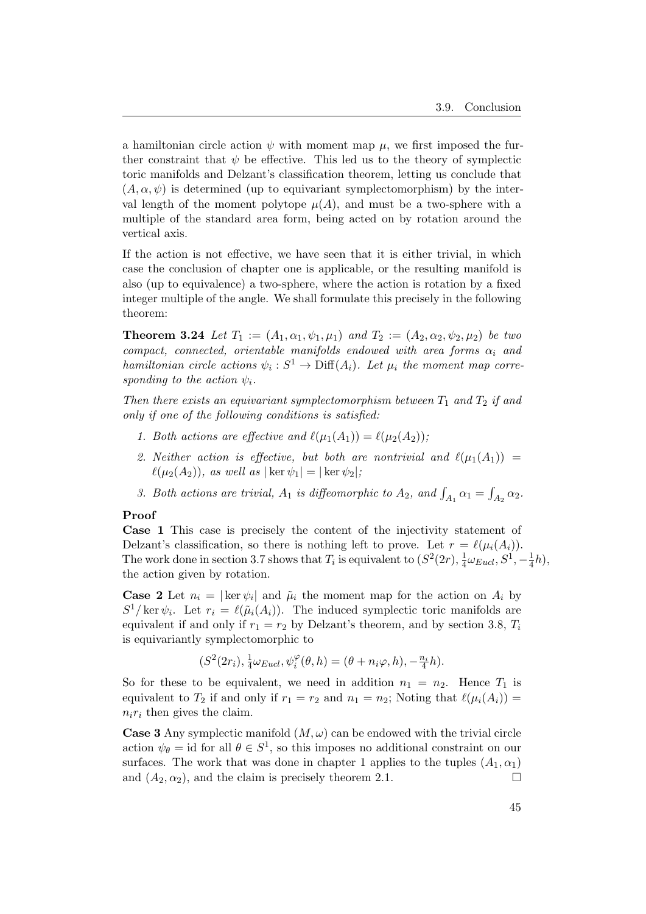a hamiltonian circle action $\psi$ with moment map $\mu$, we first imposed the further constraint that $\psi$ be effective. This led us to the theory of symplectic toric manifolds and Delzant's classification theorem, letting us conclude that $(A, \alpha, \psi)$ is determined (up to equivariant symplectomorphism) by the interval length of the moment polytope $\mu(A)$, and must be a two-sphere with a multiple of the standard area form, being acted on by rotation around the vertical axis.

If the action is not effective, we have seen that it is either trivial, in which case the conclusion of chapter one is applicable, or the resulting manifold is also (up to equivalence) a two-sphere, where the action is rotation by a fixed integer multiple of the angle. We shall formulate this precisely in the following theorem:

**Theorem 3.24** *Let $T_1 := (A_1, \alpha_1, \psi_1, \mu_1)$ and $T_2 := (A_2, \alpha_2, \psi_2, \mu_2)$ be two compact, connected, orientable manifolds endowed with area forms $\alpha_i$ and hamiltonian circle actions $\psi_i : S^1 \to \mathrm{Diff}(A_i)$. Let $\mu_i$ the moment map corresponding to the action $\psi_i$.*

*Then there exists an equivariant symplectomorphism between $T_1$ and $T_2$ if and only if one of the following conditions is satisfied:*

1. *Both actions are effective and $\ell(\mu_1(A_1)) = \ell(\mu_2(A_2))$;*
2. *Neither action is effective, but both are nontrivial and $\ell(\mu_1(A_1)) = \ell(\mu_2(A_2))$, as well as $|\ker \psi_1| = |\ker \psi_2|$;*
3. *Both actions are trivial, $A_1$ is diffeomorphic to $A_2$, and $\int_{A_1} \alpha_1 = \int_{A_2} \alpha_2$.*

**Proof**

**Case 1** This case is precisely the content of the injectivity statement of Delzant's classification, so there is nothing left to prove. Let $r = \ell(\mu_i(A_i))$. The work done in section 3.7 shows that $T_i$ is equivalent to $(S^2(2r), \frac{1}{4}\omega_{Eucl}, S^1, -\frac{1}{4}h)$, the action given by rotation.

**Case 2** Let $n_i = |\ker \psi_i|$ and $\tilde{\mu}_i$ the moment map for the action on $A_i$ by $S^1/\ker \psi_i$. Let $r_i = \ell(\tilde{\mu}_i(A_i))$. The induced symplectic toric manifolds are equivalent if and only if $r_1 = r_2$ by Delzant's theorem, and by section 3.8, $T_i$ is equivariantly symplectomorphic to

$$(S^2(2r_i), \tfrac{1}{4}\omega_{Eucl}, \psi_i^{\varphi}(\theta, h) = (\theta + n_i\varphi, h), -\tfrac{n_i}{4}h).$$

So for these to be equivalent, we need in addition $n_1 = n_2$. Hence $T_1$ is equivalent to $T_2$ if and only if $r_1 = r_2$ and $n_1 = n_2$; Noting that $\ell(\mu_i(A_i)) = n_i r_i$ then gives the claim.

**Case 3** Any symplectic manifold $(M, \omega)$ can be endowed with the trivial circle action $\psi_\theta = \mathrm{id}$ for all $\theta \in S^1$, so this imposes no additional constraint on our surfaces. The work that was done in chapter 1 applies to the tuples $(A_1, \alpha_1)$ and $(A_2, \alpha_2)$, and the claim is precisely theorem 2.1. □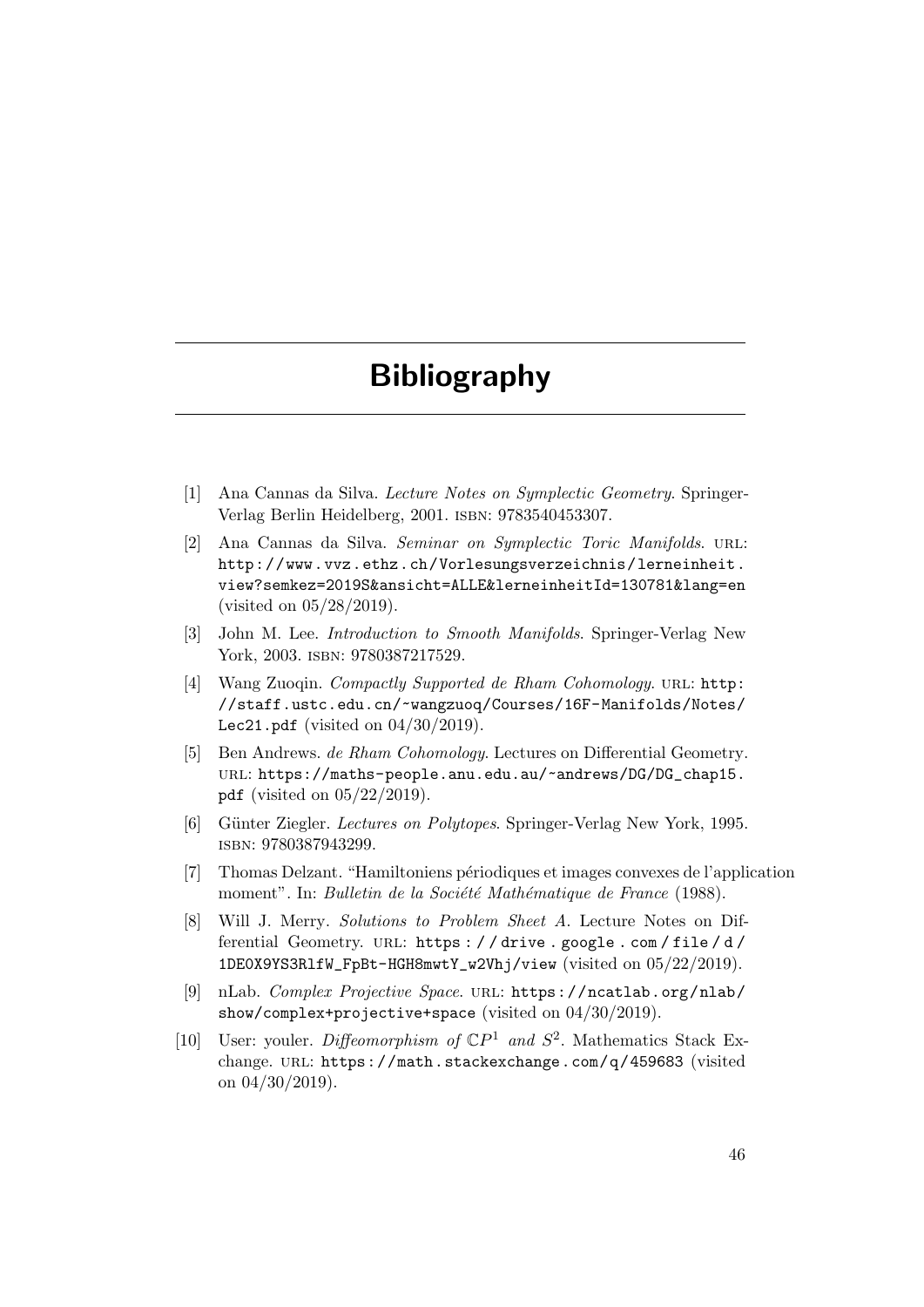# Bibliography

[1] Ana Cannas da Silva. *Lecture Notes on Symplectic Geometry*. Springer-Verlag Berlin Heidelberg, 2001. ISBN: 9783540453307.

[2] Ana Cannas da Silva. *Seminar on Symplectic Toric Manifolds*. URL: http://www.vvz.ethz.ch/Vorlesungsverzeichnis/lerneinheit.view?semkez=2019S&ansicht=ALLE&lerneinheitId=130781&lang=en (visited on 05/28/2019).

[3] John M. Lee. *Introduction to Smooth Manifolds*. Springer-Verlag New York, 2003. ISBN: 9780387217529.

[4] Wang Zuoqin. *Compactly Supported de Rham Cohomology*. URL: http://staff.ustc.edu.cn/~wangzuoq/Courses/16F-Manifolds/Notes/Lec21.pdf (visited on 04/30/2019).

[5] Ben Andrews. *de Rham Cohomology*. Lectures on Differential Geometry. URL: https://maths-people.anu.edu.au/~andrews/DG/DG_chap15.pdf (visited on 05/22/2019).

[6] Günter Ziegler. *Lectures on Polytopes*. Springer-Verlag New York, 1995. ISBN: 9780387943299.

[7] Thomas Delzant. "Hamiltoniens périodiques et images convexes de l'application moment". In: *Bulletin de la Société Mathématique de France* (1988).

[8] Will J. Merry. *Solutions to Problem Sheet A*. Lecture Notes on Differential Geometry. URL: https://drive.google.com/file/d/1DEOX9YS3RlfW_FpBt-HGH8mwtY_w2Vhj/view (visited on 05/22/2019).

[9] nLab. *Complex Projective Space*. URL: https://ncatlab.org/nlab/show/complex+projective+space (visited on 04/30/2019).

[10] User: youler. *Diffeomorphism of $\mathbb{C}P^1$ and $S^2$*. Mathematics Stack Exchange. URL: https://math.stackexchange.com/q/459683 (visited on 04/30/2019).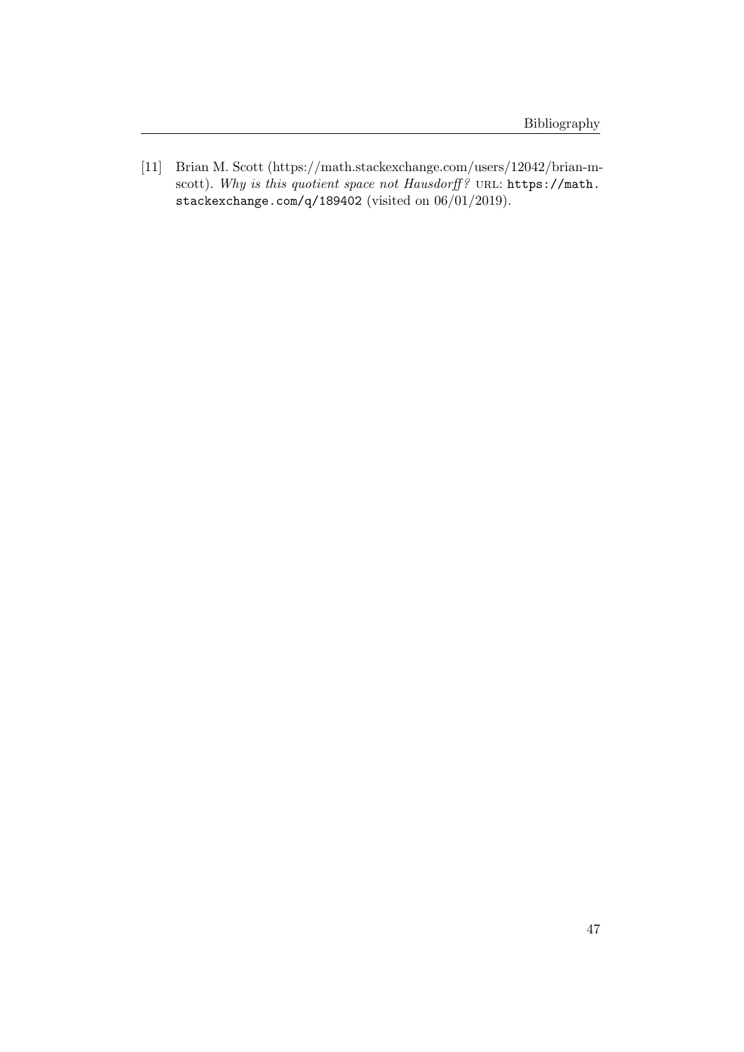[11] Brian M. Scott (https://math.stackexchange.com/users/12042/brian-m-scott). *Why is this quotient space not Hausdorff?* URL: `https://math.stackexchange.com/q/189402` (visited on 06/01/2019).